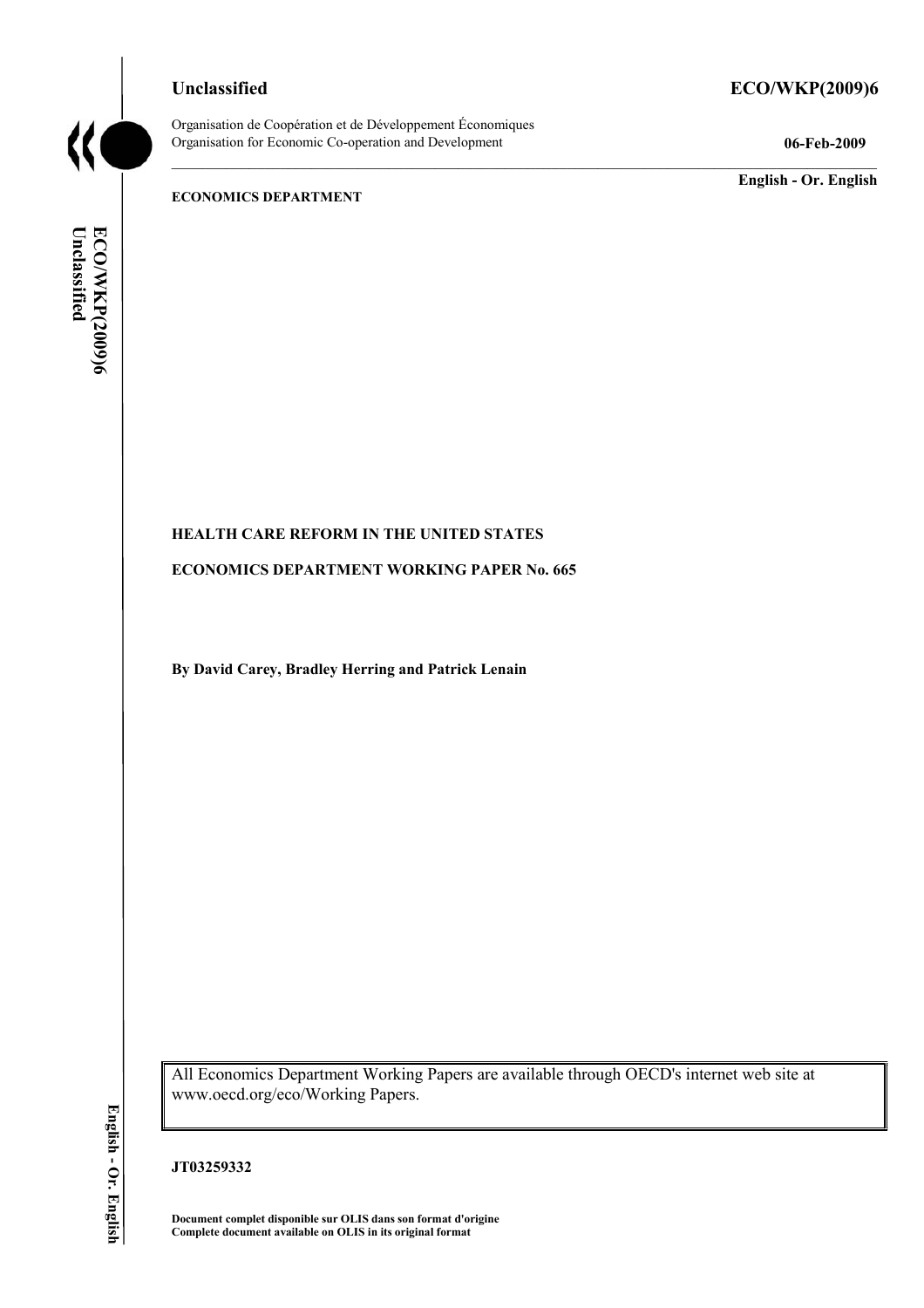Unclassified **ECO/WKP(2009)6**

Organisation de Coopération et de Développement Économiques
Organisation for Economic Co-operation and Development **06-Feb-2009**

**English - Or. English**

**ECONOMICS DEPARTMENT**

**HEALTH CARE REFORM IN THE UNITED STATES**

**ECONOMICS DEPARTMENT WORKING PAPER No. 665**

**By David Carey, Bradley Herring and Patrick Lenain**

All Economics Department Working Papers are available through OECD's internet web site at www.oecd.org/eco/Working Papers.

**JT03259332**

**Document complet disponible sur OLIS dans son format d'origine**
**Complete document available on OLIS in its original format**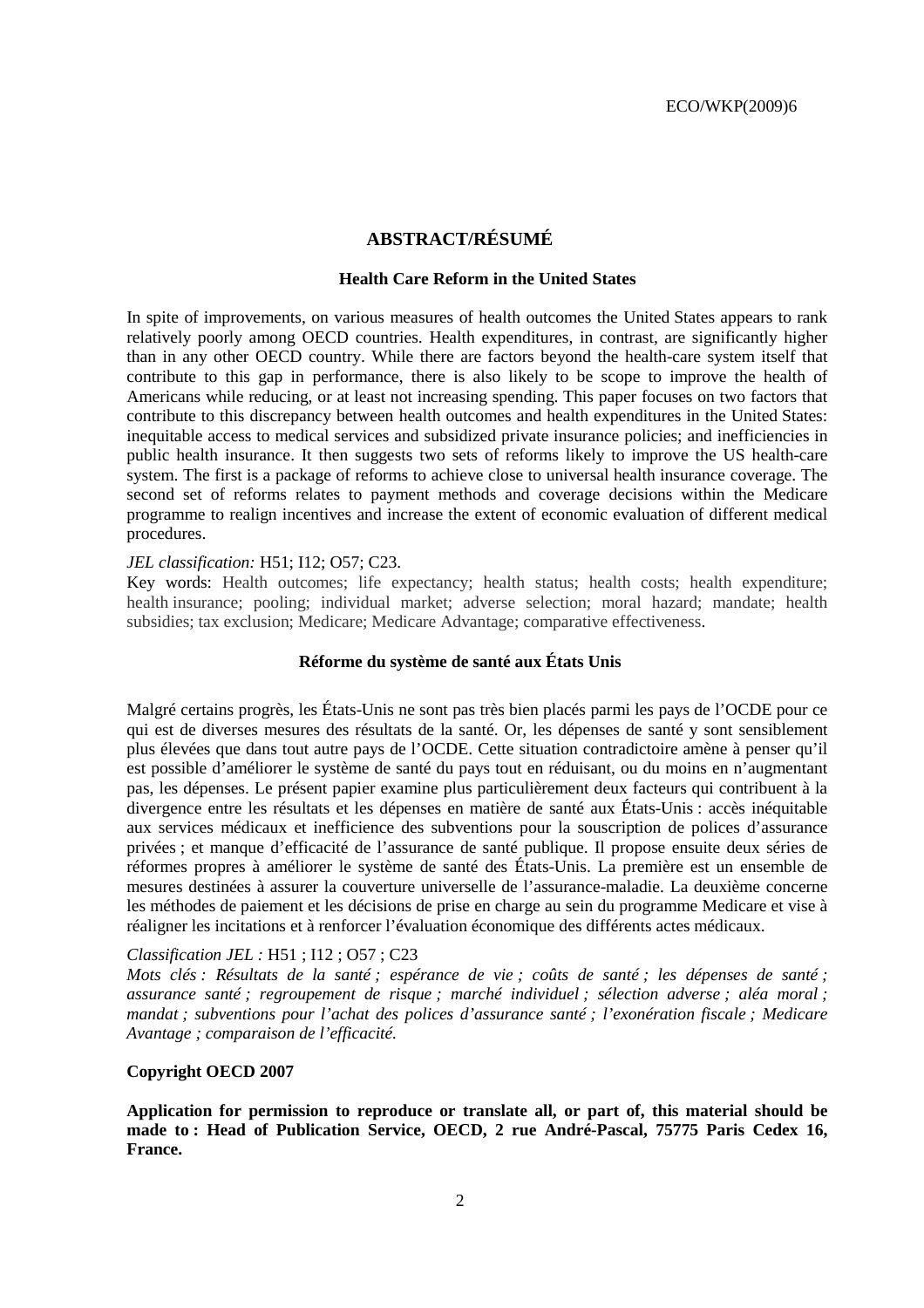# ABSTRACT/RÉSUMÉ

## Health Care Reform in the United States

In spite of improvements, on various measures of health outcomes the United States appears to rank relatively poorly among OECD countries. Health expenditures, in contrast, are significantly higher than in any other OECD country. While there are factors beyond the health-care system itself that contribute to this gap in performance, there is also likely to be scope to improve the health of Americans while reducing, or at least not increasing spending. This paper focuses on two factors that contribute to this discrepancy between health outcomes and health expenditures in the United States: inequitable access to medical services and subsidized private insurance policies; and inefficiencies in public health insurance. It then suggests two sets of reforms likely to improve the US health-care system. The first is a package of reforms to achieve close to universal health insurance coverage. The second set of reforms relates to payment methods and coverage decisions within the Medicare programme to realign incentives and increase the extent of economic evaluation of different medical procedures.

*JEL classification:* H51; I12; O57; C23.

Key words: Health outcomes; life expectancy; health status; health costs; health expenditure; health insurance; pooling; individual market; adverse selection; moral hazard; mandate; health subsidies; tax exclusion; Medicare; Medicare Advantage; comparative effectiveness.

## Réforme du système de santé aux États Unis

Malgré certains progrès, les États-Unis ne sont pas très bien placés parmi les pays de l'OCDE pour ce qui est de diverses mesures des résultats de la santé. Or, les dépenses de santé y sont sensiblement plus élevées que dans tout autre pays de l'OCDE. Cette situation contradictoire amène à penser qu'il est possible d'améliorer le système de santé du pays tout en réduisant, ou du moins en n'augmentant pas, les dépenses. Le présent papier examine plus particulièrement deux facteurs qui contribuent à la divergence entre les résultats et les dépenses en matière de santé aux États-Unis : accès inéquitable aux services médicaux et inefficience des subventions pour la souscription de polices d'assurance privées ; et manque d'efficacité de l'assurance de santé publique. Il propose ensuite deux séries de réformes propres à améliorer le système de santé des États-Unis. La première est un ensemble de mesures destinées à assurer la couverture universelle de l'assurance-maladie. La deuxième concerne les méthodes de paiement et les décisions de prise en charge au sein du programme Medicare et vise à réaligner les incitations et à renforcer l'évaluation économique des différents actes médicaux.

*Classification JEL :* H51 ; I12 ; O57 ; C23

*Mots clés : Résultats de la santé ; espérance de vie ; coûts de santé ; les dépenses de santé ; assurance santé ; regroupement de risque ; marché individuel ; sélection adverse ; aléa moral ; mandat ; subventions pour l'achat des polices d'assurance santé ; l'exonération fiscale ; Medicare Avantage ; comparaison de l'efficacité.*

**Copyright OECD 2007**

**Application for permission to reproduce or translate all, or part of, this material should be made to : Head of Publication Service, OECD, 2 rue André-Pascal, 75775 Paris Cedex 16, France.**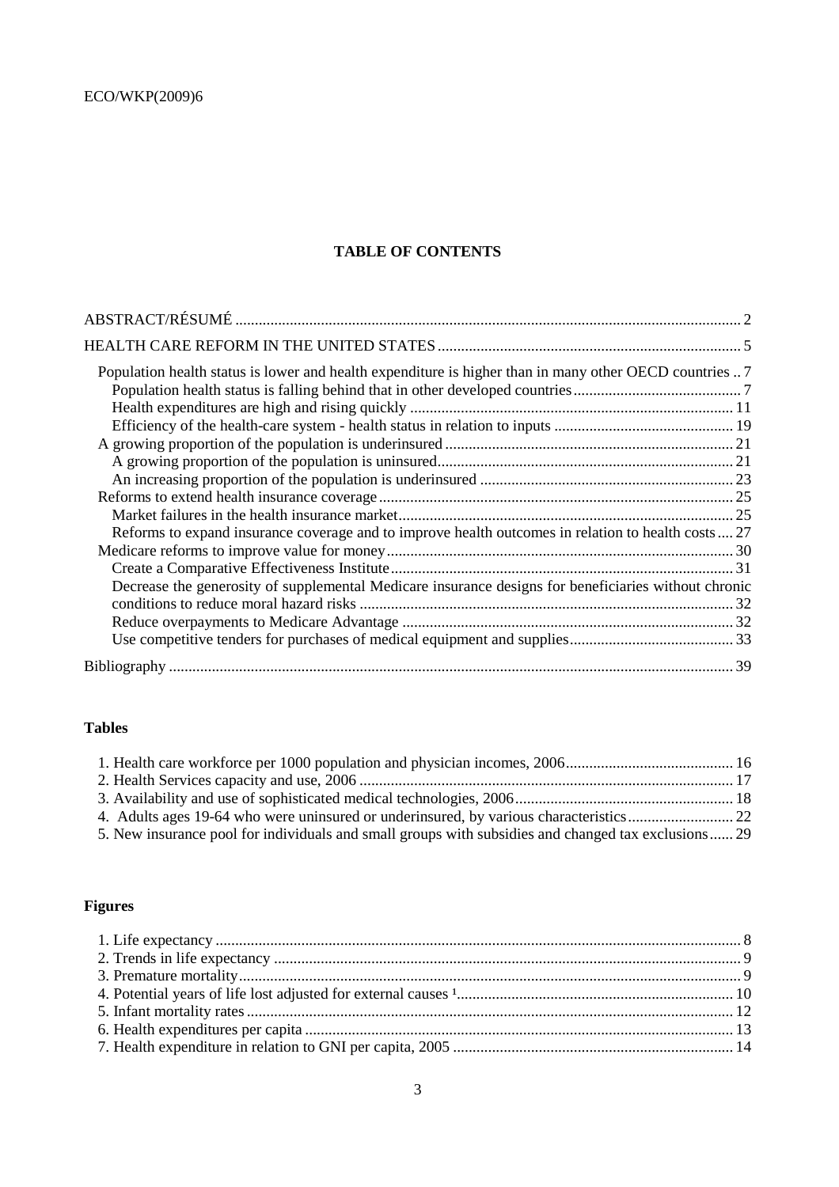# TABLE OF CONTENTS

ABSTRACT/RÉSUMÉ ..... 2

HEALTH CARE REFORM IN THE UNITED STATES ..... 5

- Population health status is lower and health expenditure is higher than in many other OECD countries .. 7
  - Population health status is falling behind that in other developed countries ..... 7
  - Health expenditures are high and rising quickly ..... 11
  - Efficiency of the health-care system - health status in relation to inputs ..... 19
- A growing proportion of the population is underinsured ..... 21
  - A growing proportion of the population is uninsured ..... 21
  - An increasing proportion of the population is underinsured ..... 23
- Reforms to extend health insurance coverage ..... 25
  - Market failures in the health insurance market ..... 25
  - Reforms to expand insurance coverage and to improve health outcomes in relation to health costs .... 27
- Medicare reforms to improve value for money ..... 30
  - Create a Comparative Effectiveness Institute ..... 31
  - Decrease the generosity of supplemental Medicare insurance designs for beneficiaries without chronic conditions to reduce moral hazard risks ..... 32
  - Reduce overpayments to Medicare Advantage ..... 32
  - Use competitive tenders for purchases of medical equipment and supplies ..... 33

Bibliography ..... 39

**Tables**

1. Health care workforce per 1000 population and physician incomes, 2006 ..... 16
2. Health Services capacity and use, 2006 ..... 17
3. Availability and use of sophisticated medical technologies, 2006 ..... 18
4. Adults ages 19-64 who were uninsured or underinsured, by various characteristics ..... 22
5. New insurance pool for individuals and small groups with subsidies and changed tax exclusions ..... 29

**Figures**

1. Life expectancy ..... 8
2. Trends in life expectancy ..... 9
3. Premature mortality ..... 9
4. Potential years of life lost adjusted for external causes [1] ..... 10
5. Infant mortality rates ..... 12
6. Health expenditures per capita ..... 13
7. Health expenditure in relation to GNI per capita, 2005 ..... 14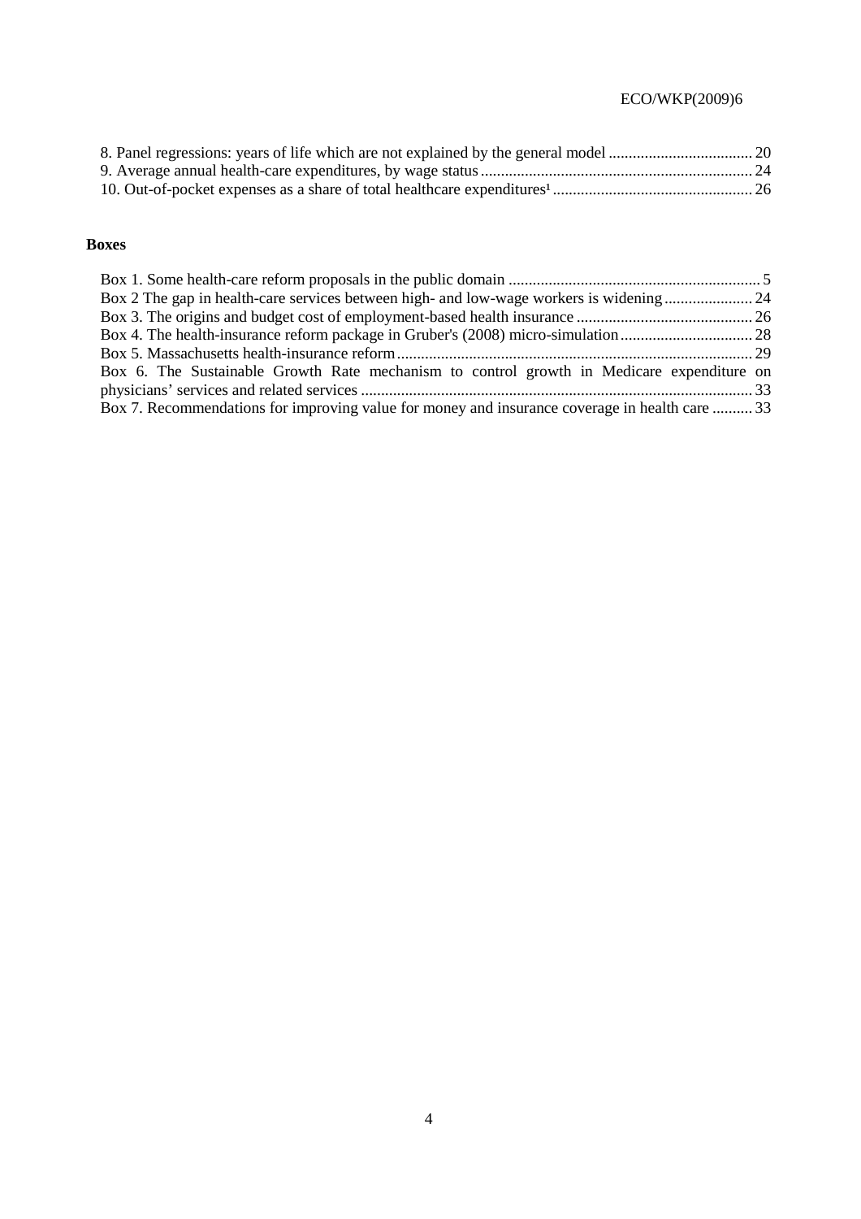8. Panel regressions: years of life which are not explained by the general model .................................... 20
9. Average annual health-care expenditures, by wage status ................................................................... 24
10. Out-of-pocket expenses as a share of total healthcare expenditures[1] .................................................. 26

**Boxes**

Box 1. Some health-care reform proposals in the public domain ............................................................... 5
Box 2 The gap in health-care services between high- and low-wage workers is widening ...................... 24
Box 3. The origins and budget cost of employment-based health insurance ............................................ 26
Box 4. The health-insurance reform package in Gruber's (2008) micro-simulation ................................. 28
Box 5. Massachusetts health-insurance reform ......................................................................................... 29
Box 6. The Sustainable Growth Rate mechanism to control growth in Medicare expenditure on physicians' services and related services .................................................................................................. 33
Box 7. Recommendations for improving value for money and insurance coverage in health care .......... 33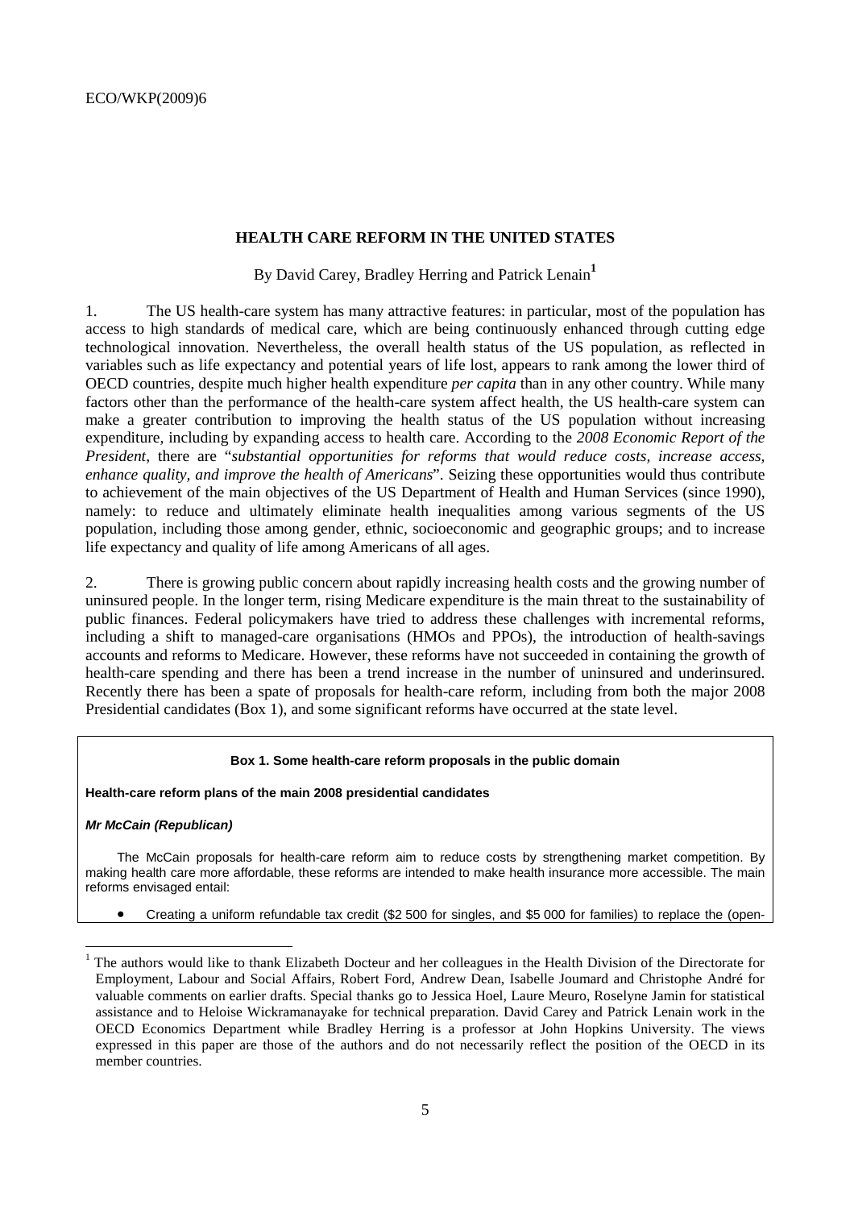# HEALTH CARE REFORM IN THE UNITED STATES

By David Carey, Bradley Herring and Patrick Lenain[1]

1. The US health-care system has many attractive features: in particular, most of the population has access to high standards of medical care, which are being continuously enhanced through cutting edge technological innovation. Nevertheless, the overall health status of the US population, as reflected in variables such as life expectancy and potential years of life lost, appears to rank among the lower third of OECD countries, despite much higher health expenditure *per capita* than in any other country. While many factors other than the performance of the health-care system affect health, the US health-care system can make a greater contribution to improving the health status of the US population without increasing expenditure, including by expanding access to health care. According to the *2008 Economic Report of the President*, there are "*substantial opportunities for reforms that would reduce costs, increase access, enhance quality, and improve the health of Americans*". Seizing these opportunities would thus contribute to achievement of the main objectives of the US Department of Health and Human Services (since 1990), namely: to reduce and ultimately eliminate health inequalities among various segments of the US population, including those among gender, ethnic, socioeconomic and geographic groups; and to increase life expectancy and quality of life among Americans of all ages.

2. There is growing public concern about rapidly increasing health costs and the growing number of uninsured people. In the longer term, rising Medicare expenditure is the main threat to the sustainability of public finances. Federal policymakers have tried to address these challenges with incremental reforms, including a shift to managed-care organisations (HMOs and PPOs), the introduction of health-savings accounts and reforms to Medicare. However, these reforms have not succeeded in containing the growth of health-care spending and there has been a trend increase in the number of uninsured and underinsured. Recently there has been a spate of proposals for health-care reform, including from both the major 2008 Presidential candidates (Box 1), and some significant reforms have occurred at the state level.

**Box 1. Some health-care reform proposals in the public domain**

**Health-care reform plans of the main 2008 presidential candidates**

***Mr McCain (Republican)***

The McCain proposals for health-care reform aim to reduce costs by strengthening market competition. By making health care more affordable, these reforms are intended to make health insurance more accessible. The main reforms envisaged entail:

- Creating a uniform refundable tax credit ($2 500 for singles, and $5 000 for families) to replace the (open-

[1] The authors would like to thank Elizabeth Docteur and her colleagues in the Health Division of the Directorate for Employment, Labour and Social Affairs, Robert Ford, Andrew Dean, Isabelle Joumard and Christophe André for valuable comments on earlier drafts. Special thanks go to Jessica Hoel, Laure Meuro, Roselyne Jamin for statistical assistance and to Heloise Wickramanayake for technical preparation. David Carey and Patrick Lenain work in the OECD Economics Department while Bradley Herring is a professor at John Hopkins University. The views expressed in this paper are those of the authors and do not necessarily reflect the position of the OECD in its member countries.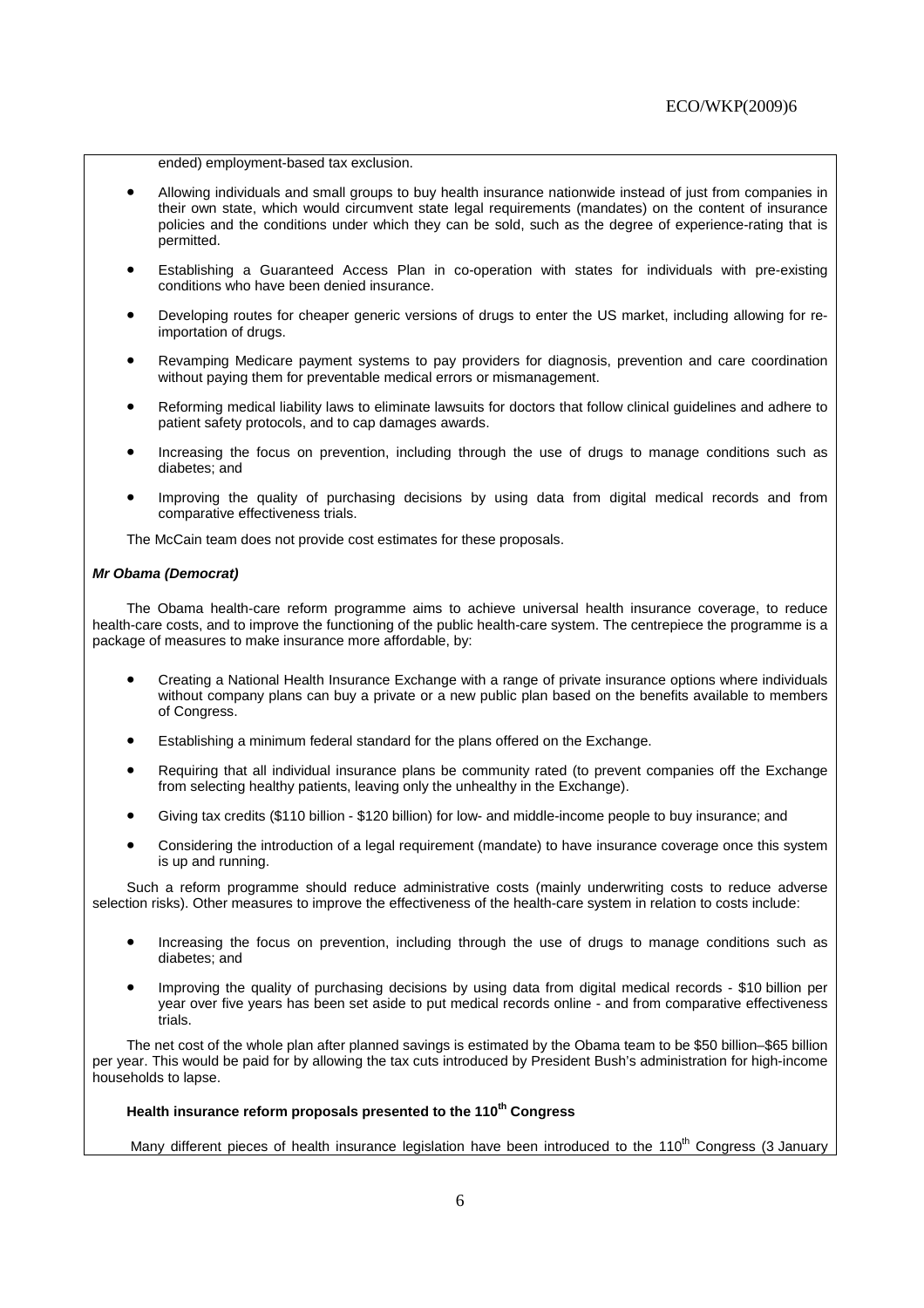ended) employment-based tax exclusion.

- Allowing individuals and small groups to buy health insurance nationwide instead of just from companies in their own state, which would circumvent state legal requirements (mandates) on the content of insurance policies and the conditions under which they can be sold, such as the degree of experience-rating that is permitted.
- Establishing a Guaranteed Access Plan in co-operation with states for individuals with pre-existing conditions who have been denied insurance.
- Developing routes for cheaper generic versions of drugs to enter the US market, including allowing for re-importation of drugs.
- Revamping Medicare payment systems to pay providers for diagnosis, prevention and care coordination without paying them for preventable medical errors or mismanagement.
- Reforming medical liability laws to eliminate lawsuits for doctors that follow clinical guidelines and adhere to patient safety protocols, and to cap damages awards.
- Increasing the focus on prevention, including through the use of drugs to manage conditions such as diabetes; and
- Improving the quality of purchasing decisions by using data from digital medical records and from comparative effectiveness trials.

The McCain team does not provide cost estimates for these proposals.

***Mr Obama (Democrat)***

The Obama health-care reform programme aims to achieve universal health insurance coverage, to reduce health-care costs, and to improve the functioning of the public health-care system. The centrepiece the programme is a package of measures to make insurance more affordable, by:

- Creating a National Health Insurance Exchange with a range of private insurance options where individuals without company plans can buy a private or a new public plan based on the benefits available to members of Congress.
- Establishing a minimum federal standard for the plans offered on the Exchange.
- Requiring that all individual insurance plans be community rated (to prevent companies off the Exchange from selecting healthy patients, leaving only the unhealthy in the Exchange).
- Giving tax credits ($110 billion - $120 billion) for low- and middle-income people to buy insurance; and
- Considering the introduction of a legal requirement (mandate) to have insurance coverage once this system is up and running.

Such a reform programme should reduce administrative costs (mainly underwriting costs to reduce adverse selection risks). Other measures to improve the effectiveness of the health-care system in relation to costs include:

- Increasing the focus on prevention, including through the use of drugs to manage conditions such as diabetes; and
- Improving the quality of purchasing decisions by using data from digital medical records - $10 billion per year over five years has been set aside to put medical records online - and from comparative effectiveness trials.

The net cost of the whole plan after planned savings is estimated by the Obama team to be $50 billion–$65 billion per year. This would be paid for by allowing the tax cuts introduced by President Bush's administration for high-income households to lapse.

**Health insurance reform proposals presented to the 110th Congress**

Many different pieces of health insurance legislation have been introduced to the 110th Congress (3 January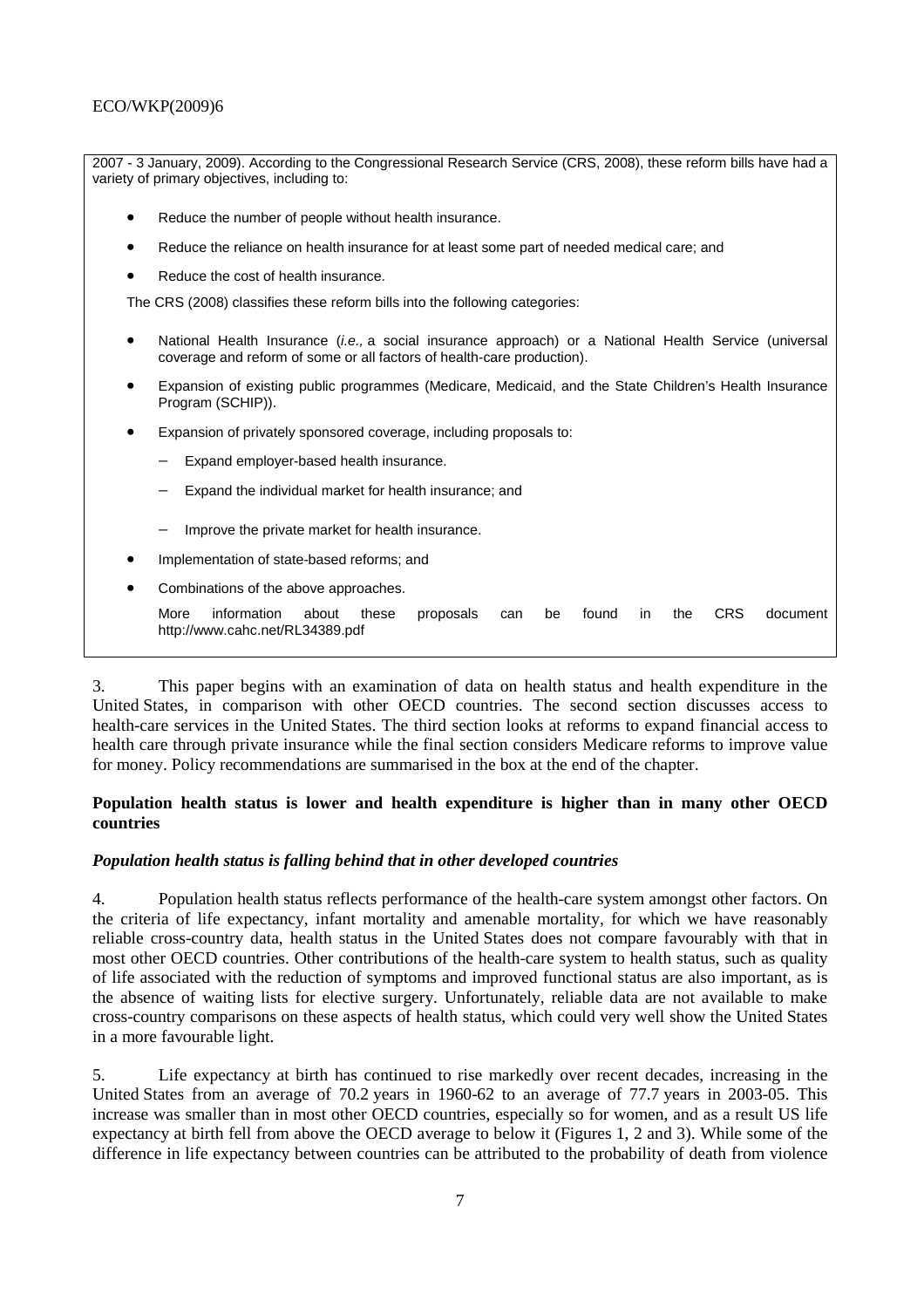2007 - 3 January, 2009). According to the Congressional Research Service (CRS, 2008), these reform bills have had a variety of primary objectives, including to:

- Reduce the number of people without health insurance.
- Reduce the reliance on health insurance for at least some part of needed medical care; and
- Reduce the cost of health insurance.

The CRS (2008) classifies these reform bills into the following categories:

- National Health Insurance (*i.e.,* a social insurance approach) or a National Health Service (universal coverage and reform of some or all factors of health-care production).
- Expansion of existing public programmes (Medicare, Medicaid, and the State Children's Health Insurance Program (SCHIP)).
- Expansion of privately sponsored coverage, including proposals to:
  - Expand employer-based health insurance.
  - Expand the individual market for health insurance; and
  - Improve the private market for health insurance.
- Implementation of state-based reforms; and
- Combinations of the above approaches.

  More information about these proposals can be found in the CRS document http://www.cahc.net/RL34389.pdf

3. This paper begins with an examination of data on health status and health expenditure in the United States, in comparison with other OECD countries. The second section discusses access to health-care services in the United States. The third section looks at reforms to expand financial access to health care through private insurance while the final section considers Medicare reforms to improve value for money. Policy recommendations are summarised in the box at the end of the chapter.

## Population health status is lower and health expenditure is higher than in many other OECD countries

### *Population health status is falling behind that in other developed countries*

4. Population health status reflects performance of the health-care system amongst other factors. On the criteria of life expectancy, infant mortality and amenable mortality, for which we have reasonably reliable cross-country data, health status in the United States does not compare favourably with that in most other OECD countries. Other contributions of the health-care system to health status, such as quality of life associated with the reduction of symptoms and improved functional status are also important, as is the absence of waiting lists for elective surgery. Unfortunately, reliable data are not available to make cross-country comparisons on these aspects of health status, which could very well show the United States in a more favourable light.

5. Life expectancy at birth has continued to rise markedly over recent decades, increasing in the United States from an average of 70.2 years in 1960-62 to an average of 77.7 years in 2003-05. This increase was smaller than in most other OECD countries, especially so for women, and as a result US life expectancy at birth fell from above the OECD average to below it (Figures 1, 2 and 3). While some of the difference in life expectancy between countries can be attributed to the probability of death from violence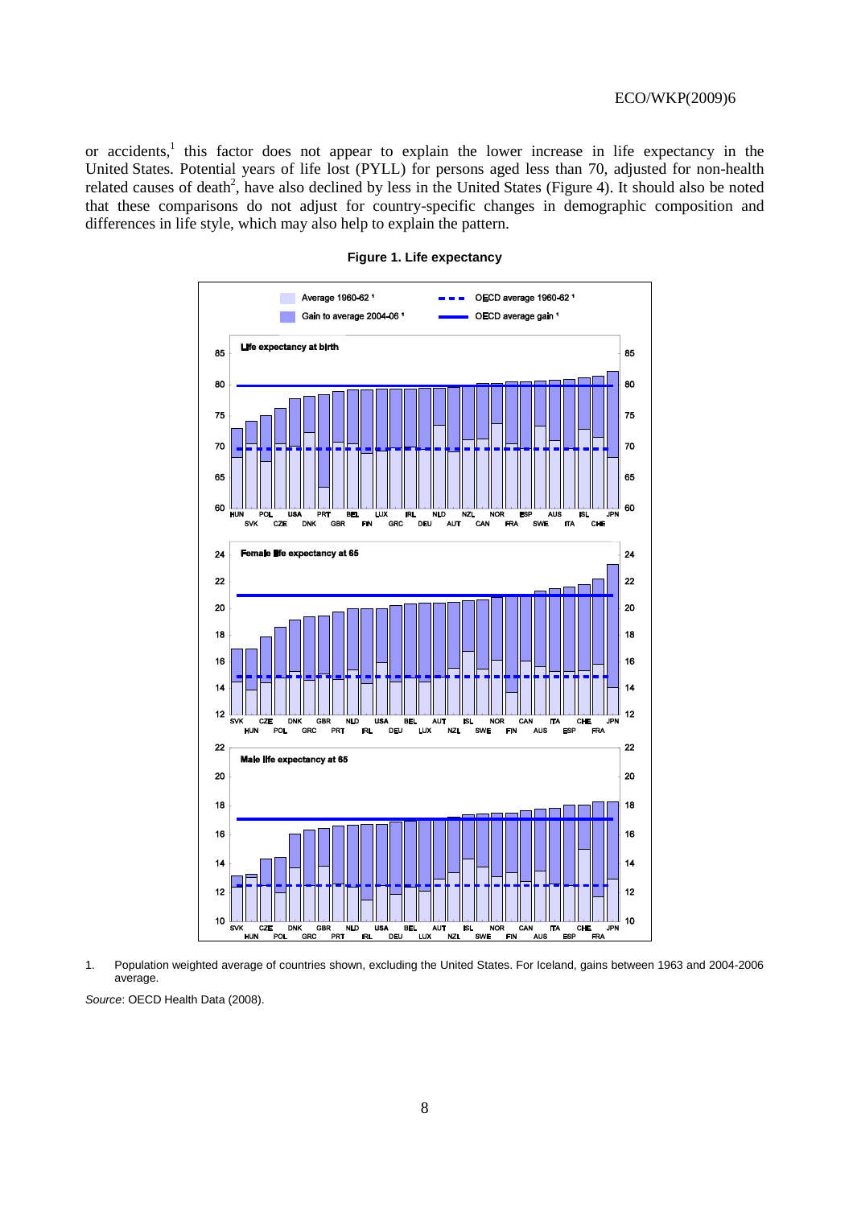or accidents,[1] this factor does not appear to explain the lower increase in life expectancy in the United States. Potential years of life lost (PYLL) for persons aged less than 70, adjusted for non-health related causes of death[2], have also declined by less in the United States (Figure 4). It should also be noted that these comparisons do not adjust for country-specific changes in demographic composition and differences in life style, which may also help to explain the pattern.

**Figure 1. Life expectancy**

1. Population weighted average of countries shown, excluding the United States. For Iceland, gains between 1963 and 2004-2006 average.

*Source*: OECD Health Data (2008).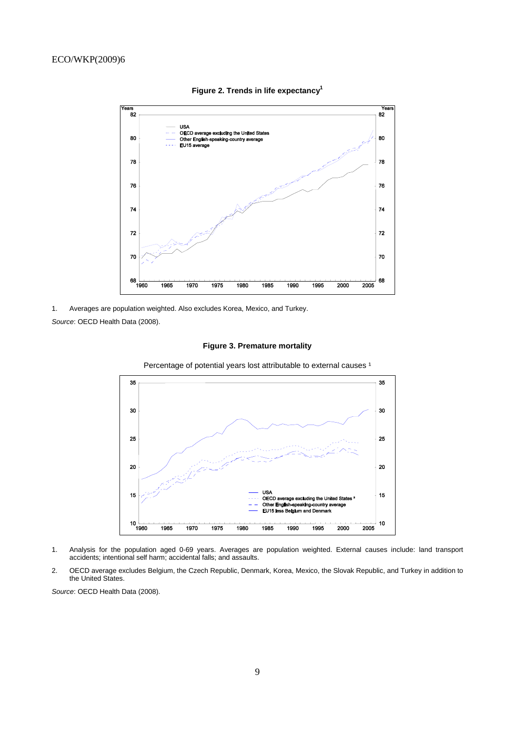**Figure 2. Trends in life expectancy[1]**

1. Averages are population weighted. Also excludes Korea, Mexico, and Turkey.

*Source*: OECD Health Data (2008).

**Figure 3. Premature mortality**

Percentage of potential years lost attributable to external causes [1]

1. Analysis for the population aged 0-69 years. Averages are population weighted. External causes include: land transport accidents; intentional self harm; accidental falls; and assaults.

2. OECD average excludes Belgium, the Czech Republic, Denmark, Korea, Mexico, the Slovak Republic, and Turkey in addition to the United States.

*Source*: OECD Health Data (2008).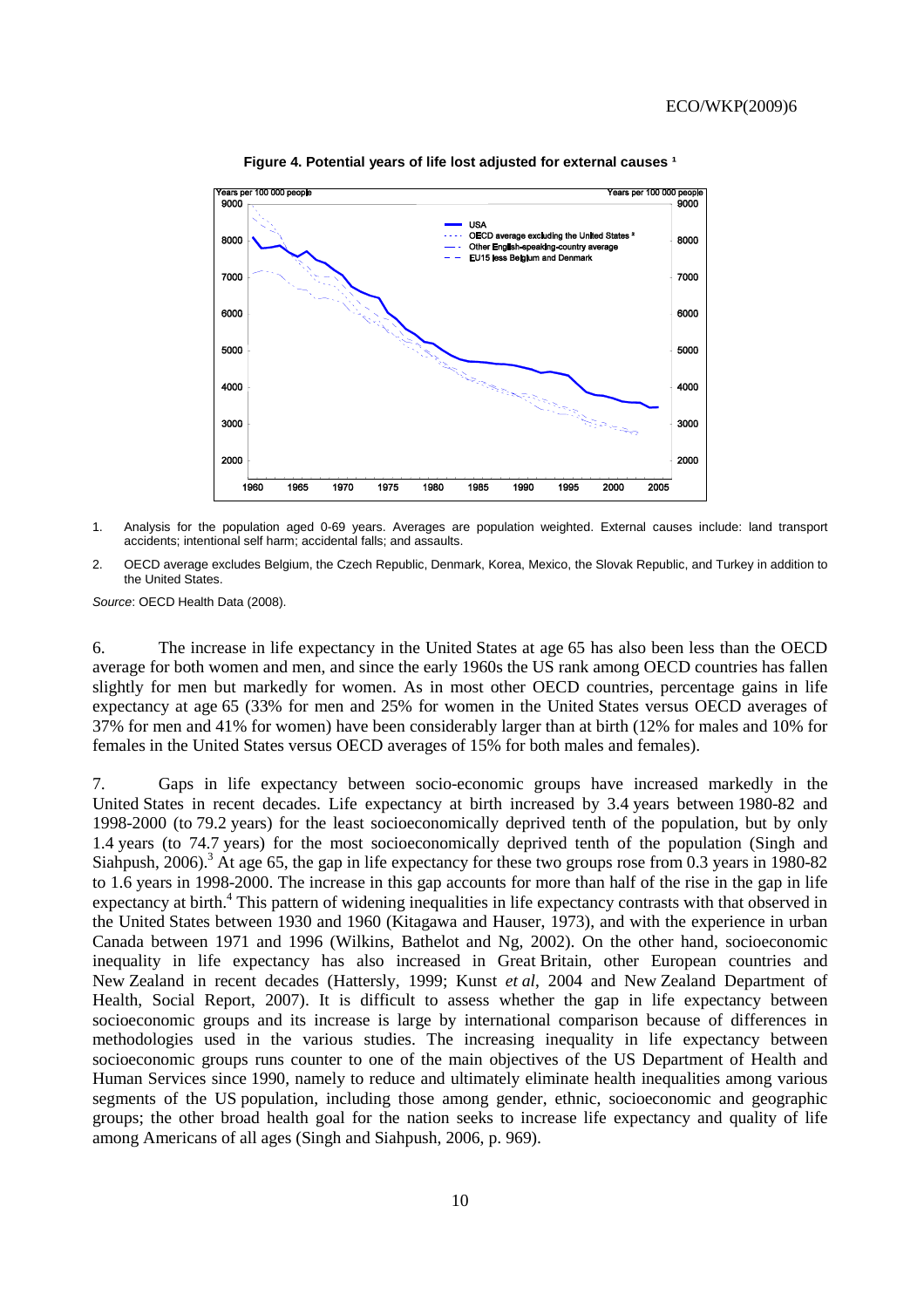**Figure 4. Potential years of life lost adjusted for external causes [1]**

1. Analysis for the population aged 0-69 years. Averages are population weighted. External causes include: land transport accidents; intentional self harm; accidental falls; and assaults.

2. OECD average excludes Belgium, the Czech Republic, Denmark, Korea, Mexico, the Slovak Republic, and Turkey in addition to the United States.

*Source*: OECD Health Data (2008).

6. The increase in life expectancy in the United States at age 65 has also been less than the OECD average for both women and men, and since the early 1960s the US rank among OECD countries has fallen slightly for men but markedly for women. As in most other OECD countries, percentage gains in life expectancy at age 65 (33% for men and 25% for women in the United States versus OECD averages of 37% for men and 41% for women) have been considerably larger than at birth (12% for males and 10% for females in the United States versus OECD averages of 15% for both males and females).

7. Gaps in life expectancy between socio-economic groups have increased markedly in the United States in recent decades. Life expectancy at birth increased by 3.4 years between 1980-82 and 1998-2000 (to 79.2 years) for the least socioeconomically deprived tenth of the population, but by only 1.4 years (to 74.7 years) for the most socioeconomically deprived tenth of the population (Singh and Siahpush, 2006).[3] At age 65, the gap in life expectancy for these two groups rose from 0.3 years in 1980-82 to 1.6 years in 1998-2000. The increase in this gap accounts for more than half of the rise in the gap in life expectancy at birth.[4] This pattern of widening inequalities in life expectancy contrasts with that observed in the United States between 1930 and 1960 (Kitagawa and Hauser, 1973), and with the experience in urban Canada between 1971 and 1996 (Wilkins, Bathelot and Ng, 2002). On the other hand, socioeconomic inequality in life expectancy has also increased in Great Britain, other European countries and New Zealand in recent decades (Hattersly, 1999; Kunst *et al*, 2004 and New Zealand Department of Health, Social Report, 2007). It is difficult to assess whether the gap in life expectancy between socioeconomic groups and its increase is large by international comparison because of differences in methodologies used in the various studies. The increasing inequality in life expectancy between socioeconomic groups runs counter to one of the main objectives of the US Department of Health and Human Services since 1990, namely to reduce and ultimately eliminate health inequalities among various segments of the US population, including those among gender, ethnic, socioeconomic and geographic groups; the other broad health goal for the nation seeks to increase life expectancy and quality of life among Americans of all ages (Singh and Siahpush, 2006, p. 969).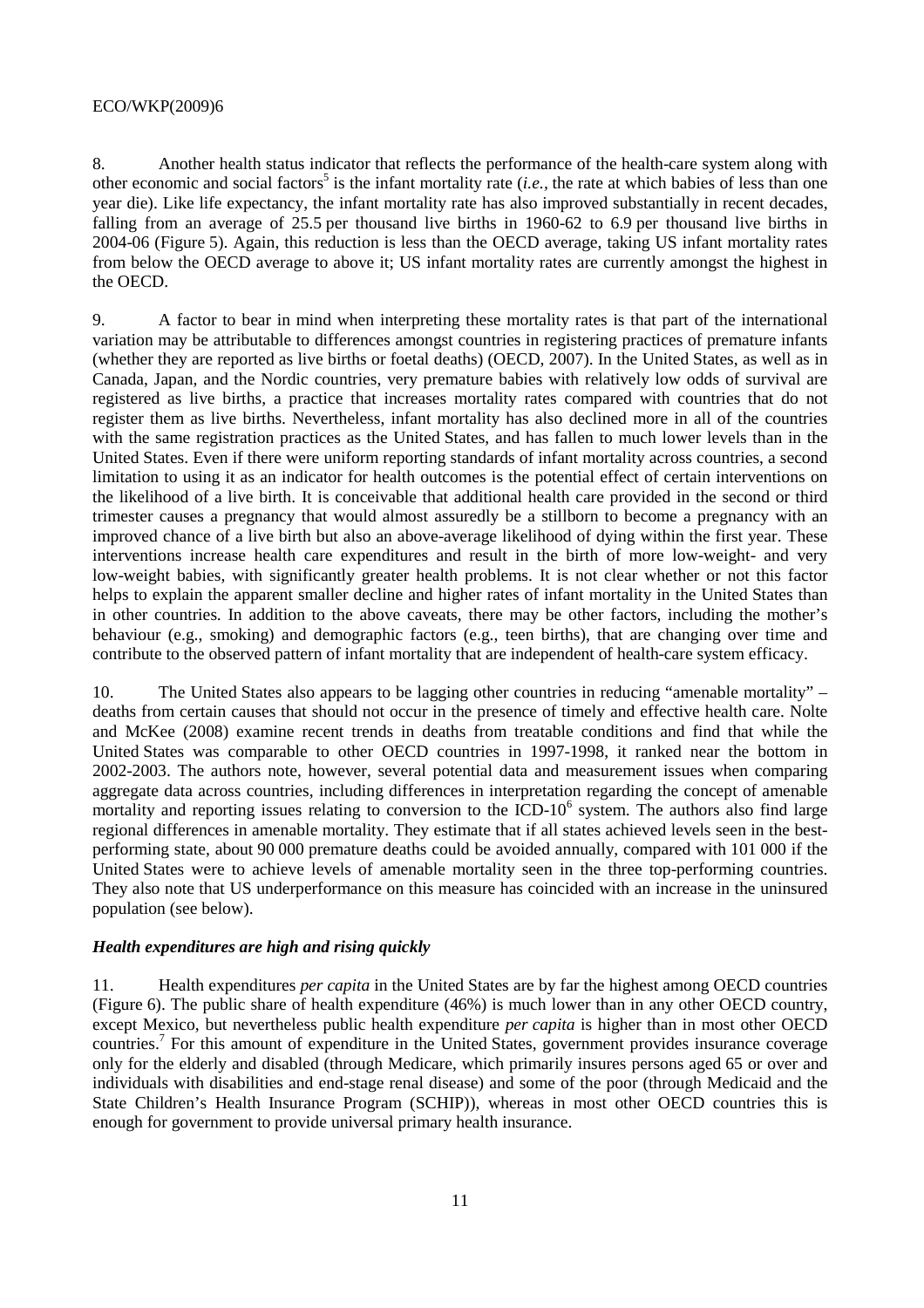8. Another health status indicator that reflects the performance of the health-care system along with other economic and social factors[5] is the infant mortality rate (*i.e.,* the rate at which babies of less than one year die). Like life expectancy, the infant mortality rate has also improved substantially in recent decades, falling from an average of 25.5 per thousand live births in 1960-62 to 6.9 per thousand live births in 2004-06 (Figure 5). Again, this reduction is less than the OECD average, taking US infant mortality rates from below the OECD average to above it; US infant mortality rates are currently amongst the highest in the OECD.

9. A factor to bear in mind when interpreting these mortality rates is that part of the international variation may be attributable to differences amongst countries in registering practices of premature infants (whether they are reported as live births or foetal deaths) (OECD, 2007). In the United States, as well as in Canada, Japan, and the Nordic countries, very premature babies with relatively low odds of survival are registered as live births, a practice that increases mortality rates compared with countries that do not register them as live births. Nevertheless, infant mortality has also declined more in all of the countries with the same registration practices as the United States, and has fallen to much lower levels than in the United States. Even if there were uniform reporting standards of infant mortality across countries, a second limitation to using it as an indicator for health outcomes is the potential effect of certain interventions on the likelihood of a live birth. It is conceivable that additional health care provided in the second or third trimester causes a pregnancy that would almost assuredly be a stillborn to become a pregnancy with an improved chance of a live birth but also an above-average likelihood of dying within the first year. These interventions increase health care expenditures and result in the birth of more low-weight- and very low-weight babies, with significantly greater health problems. It is not clear whether or not this factor helps to explain the apparent smaller decline and higher rates of infant mortality in the United States than in other countries. In addition to the above caveats, there may be other factors, including the mother's behaviour (e.g., smoking) and demographic factors (e.g., teen births), that are changing over time and contribute to the observed pattern of infant mortality that are independent of health-care system efficacy.

10. The United States also appears to be lagging other countries in reducing "amenable mortality" – deaths from certain causes that should not occur in the presence of timely and effective health care. Nolte and McKee (2008) examine recent trends in deaths from treatable conditions and find that while the United States was comparable to other OECD countries in 1997-1998, it ranked near the bottom in 2002-2003. The authors note, however, several potential data and measurement issues when comparing aggregate data across countries, including differences in interpretation regarding the concept of amenable mortality and reporting issues relating to conversion to the ICD-10[6] system. The authors also find large regional differences in amenable mortality. They estimate that if all states achieved levels seen in the best-performing state, about 90 000 premature deaths could be avoided annually, compared with 101 000 if the United States were to achieve levels of amenable mortality seen in the three top-performing countries. They also note that US underperformance on this measure has coincided with an increase in the uninsured population (see below).

### *Health expenditures are high and rising quickly*

11. Health expenditures *per capita* in the United States are by far the highest among OECD countries (Figure 6). The public share of health expenditure (46%) is much lower than in any other OECD country, except Mexico, but nevertheless public health expenditure *per capita* is higher than in most other OECD countries.[7] For this amount of expenditure in the United States, government provides insurance coverage only for the elderly and disabled (through Medicare, which primarily insures persons aged 65 or over and individuals with disabilities and end-stage renal disease) and some of the poor (through Medicaid and the State Children's Health Insurance Program (SCHIP)), whereas in most other OECD countries this is enough for government to provide universal primary health insurance.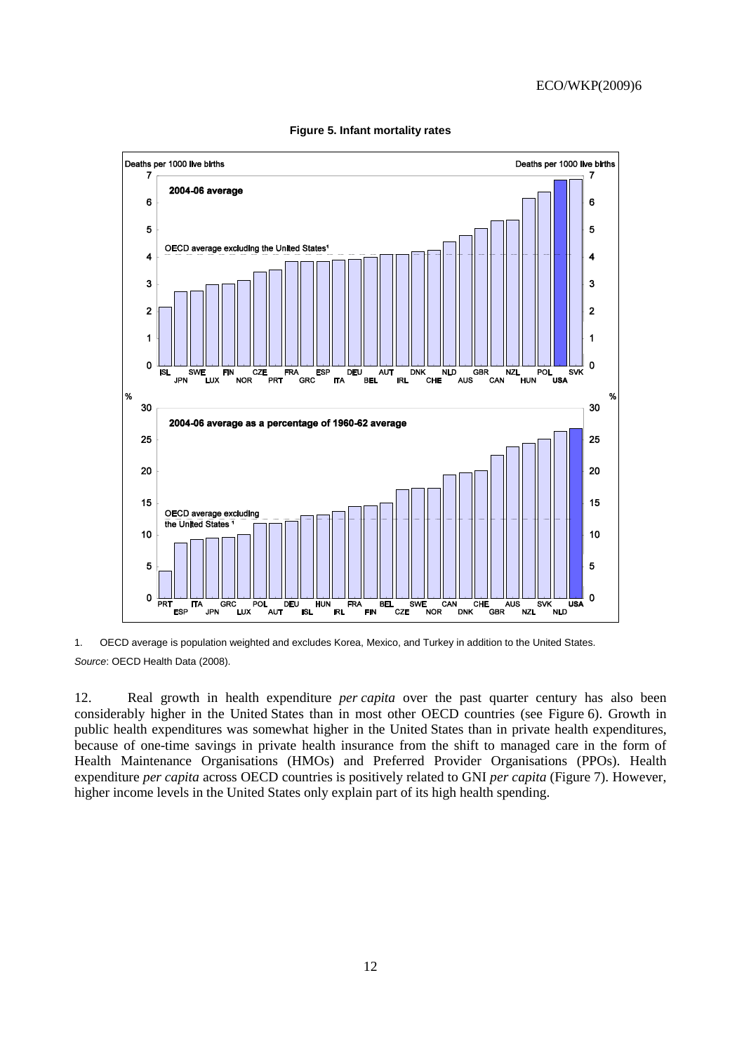**Figure 5. Infant mortality rates**

1. OECD average is population weighted and excludes Korea, Mexico, and Turkey in addition to the United States.

*Source*: OECD Health Data (2008).

12. Real growth in health expenditure *per capita* over the past quarter century has also been considerably higher in the United States than in most other OECD countries (see Figure 6). Growth in public health expenditures was somewhat higher in the United States than in private health expenditures, because of one-time savings in private health insurance from the shift to managed care in the form of Health Maintenance Organisations (HMOs) and Preferred Provider Organisations (PPOs). Health expenditure *per capita* across OECD countries is positively related to GNI *per capita* (Figure 7). However, higher income levels in the United States only explain part of its high health spending.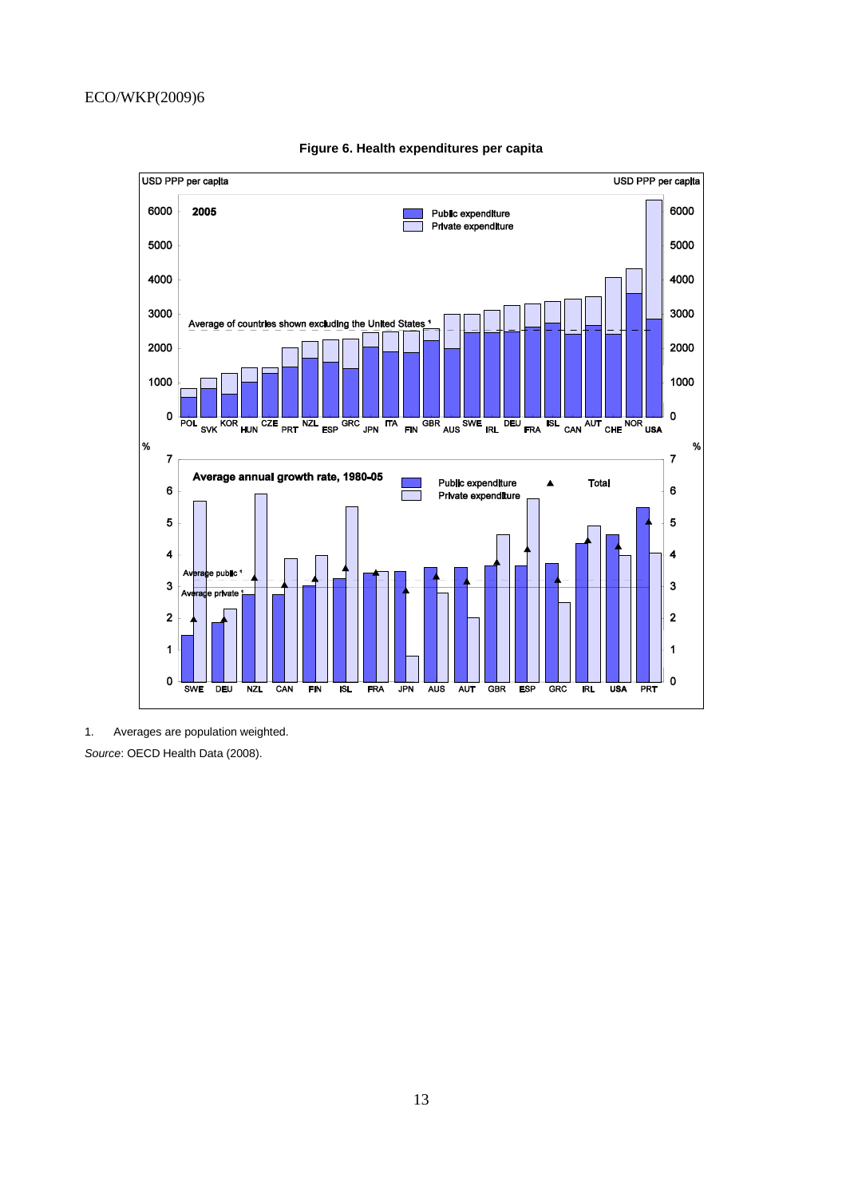**Figure 6. Health expenditures per capita**

1. Averages are population weighted.

*Source*: OECD Health Data (2008).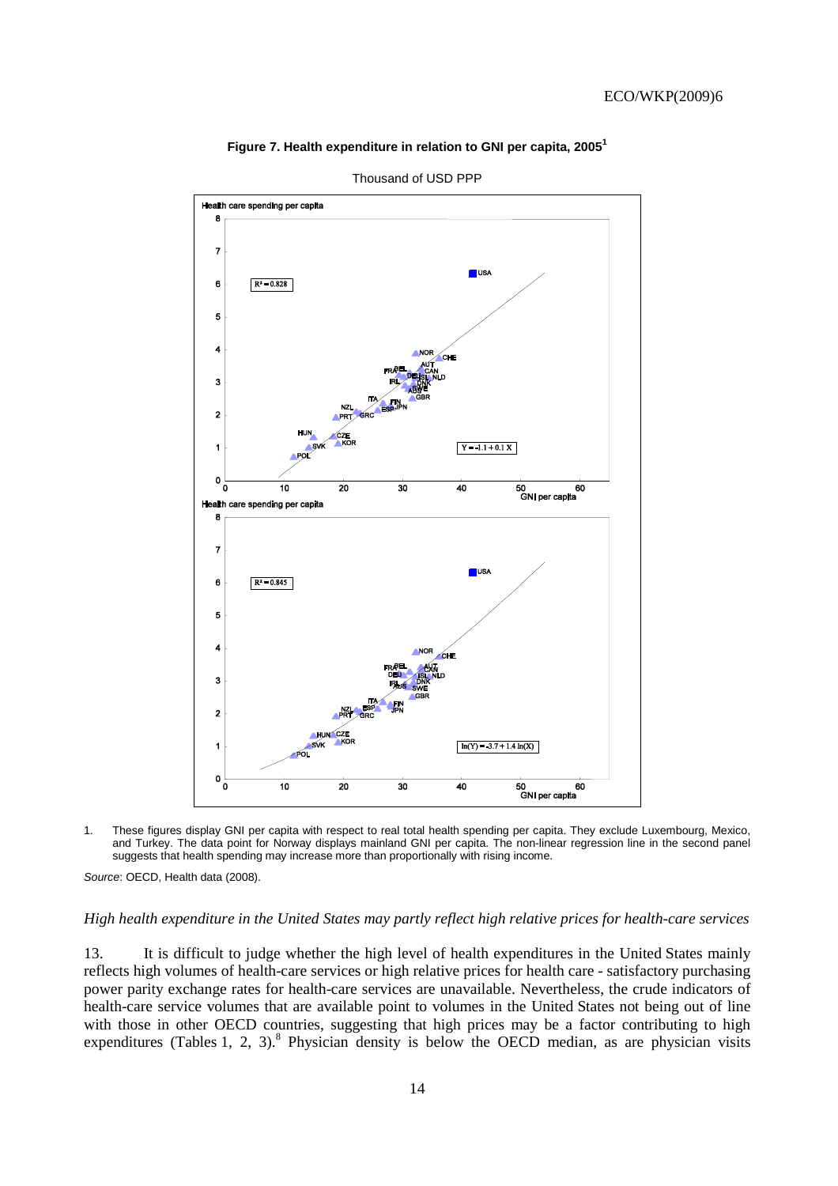**Figure 7. Health expenditure in relation to GNI per capita, 2005**[1]

Thousand of USD PPP

1. These figures display GNI per capita with respect to real total health spending per capita. They exclude Luxembourg, Mexico, and Turkey. The data point for Norway displays mainland GNI per capita. The non-linear regression line in the second panel suggests that health spending may increase more than proportionally with rising income.

*Source*: OECD, Health data (2008).

*High health expenditure in the United States may partly reflect high relative prices for health-care services*

13. It is difficult to judge whether the high level of health expenditures in the United States mainly reflects high volumes of health-care services or high relative prices for health care - satisfactory purchasing power parity exchange rates for health-care services are unavailable. Nevertheless, the crude indicators of health-care service volumes that are available point to volumes in the United States not being out of line with those in other OECD countries, suggesting that high prices may be a factor contributing to high expenditures (Tables 1, 2, 3).[8] Physician density is below the OECD median, as are physician visits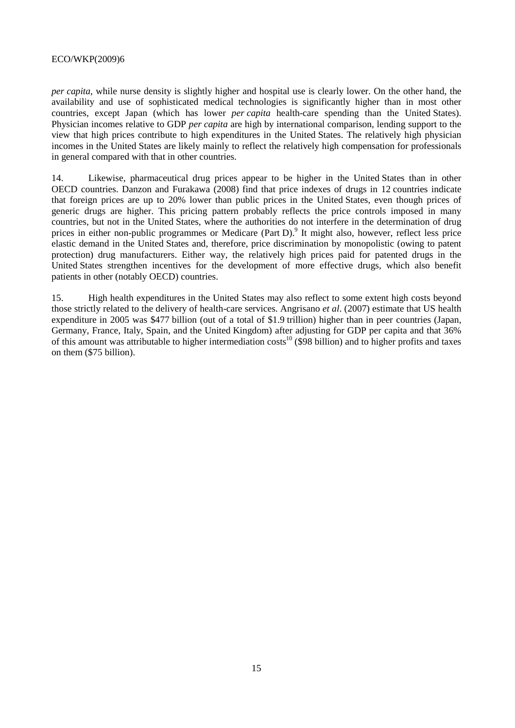*per capita*, while nurse density is slightly higher and hospital use is clearly lower. On the other hand, the availability and use of sophisticated medical technologies is significantly higher than in most other countries, except Japan (which has lower *per capita* health-care spending than the United States). Physician incomes relative to GDP *per capita* are high by international comparison, lending support to the view that high prices contribute to high expenditures in the United States. The relatively high physician incomes in the United States are likely mainly to reflect the relatively high compensation for professionals in general compared with that in other countries.

14. Likewise, pharmaceutical drug prices appear to be higher in the United States than in other OECD countries. Danzon and Furakawa (2008) find that price indexes of drugs in 12 countries indicate that foreign prices are up to 20% lower than public prices in the United States, even though prices of generic drugs are higher. This pricing pattern probably reflects the price controls imposed in many countries, but not in the United States, where the authorities do not interfere in the determination of drug prices in either non-public programmes or Medicare (Part D).[9] It might also, however, reflect less price elastic demand in the United States and, therefore, price discrimination by monopolistic (owing to patent protection) drug manufacturers. Either way, the relatively high prices paid for patented drugs in the United States strengthen incentives for the development of more effective drugs, which also benefit patients in other (notably OECD) countries.

15. High health expenditures in the United States may also reflect to some extent high costs beyond those strictly related to the delivery of health-care services. Angrisano *et al*. (2007) estimate that US health expenditure in 2005 was \$477 billion (out of a total of \$1.9 trillion) higher than in peer countries (Japan, Germany, France, Italy, Spain, and the United Kingdom) after adjusting for GDP per capita and that 36% of this amount was attributable to higher intermediation costs[10] (\$98 billion) and to higher profits and taxes on them (\$75 billion).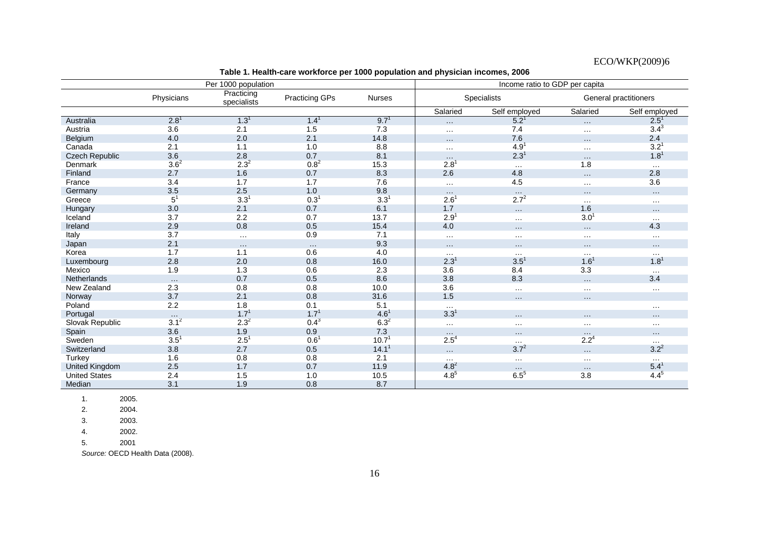**Table 1. Health-care workforce per 1000 population and physician incomes, 2006**

| | Per 1000 population | | | | Income ratio to GDP per capita | | | |
|---|---|---|---|---|---|---|---|---|
| | Physicians | Practicing specialists | Practicing GPs | Nurses | Specialists | | General practitioners | |
| | | | | | Salaried | Self employed | Salaried | Self employed |
| Australia | 2.8[1] | 1.3[1] | 1.4[1] | 9.7[1] | … | 5.2[1] | … | 2.5[1] |
| Austria | 3.6 | 2.1 | 1.5 | 7.3 | … | 7.4 | … | 3.4[3] |
| Belgium | 4.0 | 2.0 | 2.1 | 14.8 | … | 7.6 | … | 2.4 |
| Canada | 2.1 | 1.1 | 1.0 | 8.8 | … | 4.9[1] | … | 3.2[1] |
| Czech Republic | 3.6 | 2.8 | 0.7 | 8.1 | … | 2.3[1] | … | 1.8[1] |
| Denmark | 3.6[2] | 2.3[2] | 0.8[2] | 15.3 | 2.8[1] | … | 1.8 | … |
| Finland | 2.7 | 1.6 | 0.7 | 8.3 | 2.6 | 4.8 | … | 2.8 |
| France | 3.4 | 1.7 | 1.7 | 7.6 | … | 4.5 | … | 3.6 |
| Germany | 3.5 | 2.5 | 1.0 | 9.8 | … | … | … | … |
| Greece | 5[1] | 3.3[1] | 0.3[1] | 3.3[1] | 2.6[1] | 2.7[2] | … | … |
| Hungary | 3.0 | 2.1 | 0.7 | 6.1 | 1.7 | … | 1.6 | … |
| Iceland | 3.7 | 2.2 | 0.7 | 13.7 | 2.9[1] | … | 3.0[1] | … |
| Ireland | 2.9 | 0.8 | 0.5 | 15.4 | 4.0 | … | … | 4.3 |
| Italy | 3.7 | … | 0.9 | 7.1 | … | … | … | … |
| Japan | 2.1 | … | … | 9.3 | … | … | … | … |
| Korea | 1.7 | 1.1 | 0.6 | 4.0 | … | … | … | … |
| Luxembourg | 2.8 | 2.0 | 0.8 | 16.0 | 2.3[1] | 3.5[1] | 1.6[1] | 1.8[1] |
| Mexico | 1.9 | 1.3 | 0.6 | 2.3 | 3.6 | 8.4 | 3.3 | … |
| Netherlands | … | 0.7 | 0.5 | 8.6 | 3.8 | 8.3 | … | 3.4 |
| New Zealand | 2.3 | 0.8 | 0.8 | 10.0 | 3.6 | … | … | … |
| Norway | 3.7 | 2.1 | 0.8 | 31.6 | 1.5 | … | … | |
| Poland | 2.2 | 1.8 | 0.1 | 5.1 | … | | | … |
| Portugal | … | 1.7[1] | 1.7[1] | 4.6[1] | 3.3[1] | … | … | … |
| Slovak Republic | 3.1[2] | 2.3[2] | 0.4[3] | 6.3[2] | … | … | … | … |
| Spain | 3.6 | 1.9 | 0.9 | 7.3 | … | … | … | … |
| Sweden | 3.5[1] | 2.5[1] | 0.6[1] | 10.7[1] | 2.5[4] | … | 2.2[4] | … |
| Switzerland | 3.8 | 2.7 | 0.5 | 14.1[1] | … | 3.7[2] | … | 3.2[2] |
| Turkey | 1.6 | 0.8 | 0.8 | 2.1 | … | … | … | … |
| United Kingdom | 2.5 | 1.7 | 0.7 | 11.9 | 4.8[2] | … | … | 5.4[1] |
| United States | 2.4 | 1.5 | 1.0 | 10.5 | 4.8[5] | 6.5[5] | 3.8 | 4.4[5] |
| Median | 3.1 | 1.9 | 0.8 | 8.7 | | | | |

1. 2005.
2. 2004.
3. 2003.
4. 2002.
5. 2001

*Source:* OECD Health Data (2008).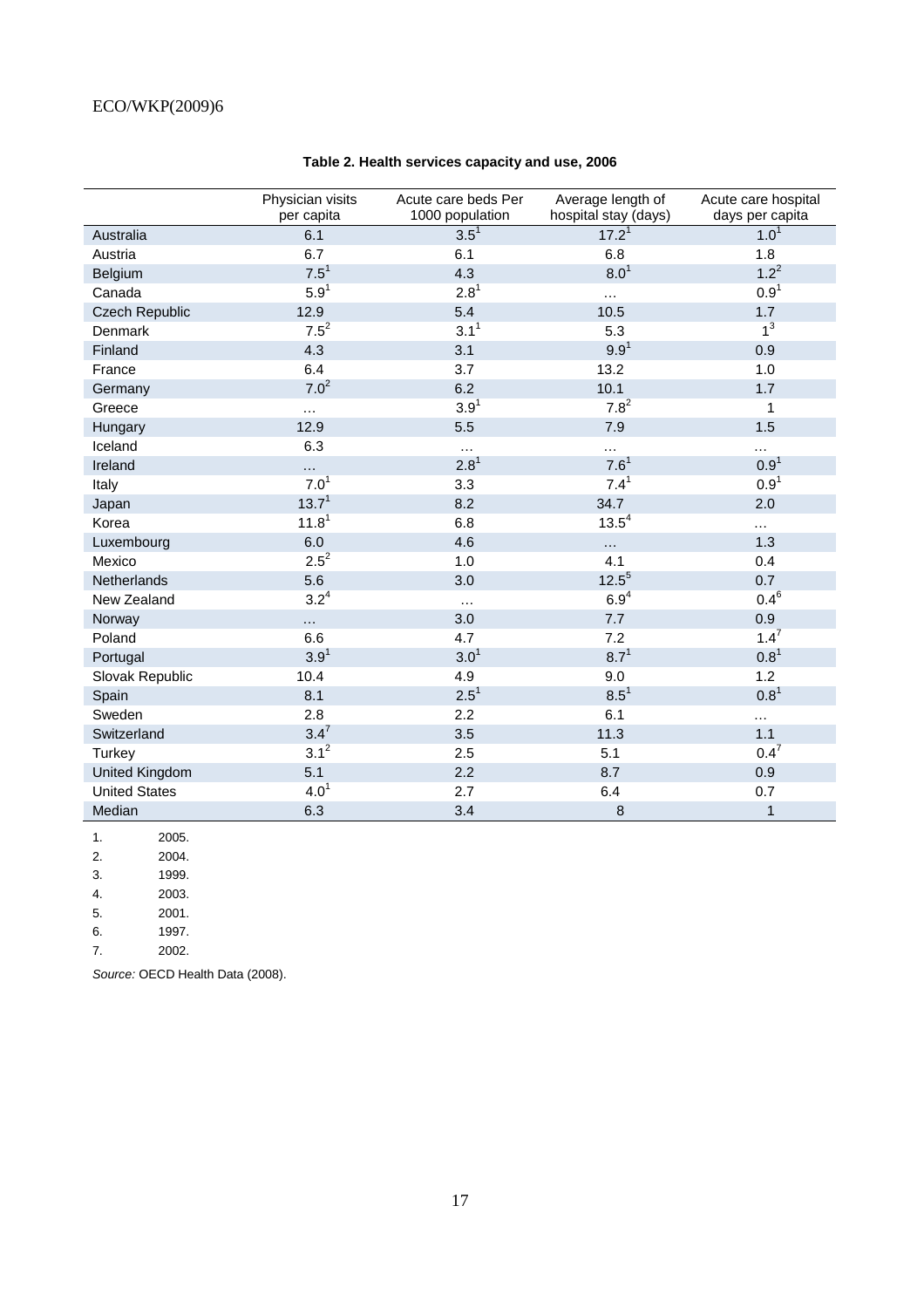**Table 2. Health services capacity and use, 2006**

| | Physician visits per capita | Acute care beds Per 1000 population | Average length of hospital stay (days) | Acute care hospital days per capita |
|---|---|---|---|---|
| Australia | 6.1 | 3.5[1] | 17.2[1] | 1.0[1] |
| Austria | 6.7 | 6.1 | 6.8 | 1.8 |
| Belgium | 7.5[1] | 4.3 | 8.0[1] | 1.2[2] |
| Canada | 5.9[1] | 2.8[1] | … | 0.9[1] |
| Czech Republic | 12.9 | 5.4 | 10.5 | 1.7 |
| Denmark | 7.5[2] | 3.1[1] | 5.3 | 1[3] |
| Finland | 4.3 | 3.1 | 9.9[1] | 0.9 |
| France | 6.4 | 3.7 | 13.2 | 1.0 |
| Germany | 7.0[2] | 6.2 | 10.1 | 1.7 |
| Greece | … | 3.9[1] | 7.8[2] | 1 |
| Hungary | 12.9 | 5.5 | 7.9 | 1.5 |
| Iceland | 6.3 | … | … | … |
| Ireland | … | 2.8[1] | 7.6[1] | 0.9[1] |
| Italy | 7.0[1] | 3.3 | 7.4[1] | 0.9[1] |
| Japan | 13.7[1] | 8.2 | 34.7 | 2.0 |
| Korea | 11.8[1] | 6.8 | 13.5[4] | … |
| Luxembourg | 6.0 | 4.6 | … | 1.3 |
| Mexico | 2.5[2] | 1.0 | 4.1 | 0.4 |
| Netherlands | 5.6 | 3.0 | 12.5[5] | 0.7 |
| New Zealand | 3.2[4] | … | 6.9[4] | 0.4[6] |
| Norway | … | 3.0 | 7.7 | 0.9 |
| Poland | 6.6 | 4.7 | 7.2 | 1.4[7] |
| Portugal | 3.9[1] | 3.0[1] | 8.7[1] | 0.8[1] |
| Slovak Republic | 10.4 | 4.9 | 9.0 | 1.2 |
| Spain | 8.1 | 2.5[1] | 8.5[1] | 0.8[1] |
| Sweden | 2.8 | 2.2 | 6.1 | … |
| Switzerland | 3.4[7] | 3.5 | 11.3 | 1.1 |
| Turkey | 3.1[2] | 2.5 | 5.1 | 0.4[7] |
| United Kingdom | 5.1 | 2.2 | 8.7 | 0.9 |
| United States | 4.0[1] | 2.7 | 6.4 | 0.7 |
| Median | 6.3 | 3.4 | 8 | 1 |

1. 2005.
2. 2004.
3. 1999.
4. 2003.
5. 2001.
6. 1997.
7. 2002.

*Source:* OECD Health Data (2008).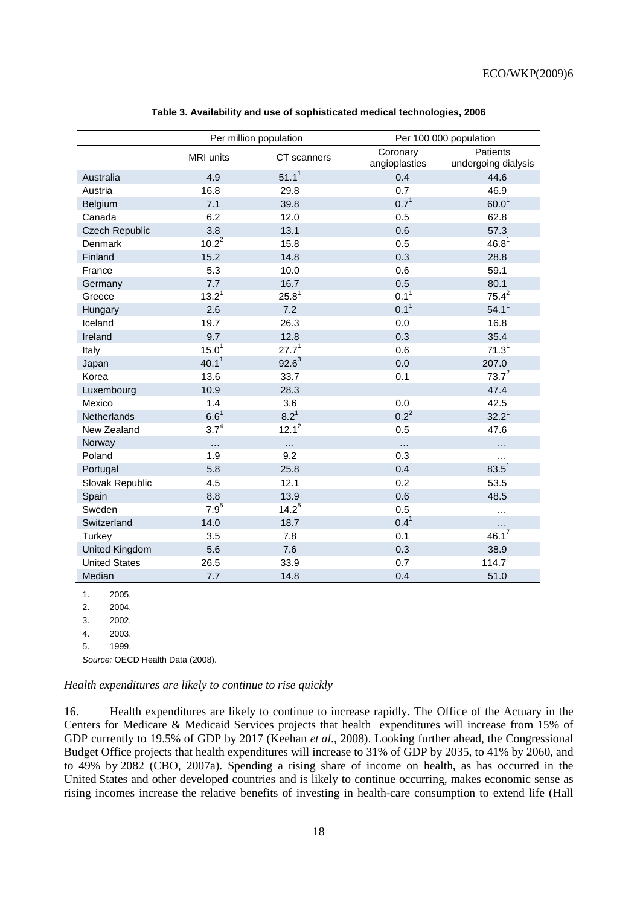**Table 3. Availability and use of sophisticated medical technologies, 2006**

| | Per million population | | Per 100 000 population | |
|---|---|---|---|---|
| | MRI units | CT scanners | Coronary angioplasties | Patients undergoing dialysis |
| Australia | 4.9 | 51.1[1] | 0.4 | 44.6 |
| Austria | 16.8 | 29.8 | 0.7 | 46.9 |
| Belgium | 7.1 | 39.8 | 0.7[1] | 60.0[1] |
| Canada | 6.2 | 12.0 | 0.5 | 62.8 |
| Czech Republic | 3.8 | 13.1 | 0.6 | 57.3 |
| Denmark | 10.2[2] | 15.8 | 0.5 | 46.8[1] |
| Finland | 15.2 | 14.8 | 0.3 | 28.8 |
| France | 5.3 | 10.0 | 0.6 | 59.1 |
| Germany | 7.7 | 16.7 | 0.5 | 80.1 |
| Greece | 13.2[1] | 25.8[1] | 0.1[1] | 75.4[2] |
| Hungary | 2.6 | 7.2 | 0.1[1] | 54.1[1] |
| Iceland | 19.7 | 26.3 | 0.0 | 16.8 |
| Ireland | 9.7 | 12.8 | 0.3 | 35.4 |
| Italy | 15.0[1] | 27.7[1] | 0.6 | 71.3[1] |
| Japan | 40.1[1] | 92.6[3] | 0.0 | 207.0 |
| Korea | 13.6 | 33.7 | 0.1 | 73.7[2] |
| Luxembourg | 10.9 | 28.3 | | 47.4 |
| Mexico | 1.4 | 3.6 | 0.0 | 42.5 |
| Netherlands | 6.6[1] | 8.2[1] | 0.2[2] | 32.2[1] |
| New Zealand | 3.7[4] | 12.1[2] | 0.5 | 47.6 |
| Norway | … | … | … | … |
| Poland | 1.9 | 9.2 | 0.3 | … |
| Portugal | 5.8 | 25.8 | 0.4 | 83.5[1] |
| Slovak Republic | 4.5 | 12.1 | 0.2 | 53.5 |
| Spain | 8.8 | 13.9 | 0.6 | 48.5 |
| Sweden | 7.9[5] | 14.2[5] | 0.5 | … |
| Switzerland | 14.0 | 18.7 | 0.4[1] | … |
| Turkey | 3.5 | 7.8 | 0.1 | 46.1[7] |
| United Kingdom | 5.6 | 7.6 | 0.3 | 38.9 |
| United States | 26.5 | 33.9 | 0.7 | 114.7[1] |
| Median | 7.7 | 14.8 | 0.4 | 51.0 |

1. 2005.
2. 2004.
3. 2002.
4. 2003.
5. 1999.

*Source:* OECD Health Data (2008).

*Health expenditures are likely to continue to rise quickly*

16. Health expenditures are likely to continue to increase rapidly. The Office of the Actuary in the Centers for Medicare & Medicaid Services projects that health expenditures will increase from 15% of GDP currently to 19.5% of GDP by 2017 (Keehan *et al*., 2008). Looking further ahead, the Congressional Budget Office projects that health expenditures will increase to 31% of GDP by 2035, to 41% by 2060, and to 49% by 2082 (CBO, 2007a). Spending a rising share of income on health, as has occurred in the United States and other developed countries and is likely to continue occurring, makes economic sense as rising incomes increase the relative benefits of investing in health-care consumption to extend life (Hall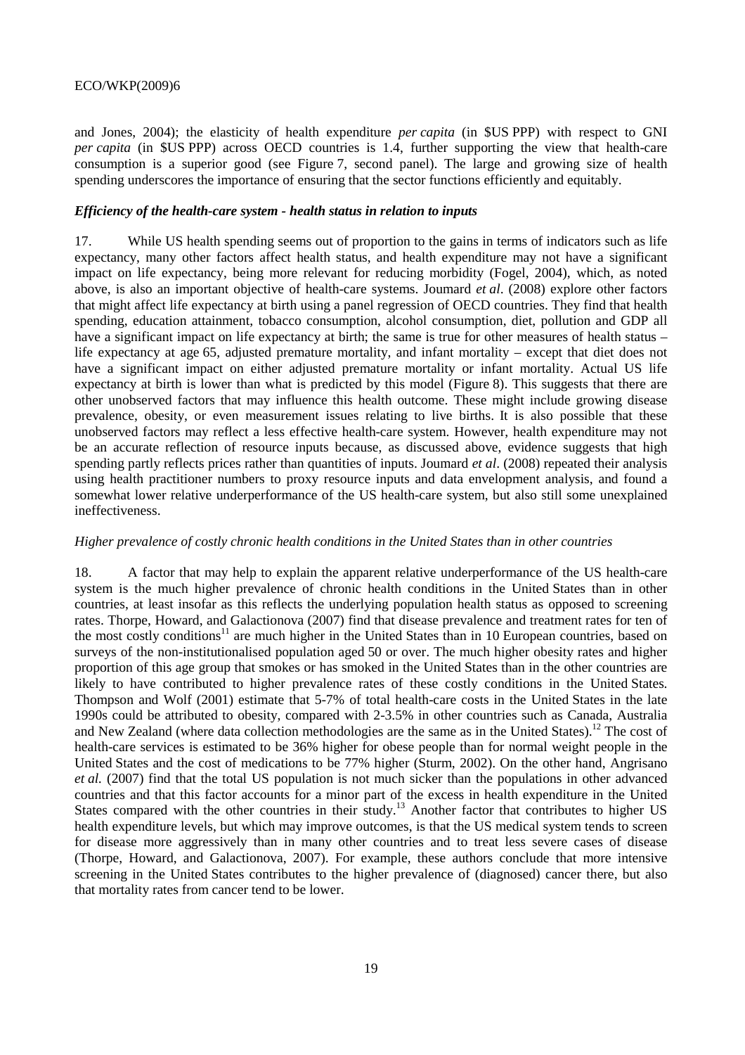and Jones, 2004); the elasticity of health expenditure *per capita* (in $US PPP) with respect to GNI *per capita* (in $US PPP) across OECD countries is 1.4, further supporting the view that health-care consumption is a superior good (see Figure 7, second panel). The large and growing size of health spending underscores the importance of ensuring that the sector functions efficiently and equitably.

### *Efficiency of the health-care system - health status in relation to inputs*

17. While US health spending seems out of proportion to the gains in terms of indicators such as life expectancy, many other factors affect health status, and health expenditure may not have a significant impact on life expectancy, being more relevant for reducing morbidity (Fogel, 2004), which, as noted above, is also an important objective of health-care systems. Joumard *et al*. (2008) explore other factors that might affect life expectancy at birth using a panel regression of OECD countries. They find that health spending, education attainment, tobacco consumption, alcohol consumption, diet, pollution and GDP all have a significant impact on life expectancy at birth; the same is true for other measures of health status – life expectancy at age 65, adjusted premature mortality, and infant mortality – except that diet does not have a significant impact on either adjusted premature mortality or infant mortality. Actual US life expectancy at birth is lower than what is predicted by this model (Figure 8). This suggests that there are other unobserved factors that may influence this health outcome. These might include growing disease prevalence, obesity, or even measurement issues relating to live births. It is also possible that these unobserved factors may reflect a less effective health-care system. However, health expenditure may not be an accurate reflection of resource inputs because, as discussed above, evidence suggests that high spending partly reflects prices rather than quantities of inputs. Joumard *et al*. (2008) repeated their analysis using health practitioner numbers to proxy resource inputs and data envelopment analysis, and found a somewhat lower relative underperformance of the US health-care system, but also still some unexplained ineffectiveness.

### *Higher prevalence of costly chronic health conditions in the United States than in other countries*

18. A factor that may help to explain the apparent relative underperformance of the US health-care system is the much higher prevalence of chronic health conditions in the United States than in other countries, at least insofar as this reflects the underlying population health status as opposed to screening rates. Thorpe, Howard, and Galactionova (2007) find that disease prevalence and treatment rates for ten of the most costly conditions[11] are much higher in the United States than in 10 European countries, based on surveys of the non-institutionalised population aged 50 or over. The much higher obesity rates and higher proportion of this age group that smokes or has smoked in the United States than in the other countries are likely to have contributed to higher prevalence rates of these costly conditions in the United States. Thompson and Wolf (2001) estimate that 5-7% of total health-care costs in the United States in the late 1990s could be attributed to obesity, compared with 2-3.5% in other countries such as Canada, Australia and New Zealand (where data collection methodologies are the same as in the United States).[12] The cost of health-care services is estimated to be 36% higher for obese people than for normal weight people in the United States and the cost of medications to be 77% higher (Sturm, 2002). On the other hand, Angrisano *et al.* (2007) find that the total US population is not much sicker than the populations in other advanced countries and that this factor accounts for a minor part of the excess in health expenditure in the United States compared with the other countries in their study.[13] Another factor that contributes to higher US health expenditure levels, but which may improve outcomes, is that the US medical system tends to screen for disease more aggressively than in many other countries and to treat less severe cases of disease (Thorpe, Howard, and Galactionova, 2007). For example, these authors conclude that more intensive screening in the United States contributes to the higher prevalence of (diagnosed) cancer there, but also that mortality rates from cancer tend to be lower.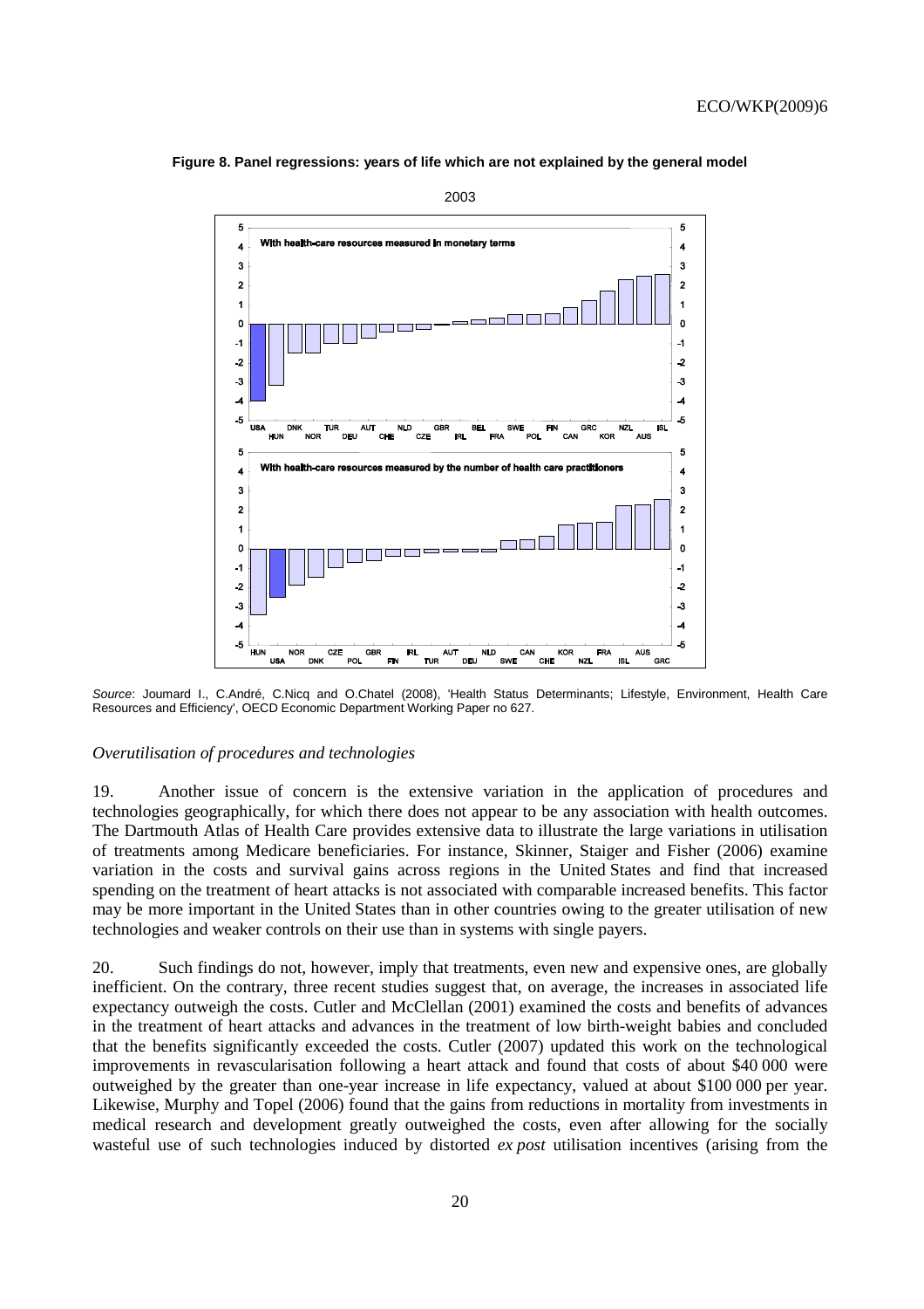**Figure 8. Panel regressions: years of life which are not explained by the general model**

2003

*Source*: Joumard I., C.André, C.Nicq and O.Chatel (2008), 'Health Status Determinants; Lifestyle, Environment, Health Care Resources and Efficiency', OECD Economic Department Working Paper no 627.

*Overutilisation of procedures and technologies*

19. Another issue of concern is the extensive variation in the application of procedures and technologies geographically, for which there does not appear to be any association with health outcomes. The Dartmouth Atlas of Health Care provides extensive data to illustrate the large variations in utilisation of treatments among Medicare beneficiaries. For instance, Skinner, Staiger and Fisher (2006) examine variation in the costs and survival gains across regions in the United States and find that increased spending on the treatment of heart attacks is not associated with comparable increased benefits. This factor may be more important in the United States than in other countries owing to the greater utilisation of new technologies and weaker controls on their use than in systems with single payers.

20. Such findings do not, however, imply that treatments, even new and expensive ones, are globally inefficient. On the contrary, three recent studies suggest that, on average, the increases in associated life expectancy outweigh the costs. Cutler and McClellan (2001) examined the costs and benefits of advances in the treatment of heart attacks and advances in the treatment of low birth-weight babies and concluded that the benefits significantly exceeded the costs. Cutler (2007) updated this work on the technological improvements in revascularisation following a heart attack and found that costs of about $40 000 were outweighed by the greater than one-year increase in life expectancy, valued at about $100 000 per year. Likewise, Murphy and Topel (2006) found that the gains from reductions in mortality from investments in medical research and development greatly outweighed the costs, even after allowing for the socially wasteful use of such technologies induced by distorted *ex post* utilisation incentives (arising from the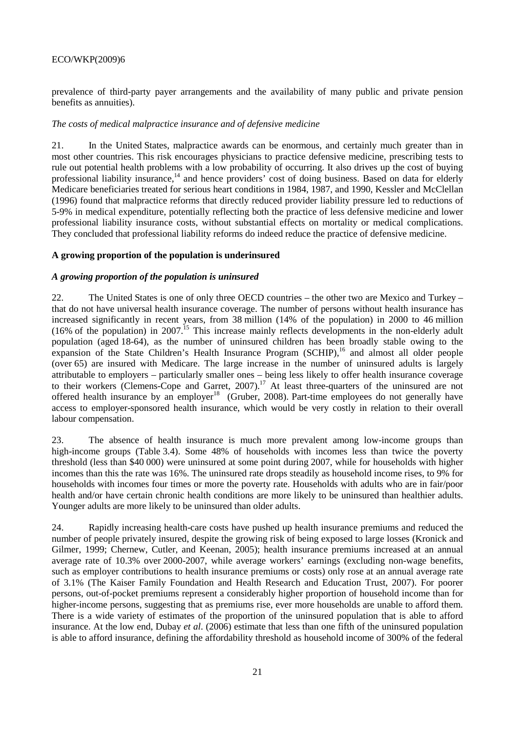prevalence of third-party payer arrangements and the availability of many public and private pension benefits as annuities).

*The costs of medical malpractice insurance and of defensive medicine*

21. In the United States, malpractice awards can be enormous, and certainly much greater than in most other countries. This risk encourages physicians to practice defensive medicine, prescribing tests to rule out potential health problems with a low probability of occurring. It also drives up the cost of buying professional liability insurance,[14] and hence providers' cost of doing business. Based on data for elderly Medicare beneficiaries treated for serious heart conditions in 1984, 1987, and 1990, Kessler and McClellan (1996) found that malpractice reforms that directly reduced provider liability pressure led to reductions of 5-9% in medical expenditure, potentially reflecting both the practice of less defensive medicine and lower professional liability insurance costs, without substantial effects on mortality or medical complications. They concluded that professional liability reforms do indeed reduce the practice of defensive medicine.

**A growing proportion of the population is underinsured**

***A growing proportion of the population is uninsured***

22. The United States is one of only three OECD countries – the other two are Mexico and Turkey – that do not have universal health insurance coverage. The number of persons without health insurance has increased significantly in recent years, from 38 million (14% of the population) in 2000 to 46 million (16% of the population) in 2007.[15] This increase mainly reflects developments in the non-elderly adult population (aged 18-64), as the number of uninsured children has been broadly stable owing to the expansion of the State Children's Health Insurance Program (SCHIP),[16] and almost all older people (over 65) are insured with Medicare. The large increase in the number of uninsured adults is largely attributable to employers – particularly smaller ones – being less likely to offer health insurance coverage to their workers (Clemens-Cope and Garret, 2007).[17] At least three-quarters of the uninsured are not offered health insurance by an employer[18] (Gruber, 2008). Part-time employees do not generally have access to employer-sponsored health insurance, which would be very costly in relation to their overall labour compensation.

23. The absence of health insurance is much more prevalent among low-income groups than high-income groups (Table 3.4). Some 48% of households with incomes less than twice the poverty threshold (less than \$40 000) were uninsured at some point during 2007, while for households with higher incomes than this the rate was 16%. The uninsured rate drops steadily as household income rises, to 9% for households with incomes four times or more the poverty rate. Households with adults who are in fair/poor health and/or have certain chronic health conditions are more likely to be uninsured than healthier adults. Younger adults are more likely to be uninsured than older adults.

24. Rapidly increasing health-care costs have pushed up health insurance premiums and reduced the number of people privately insured, despite the growing risk of being exposed to large losses (Kronick and Gilmer, 1999; Chernew, Cutler, and Keenan, 2005); health insurance premiums increased at an annual average rate of 10.3% over 2000-2007, while average workers' earnings (excluding non-wage benefits, such as employer contributions to health insurance premiums or costs) only rose at an annual average rate of 3.1% (The Kaiser Family Foundation and Health Research and Education Trust, 2007). For poorer persons, out-of-pocket premiums represent a considerably higher proportion of household income than for higher-income persons, suggesting that as premiums rise, ever more households are unable to afford them. There is a wide variety of estimates of the proportion of the uninsured population that is able to afford insurance. At the low end, Dubay *et al*. (2006) estimate that less than one fifth of the uninsured population is able to afford insurance, defining the affordability threshold as household income of 300% of the federal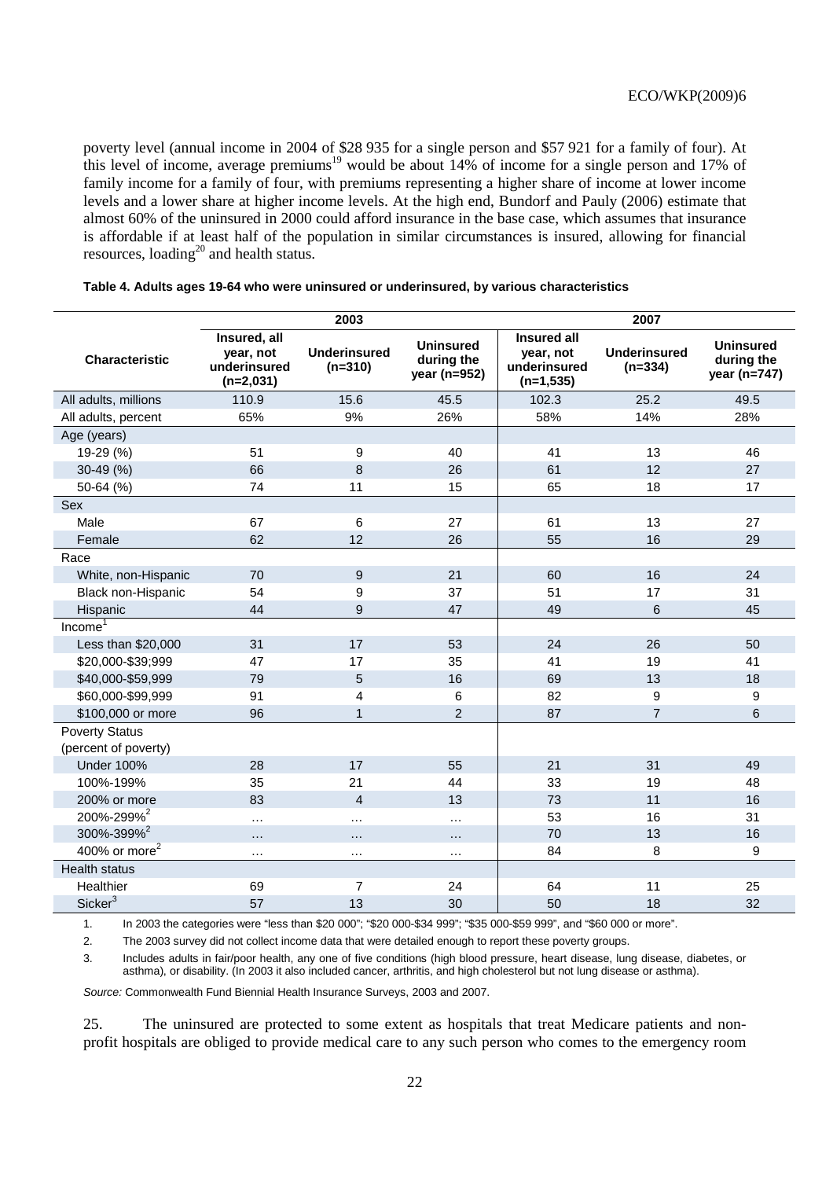poverty level (annual income in 2004 of $28 935 for a single person and $57 921 for a family of four). At this level of income, average premiums[19] would be about 14% of income for a single person and 17% of family income for a family of four, with premiums representing a higher share of income at lower income levels and a lower share at higher income levels. At the high end, Bundorf and Pauly (2006) estimate that almost 60% of the uninsured in 2000 could afford insurance in the base case, which assumes that insurance is affordable if at least half of the population in similar circumstances is insured, allowing for financial resources, loading[20] and health status.

**Table 4. Adults ages 19-64 who were uninsured or underinsured, by various characteristics**

| | 2003 | | | 2007 | | |
|---|---|---|---|---|---|---|
| **Characteristic** | **Insured, all year, not underinsured (n=2,031)** | **Underinsured (n=310)** | **Uninsured during the year (n=952)** | **Insured all year, not underinsured (n=1,535)** | **Underinsured (n=334)** | **Uninsured during the year (n=747)** |
| All adults, millions | 110.9 | 15.6 | 45.5 | 102.3 | 25.2 | 49.5 |
| All adults, percent | 65% | 9% | 26% | 58% | 14% | 28% |
| Age (years) | | | | | | |
| 19-29 (%) | 51 | 9 | 40 | 41 | 13 | 46 |
| 30-49 (%) | 66 | 8 | 26 | 61 | 12 | 27 |
| 50-64 (%) | 74 | 11 | 15 | 65 | 18 | 17 |
| Sex | | | | | | |
| Male | 67 | 6 | 27 | 61 | 13 | 27 |
| Female | 62 | 12 | 26 | 55 | 16 | 29 |
| Race | | | | | | |
| White, non-Hispanic | 70 | 9 | 21 | 60 | 16 | 24 |
| Black non-Hispanic | 54 | 9 | 37 | 51 | 17 | 31 |
| Hispanic | 44 | 9 | 47 | 49 | 6 | 45 |
| Income[1] | | | | | | |
| Less than $20,000 | 31 | 17 | 53 | 24 | 26 | 50 |
| $20,000-$39;999 | 47 | 17 | 35 | 41 | 19 | 41 |
| $40,000-$59,999 | 79 | 5 | 16 | 69 | 13 | 18 |
| $60,000-$99,999 | 91 | 4 | 6 | 82 | 9 | 9 |
| $100,000 or more | 96 | 1 | 2 | 87 | 7 | 6 |
| Poverty Status (percent of poverty) | | | | | | |
| Under 100% | 28 | 17 | 55 | 21 | 31 | 49 |
| 100%-199% | 35 | 21 | 44 | 33 | 19 | 48 |
| 200% or more | 83 | 4 | 13 | 73 | 11 | 16 |
| 200%-299%[2] | … | … | … | 53 | 16 | 31 |
| 300%-399%[2] | … | … | … | 70 | 13 | 16 |
| 400% or more[2] | … | … | … | 84 | 8 | 9 |
| Health status | | | | | | |
| Healthier | 69 | 7 | 24 | 64 | 11 | 25 |
| Sicker[3] | 57 | 13 | 30 | 50 | 18 | 32 |

1. In 2003 the categories were "less than $20 000"; "$20 000-$34 999"; "$35 000-$59 999", and "$60 000 or more".

2. The 2003 survey did not collect income data that were detailed enough to report these poverty groups.

3. Includes adults in fair/poor health, any one of five conditions (high blood pressure, heart disease, lung disease, diabetes, or asthma), or disability. (In 2003 it also included cancer, arthritis, and high cholesterol but not lung disease or asthma).

*Source:* Commonwealth Fund Biennial Health Insurance Surveys, 2003 and 2007.

25. The uninsured are protected to some extent as hospitals that treat Medicare patients and non-profit hospitals are obliged to provide medical care to any such person who comes to the emergency room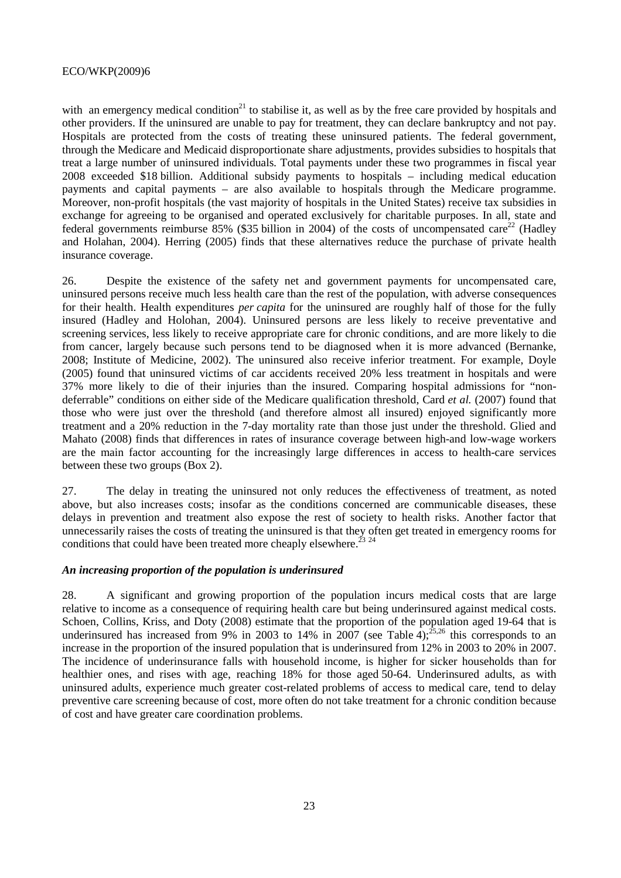with an emergency medical condition[21] to stabilise it, as well as by the free care provided by hospitals and other providers. If the uninsured are unable to pay for treatment, they can declare bankruptcy and not pay. Hospitals are protected from the costs of treating these uninsured patients. The federal government, through the Medicare and Medicaid disproportionate share adjustments, provides subsidies to hospitals that treat a large number of uninsured individuals. Total payments under these two programmes in fiscal year 2008 exceeded $18 billion. Additional subsidy payments to hospitals – including medical education payments and capital payments – are also available to hospitals through the Medicare programme. Moreover, non-profit hospitals (the vast majority of hospitals in the United States) receive tax subsidies in exchange for agreeing to be organised and operated exclusively for charitable purposes. In all, state and federal governments reimburse 85% ($35 billion in 2004) of the costs of uncompensated care[22] (Hadley and Holahan, 2004). Herring (2005) finds that these alternatives reduce the purchase of private health insurance coverage.

26. Despite the existence of the safety net and government payments for uncompensated care, uninsured persons receive much less health care than the rest of the population, with adverse consequences for their health. Health expenditures *per capita* for the uninsured are roughly half of those for the fully insured (Hadley and Holohan, 2004). Uninsured persons are less likely to receive preventative and screening services, less likely to receive appropriate care for chronic conditions, and are more likely to die from cancer, largely because such persons tend to be diagnosed when it is more advanced (Bernanke, 2008; Institute of Medicine, 2002). The uninsured also receive inferior treatment. For example, Doyle (2005) found that uninsured victims of car accidents received 20% less treatment in hospitals and were 37% more likely to die of their injuries than the insured. Comparing hospital admissions for "non-deferrable" conditions on either side of the Medicare qualification threshold, Card *et al.* (2007) found that those who were just over the threshold (and therefore almost all insured) enjoyed significantly more treatment and a 20% reduction in the 7-day mortality rate than those just under the threshold. Glied and Mahato (2008) finds that differences in rates of insurance coverage between high-and low-wage workers are the main factor accounting for the increasingly large differences in access to health-care services between these two groups (Box 2).

27. The delay in treating the uninsured not only reduces the effectiveness of treatment, as noted above, but also increases costs; insofar as the conditions concerned are communicable diseases, these delays in prevention and treatment also expose the rest of society to health risks. Another factor that unnecessarily raises the costs of treating the uninsured is that they often get treated in emergency rooms for conditions that could have been treated more cheaply elsewhere.[23] [24]

### *An increasing proportion of the population is underinsured*

28. A significant and growing proportion of the population incurs medical costs that are large relative to income as a consequence of requiring health care but being underinsured against medical costs. Schoen, Collins, Kriss, and Doty (2008) estimate that the proportion of the population aged 19-64 that is underinsured has increased from 9% in 2003 to 14% in 2007 (see Table 4);[25,26] this corresponds to an increase in the proportion of the insured population that is underinsured from 12% in 2003 to 20% in 2007. The incidence of underinsurance falls with household income, is higher for sicker households than for healthier ones, and rises with age, reaching 18% for those aged 50-64. Underinsured adults, as with uninsured adults, experience much greater cost-related problems of access to medical care, tend to delay preventive care screening because of cost, more often do not take treatment for a chronic condition because of cost and have greater care coordination problems.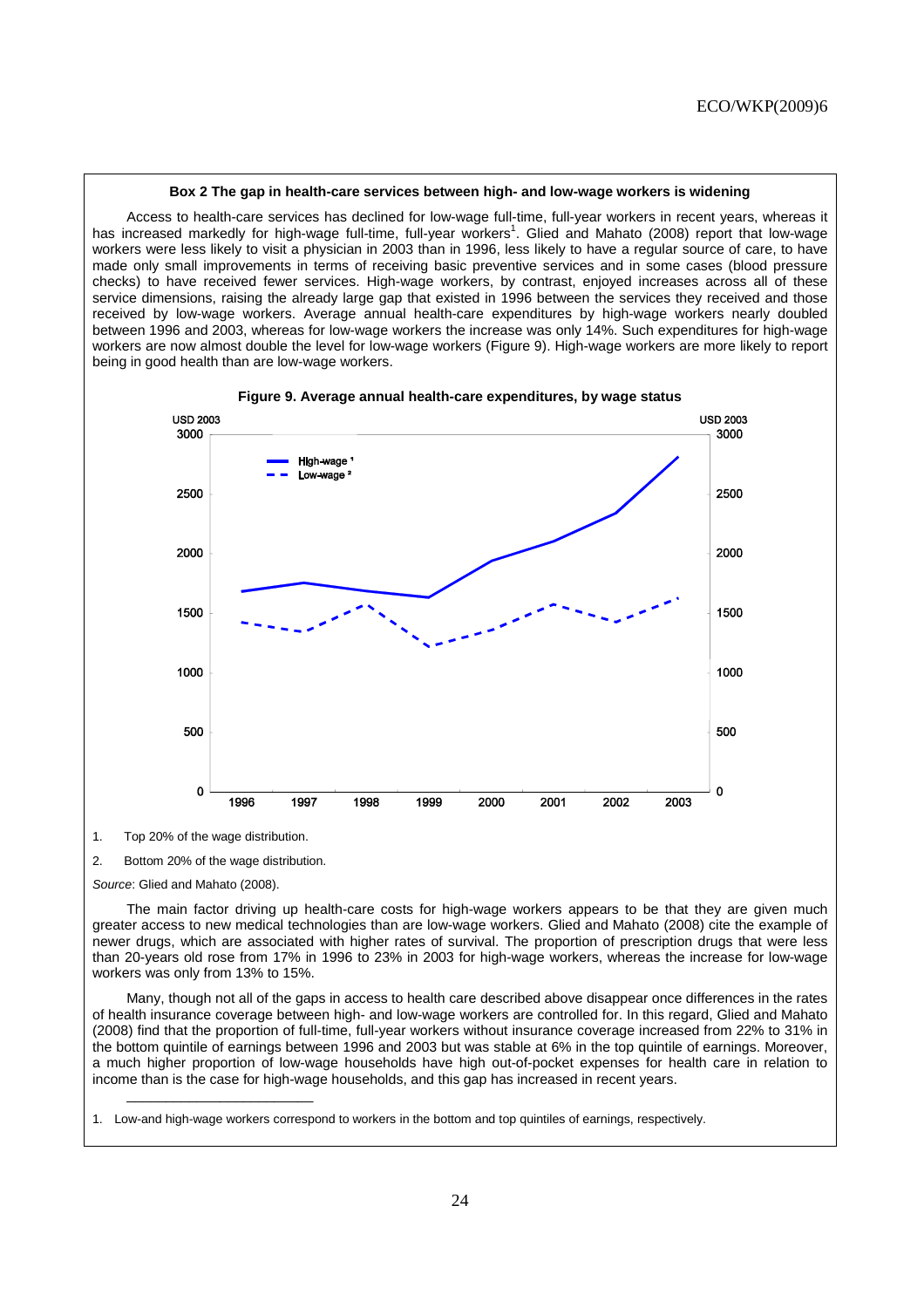**Box 2 The gap in health-care services between high- and low-wage workers is widening**

Access to health-care services has declined for low-wage full-time, full-year workers in recent years, whereas it has increased markedly for high-wage full-time, full-year workers[1]. Glied and Mahato (2008) report that low-wage workers were less likely to visit a physician in 2003 than in 1996, less likely to have a regular source of care, to have made only small improvements in terms of receiving basic preventive services and in some cases (blood pressure checks) to have received fewer services. High-wage workers, by contrast, enjoyed increases across all of these service dimensions, raising the already large gap that existed in 1996 between the services they received and those received by low-wage workers. Average annual health-care expenditures by high-wage workers nearly doubled between 1996 and 2003, whereas for low-wage workers the increase was only 14%. Such expenditures for high-wage workers are now almost double the level for low-wage workers (Figure 9). High-wage workers are more likely to report being in good health than are low-wage workers.

**Figure 9. Average annual health-care expenditures, by wage status**

1. Top 20% of the wage distribution.

2. Bottom 20% of the wage distribution.

*Source*: Glied and Mahato (2008).

The main factor driving up health-care costs for high-wage workers appears to be that they are given much greater access to new medical technologies than are low-wage workers. Glied and Mahato (2008) cite the example of newer drugs, which are associated with higher rates of survival. The proportion of prescription drugs that were less than 20-years old rose from 17% in 1996 to 23% in 2003 for high-wage workers, whereas the increase for low-wage workers was only from 13% to 15%.

Many, though not all of the gaps in access to health care described above disappear once differences in the rates of health insurance coverage between high- and low-wage workers are controlled for. In this regard, Glied and Mahato (2008) find that the proportion of full-time, full-year workers without insurance coverage increased from 22% to 31% in the bottom quintile of earnings between 1996 and 2003 but was stable at 6% in the top quintile of earnings. Moreover, a much higher proportion of low-wage households have high out-of-pocket expenses for health care in relation to income than is the case for high-wage households, and this gap has increased in recent years.

1. Low-and high-wage workers correspond to workers in the bottom and top quintiles of earnings, respectively.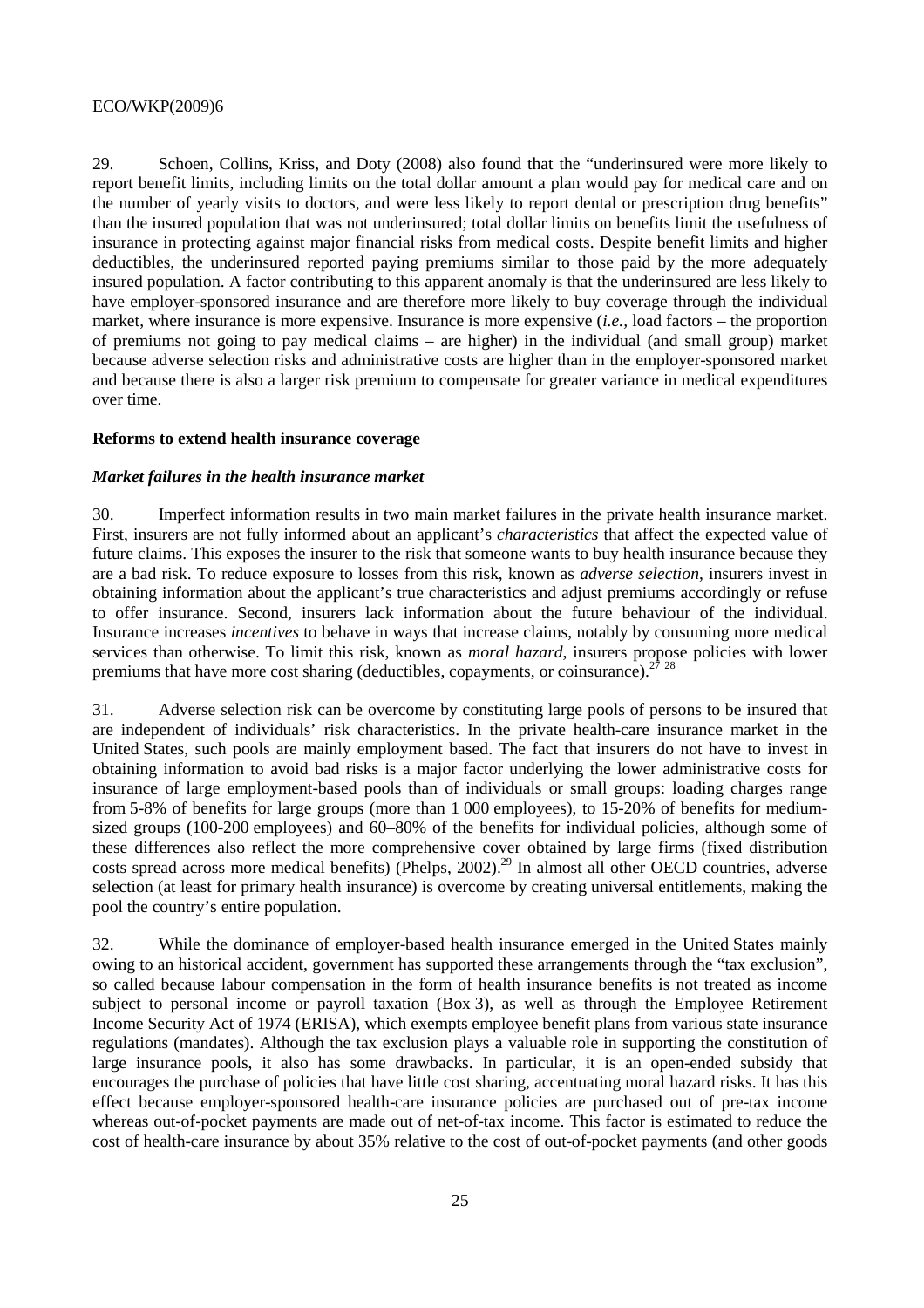29. Schoen, Collins, Kriss, and Doty (2008) also found that the "underinsured were more likely to report benefit limits, including limits on the total dollar amount a plan would pay for medical care and on the number of yearly visits to doctors, and were less likely to report dental or prescription drug benefits" than the insured population that was not underinsured; total dollar limits on benefits limit the usefulness of insurance in protecting against major financial risks from medical costs. Despite benefit limits and higher deductibles, the underinsured reported paying premiums similar to those paid by the more adequately insured population. A factor contributing to this apparent anomaly is that the underinsured are less likely to have employer-sponsored insurance and are therefore more likely to buy coverage through the individual market, where insurance is more expensive. Insurance is more expensive (*i.e.,* load factors – the proportion of premiums not going to pay medical claims – are higher) in the individual (and small group) market because adverse selection risks and administrative costs are higher than in the employer-sponsored market and because there is also a larger risk premium to compensate for greater variance in medical expenditures over time.

**Reforms to extend health insurance coverage**

***Market failures in the health insurance market***

30. Imperfect information results in two main market failures in the private health insurance market. First, insurers are not fully informed about an applicant's *characteristics* that affect the expected value of future claims. This exposes the insurer to the risk that someone wants to buy health insurance because they are a bad risk. To reduce exposure to losses from this risk, known as *adverse selection*, insurers invest in obtaining information about the applicant's true characteristics and adjust premiums accordingly or refuse to offer insurance. Second, insurers lack information about the future behaviour of the individual. Insurance increases *incentives* to behave in ways that increase claims, notably by consuming more medical services than otherwise. To limit this risk, known as *moral hazard*, insurers propose policies with lower premiums that have more cost sharing (deductibles, copayments, or coinsurance).[27] [28]

31. Adverse selection risk can be overcome by constituting large pools of persons to be insured that are independent of individuals' risk characteristics. In the private health-care insurance market in the United States, such pools are mainly employment based. The fact that insurers do not have to invest in obtaining information to avoid bad risks is a major factor underlying the lower administrative costs for insurance of large employment-based pools than of individuals or small groups: loading charges range from 5-8% of benefits for large groups (more than 1 000 employees), to 15-20% of benefits for medium-sized groups (100-200 employees) and 60–80% of the benefits for individual policies, although some of these differences also reflect the more comprehensive cover obtained by large firms (fixed distribution costs spread across more medical benefits) (Phelps, 2002).[29] In almost all other OECD countries, adverse selection (at least for primary health insurance) is overcome by creating universal entitlements, making the pool the country's entire population.

32. While the dominance of employer-based health insurance emerged in the United States mainly owing to an historical accident, government has supported these arrangements through the "tax exclusion", so called because labour compensation in the form of health insurance benefits is not treated as income subject to personal income or payroll taxation (Box 3), as well as through the Employee Retirement Income Security Act of 1974 (ERISA), which exempts employee benefit plans from various state insurance regulations (mandates). Although the tax exclusion plays a valuable role in supporting the constitution of large insurance pools, it also has some drawbacks. In particular, it is an open-ended subsidy that encourages the purchase of policies that have little cost sharing, accentuating moral hazard risks. It has this effect because employer-sponsored health-care insurance policies are purchased out of pre-tax income whereas out-of-pocket payments are made out of net-of-tax income. This factor is estimated to reduce the cost of health-care insurance by about 35% relative to the cost of out-of-pocket payments (and other goods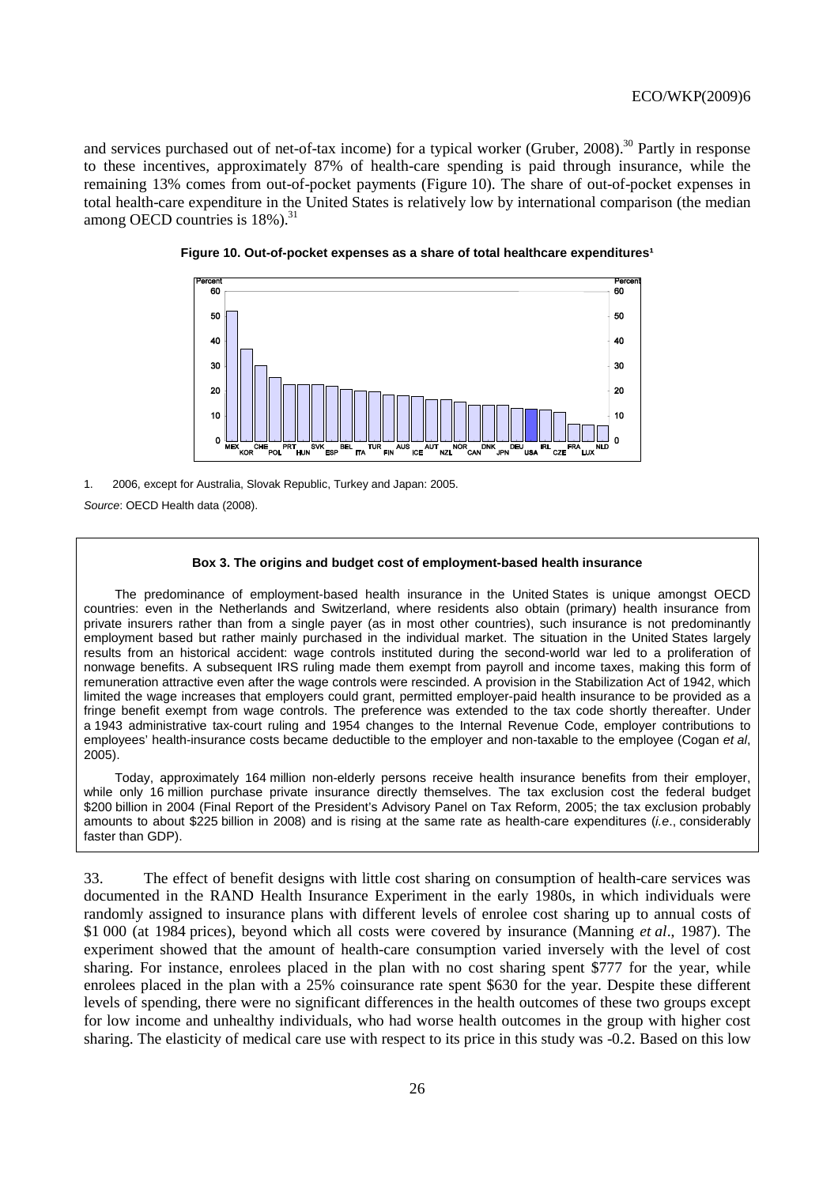and services purchased out of net-of-tax income) for a typical worker (Gruber, 2008).[30] Partly in response to these incentives, approximately 87% of health-care spending is paid through insurance, while the remaining 13% comes from out-of-pocket payments (Figure 10). The share of out-of-pocket expenses in total health-care expenditure in the United States is relatively low by international comparison (the median among OECD countries is 18%).[31]

**Figure 10. Out-of-pocket expenses as a share of total healthcare expenditures[1]**

1. 2006, except for Australia, Slovak Republic, Turkey and Japan: 2005.

*Source*: OECD Health data (2008).

> **Box 3. The origins and budget cost of employment-based health insurance**
>
> The predominance of employment-based health insurance in the United States is unique amongst OECD countries: even in the Netherlands and Switzerland, where residents also obtain (primary) health insurance from private insurers rather than from a single payer (as in most other countries), such insurance is not predominantly employment based but rather mainly purchased in the individual market. The situation in the United States largely results from an historical accident: wage controls instituted during the second-world war led to a proliferation of nonwage benefits. A subsequent IRS ruling made them exempt from payroll and income taxes, making this form of remuneration attractive even after the wage controls were rescinded. A provision in the Stabilization Act of 1942, which limited the wage increases that employers could grant, permitted employer-paid health insurance to be provided as a fringe benefit exempt from wage controls. The preference was extended to the tax code shortly thereafter. Under a 1943 administrative tax-court ruling and 1954 changes to the Internal Revenue Code, employer contributions to employees' health-insurance costs became deductible to the employer and non-taxable to the employee (Cogan *et al*, 2005).
>
> Today, approximately 164 million non-elderly persons receive health insurance benefits from their employer, while only 16 million purchase private insurance directly themselves. The tax exclusion cost the federal budget \$200 billion in 2004 (Final Report of the President's Advisory Panel on Tax Reform, 2005; the tax exclusion probably amounts to about \$225 billion in 2008) and is rising at the same rate as health-care expenditures (*i.e*., considerably faster than GDP).

33. The effect of benefit designs with little cost sharing on consumption of health-care services was documented in the RAND Health Insurance Experiment in the early 1980s, in which individuals were randomly assigned to insurance plans with different levels of enrolee cost sharing up to annual costs of \$1 000 (at 1984 prices), beyond which all costs were covered by insurance (Manning *et al*., 1987). The experiment showed that the amount of health-care consumption varied inversely with the level of cost sharing. For instance, enrolees placed in the plan with no cost sharing spent \$777 for the year, while enrolees placed in the plan with a 25% coinsurance rate spent \$630 for the year. Despite these different levels of spending, there were no significant differences in the health outcomes of these two groups except for low income and unhealthy individuals, who had worse health outcomes in the group with higher cost sharing. The elasticity of medical care use with respect to its price in this study was -0.2. Based on this low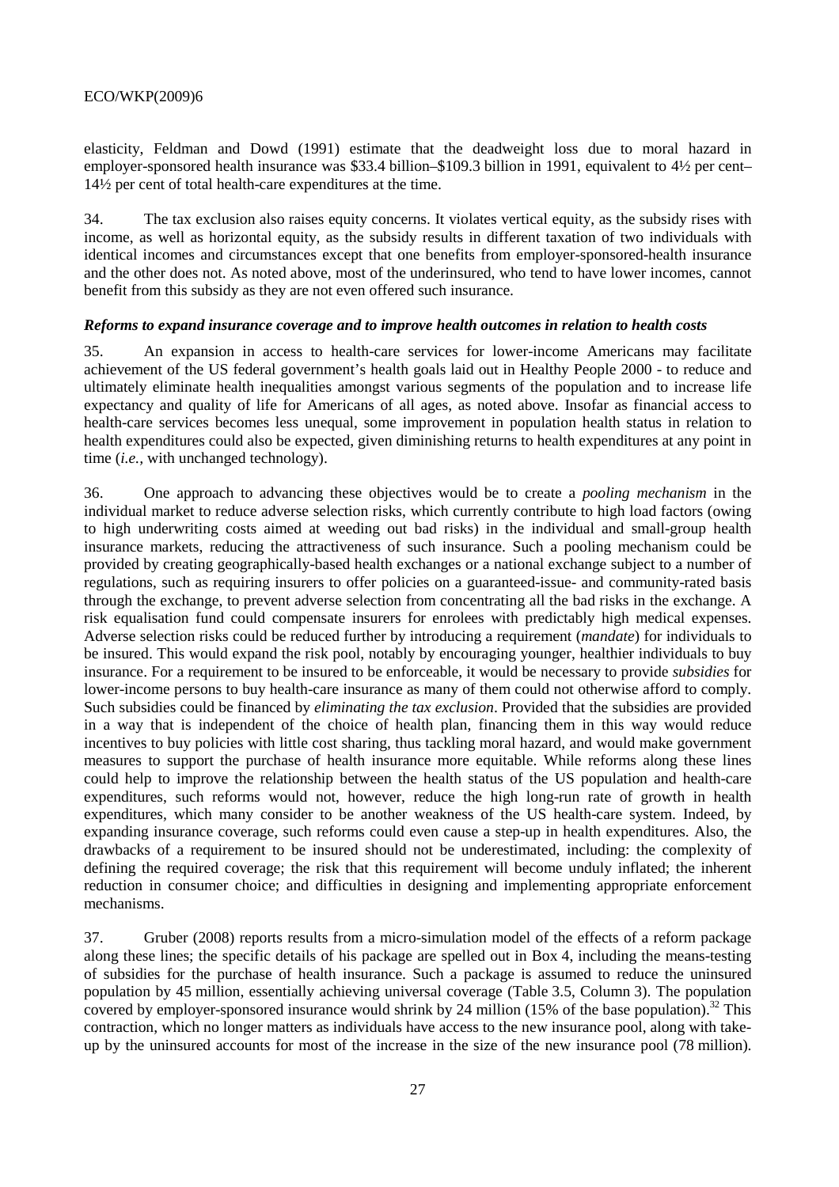elasticity, Feldman and Dowd (1991) estimate that the deadweight loss due to moral hazard in employer-sponsored health insurance was \$33.4 billion–\$109.3 billion in 1991, equivalent to 4½ per cent–14½ per cent of total health-care expenditures at the time.

34. The tax exclusion also raises equity concerns. It violates vertical equity, as the subsidy rises with income, as well as horizontal equity, as the subsidy results in different taxation of two individuals with identical incomes and circumstances except that one benefits from employer-sponsored-health insurance and the other does not. As noted above, most of the underinsured, who tend to have lower incomes, cannot benefit from this subsidy as they are not even offered such insurance.

### *Reforms to expand insurance coverage and to improve health outcomes in relation to health costs*

35. An expansion in access to health-care services for lower-income Americans may facilitate achievement of the US federal government's health goals laid out in Healthy People 2000 - to reduce and ultimately eliminate health inequalities amongst various segments of the population and to increase life expectancy and quality of life for Americans of all ages, as noted above. Insofar as financial access to health-care services becomes less unequal, some improvement in population health status in relation to health expenditures could also be expected, given diminishing returns to health expenditures at any point in time (*i.e.*, with unchanged technology).

36. One approach to advancing these objectives would be to create a *pooling mechanism* in the individual market to reduce adverse selection risks, which currently contribute to high load factors (owing to high underwriting costs aimed at weeding out bad risks) in the individual and small-group health insurance markets, reducing the attractiveness of such insurance. Such a pooling mechanism could be provided by creating geographically-based health exchanges or a national exchange subject to a number of regulations, such as requiring insurers to offer policies on a guaranteed-issue- and community-rated basis through the exchange, to prevent adverse selection from concentrating all the bad risks in the exchange. A risk equalisation fund could compensate insurers for enrolees with predictably high medical expenses. Adverse selection risks could be reduced further by introducing a requirement (*mandate*) for individuals to be insured. This would expand the risk pool, notably by encouraging younger, healthier individuals to buy insurance. For a requirement to be insured to be enforceable, it would be necessary to provide *subsidies* for lower-income persons to buy health-care insurance as many of them could not otherwise afford to comply. Such subsidies could be financed by *eliminating the tax exclusion*. Provided that the subsidies are provided in a way that is independent of the choice of health plan, financing them in this way would reduce incentives to buy policies with little cost sharing, thus tackling moral hazard, and would make government measures to support the purchase of health insurance more equitable. While reforms along these lines could help to improve the relationship between the health status of the US population and health-care expenditures, such reforms would not, however, reduce the high long-run rate of growth in health expenditures, which many consider to be another weakness of the US health-care system. Indeed, by expanding insurance coverage, such reforms could even cause a step-up in health expenditures. Also, the drawbacks of a requirement to be insured should not be underestimated, including: the complexity of defining the required coverage; the risk that this requirement will become unduly inflated; the inherent reduction in consumer choice; and difficulties in designing and implementing appropriate enforcement mechanisms.

37. Gruber (2008) reports results from a micro-simulation model of the effects of a reform package along these lines; the specific details of his package are spelled out in Box 4, including the means-testing of subsidies for the purchase of health insurance. Such a package is assumed to reduce the uninsured population by 45 million, essentially achieving universal coverage (Table 3.5, Column 3). The population covered by employer-sponsored insurance would shrink by 24 million (15% of the base population).[32] This contraction, which no longer matters as individuals have access to the new insurance pool, along with take-up by the uninsured accounts for most of the increase in the size of the new insurance pool (78 million).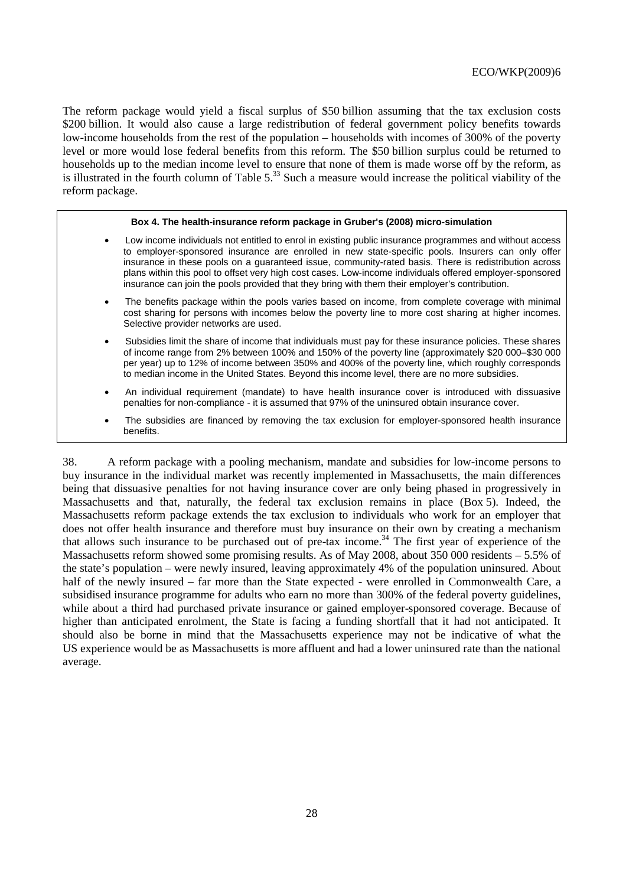The reform package would yield a fiscal surplus of \$50 billion assuming that the tax exclusion costs \$200 billion. It would also cause a large redistribution of federal government policy benefits towards low-income households from the rest of the population – households with incomes of 300% of the poverty level or more would lose federal benefits from this reform. The \$50 billion surplus could be returned to households up to the median income level to ensure that none of them is made worse off by the reform, as is illustrated in the fourth column of Table 5.[33] Such a measure would increase the political viability of the reform package.

**Box 4. The health-insurance reform package in Gruber's (2008) micro-simulation**

- Low income individuals not entitled to enrol in existing public insurance programmes and without access to employer-sponsored insurance are enrolled in new state-specific pools. Insurers can only offer insurance in these pools on a guaranteed issue, community-rated basis. There is redistribution across plans within this pool to offset very high cost cases. Low-income individuals offered employer-sponsored insurance can join the pools provided that they bring with them their employer's contribution.
- The benefits package within the pools varies based on income, from complete coverage with minimal cost sharing for persons with incomes below the poverty line to more cost sharing at higher incomes. Selective provider networks are used.
- Subsidies limit the share of income that individuals must pay for these insurance policies. These shares of income range from 2% between 100% and 150% of the poverty line (approximately \$20 000–\$30 000 per year) up to 12% of income between 350% and 400% of the poverty line, which roughly corresponds to median income in the United States. Beyond this income level, there are no more subsidies.
- An individual requirement (mandate) to have health insurance cover is introduced with dissuasive penalties for non-compliance - it is assumed that 97% of the uninsured obtain insurance cover.
- The subsidies are financed by removing the tax exclusion for employer-sponsored health insurance benefits.

38. A reform package with a pooling mechanism, mandate and subsidies for low-income persons to buy insurance in the individual market was recently implemented in Massachusetts, the main differences being that dissuasive penalties for not having insurance cover are only being phased in progressively in Massachusetts and that, naturally, the federal tax exclusion remains in place (Box 5). Indeed, the Massachusetts reform package extends the tax exclusion to individuals who work for an employer that does not offer health insurance and therefore must buy insurance on their own by creating a mechanism that allows such insurance to be purchased out of pre-tax income.[34] The first year of experience of the Massachusetts reform showed some promising results. As of May 2008, about 350 000 residents – 5.5% of the state's population – were newly insured, leaving approximately 4% of the population uninsured. About half of the newly insured – far more than the State expected - were enrolled in Commonwealth Care, a subsidised insurance programme for adults who earn no more than 300% of the federal poverty guidelines, while about a third had purchased private insurance or gained employer-sponsored coverage. Because of higher than anticipated enrolment, the State is facing a funding shortfall that it had not anticipated. It should also be borne in mind that the Massachusetts experience may not be indicative of what the US experience would be as Massachusetts is more affluent and had a lower uninsured rate than the national average.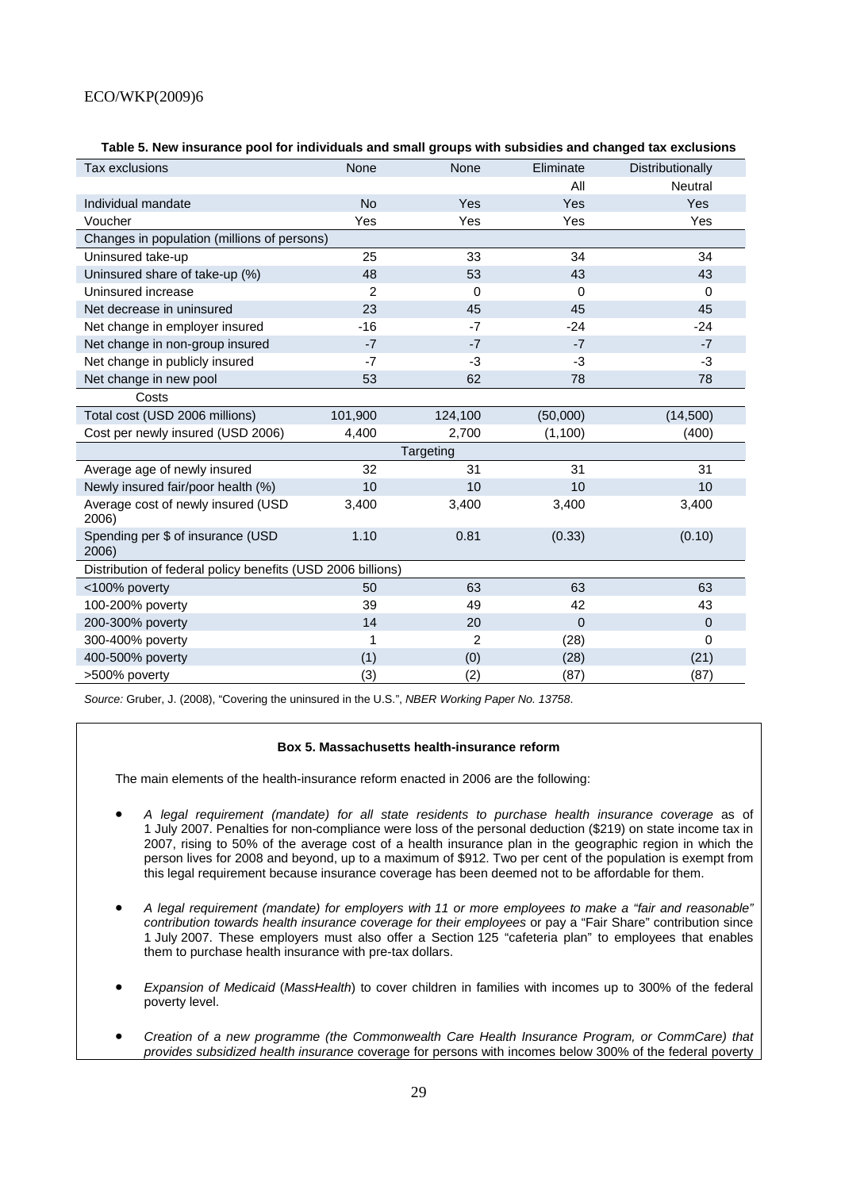**Table 5. New insurance pool for individuals and small groups with subsidies and changed tax exclusions**

| Tax exclusions | None | None | Eliminate All | Distributionally Neutral |
|---|---|---|---|---|
| Individual mandate | No | Yes | Yes | Yes |
| Voucher | Yes | Yes | Yes | Yes |
| Changes in population (millions of persons) | | | | |
| Uninsured take-up | 25 | 33 | 34 | 34 |
| Uninsured share of take-up (%) | 48 | 53 | 43 | 43 |
| Uninsured increase | 2 | 0 | 0 | 0 |
| Net decrease in uninsured | 23 | 45 | 45 | 45 |
| Net change in employer insured | -16 | -7 | -24 | -24 |
| Net change in non-group insured | -7 | -7 | -7 | -7 |
| Net change in publicly insured | -7 | -3 | -3 | -3 |
| Net change in new pool | 53 | 62 | 78 | 78 |
| Costs | | | | |
| Total cost (USD 2006 millions) | 101,900 | 124,100 | (50,000) | (14,500) |
| Cost per newly insured (USD 2006) | 4,400 | 2,700 | (1,100) | (400) |
| Targeting | | | | |
| Average age of newly insured | 32 | 31 | 31 | 31 |
| Newly insured fair/poor health (%) | 10 | 10 | 10 | 10 |
| Average cost of newly insured (USD 2006) | 3,400 | 3,400 | 3,400 | 3,400 |
| Spending per $ of insurance (USD 2006) | 1.10 | 0.81 | (0.33) | (0.10) |
| Distribution of federal policy benefits (USD 2006 billions) | | | | |
| <100% poverty | 50 | 63 | 63 | 63 |
| 100-200% poverty | 39 | 49 | 42 | 43 |
| 200-300% poverty | 14 | 20 | 0 | 0 |
| 300-400% poverty | 1 | 2 | (28) | 0 |
| 400-500% poverty | (1) | (0) | (28) | (21) |
| >500% poverty | (3) | (2) | (87) | (87) |

*Source:* Gruber, J. (2008), "Covering the uninsured in the U.S.", *NBER Working Paper No. 13758*.

**Box 5. Massachusetts health-insurance reform**

The main elements of the health-insurance reform enacted in 2006 are the following:

- *A legal requirement (mandate) for all state residents to purchase health insurance coverage* as of 1 July 2007. Penalties for non-compliance were loss of the personal deduction ($219) on state income tax in 2007, rising to 50% of the average cost of a health insurance plan in the geographic region in which the person lives for 2008 and beyond, up to a maximum of $912. Two per cent of the population is exempt from this legal requirement because insurance coverage has been deemed not to be affordable for them.

- *A legal requirement (mandate) for employers with 11 or more employees to make a "fair and reasonable" contribution towards health insurance coverage for their employees* or pay a "Fair Share" contribution since 1 July 2007. These employers must also offer a Section 125 "cafeteria plan" to employees that enables them to purchase health insurance with pre-tax dollars.

- *Expansion of Medicaid* (*MassHealth*) to cover children in families with incomes up to 300% of the federal poverty level.

- *Creation of a new programme (the Commonwealth Care Health Insurance Program, or CommCare) that provides subsidized health insurance* coverage for persons with incomes below 300% of the federal poverty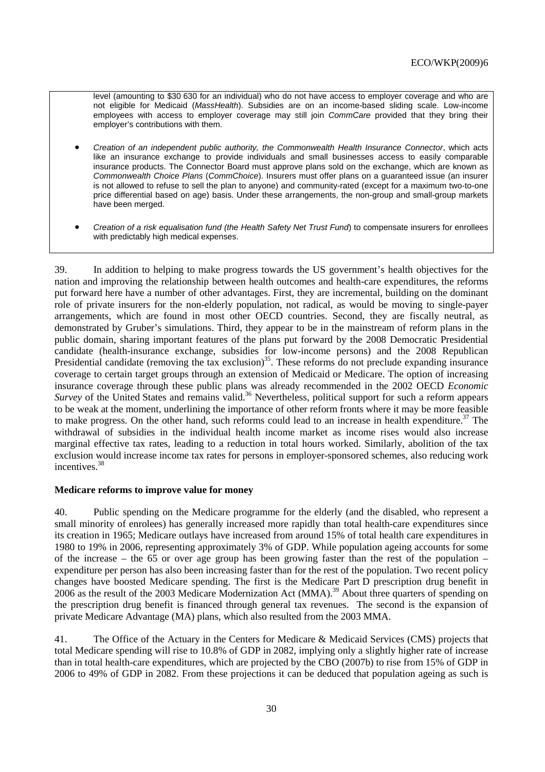level (amounting to $30 630 for an individual) who do not have access to employer coverage and who are not eligible for Medicaid (*MassHealth*). Subsidies are on an income-based sliding scale. Low-income employees with access to employer coverage may still join *CommCare* provided that they bring their employer's contributions with them.

- *Creation of an independent public authority, the Commonwealth Health Insurance Connector*, which acts like an insurance exchange to provide individuals and small businesses access to easily comparable insurance products. The Connector Board must approve plans sold on the exchange, which are known as *Commonwealth Choice Plans* (*CommChoice*). Insurers must offer plans on a guaranteed issue (an insurer is not allowed to refuse to sell the plan to anyone) and community-rated (except for a maximum two-to-one price differential based on age) basis. Under these arrangements, the non-group and small-group markets have been merged.

- *Creation of a risk equalisation fund (the Health Safety Net Trust Fund*) to compensate insurers for enrollees with predictably high medical expenses.

39. In addition to helping to make progress towards the US government's health objectives for the nation and improving the relationship between health outcomes and health-care expenditures, the reforms put forward here have a number of other advantages. First, they are incremental, building on the dominant role of private insurers for the non-elderly population, not radical, as would be moving to single-payer arrangements, which are found in most other OECD countries. Second, they are fiscally neutral, as demonstrated by Gruber's simulations. Third, they appear to be in the mainstream of reform plans in the public domain, sharing important features of the plans put forward by the 2008 Democratic Presidential candidate (health-insurance exchange, subsidies for low-income persons) and the 2008 Republican Presidential candidate (removing the tax exclusion)[35]. These reforms do not preclude expanding insurance coverage to certain target groups through an extension of Medicaid or Medicare. The option of increasing insurance coverage through these public plans was already recommended in the 2002 OECD *Economic Survey* of the United States and remains valid.[36] Nevertheless, political support for such a reform appears to be weak at the moment, underlining the importance of other reform fronts where it may be more feasible to make progress. On the other hand, such reforms could lead to an increase in health expenditure.[37] The withdrawal of subsidies in the individual health income market as income rises would also increase marginal effective tax rates, leading to a reduction in total hours worked. Similarly, abolition of the tax exclusion would increase income tax rates for persons in employer-sponsored schemes, also reducing work incentives.[38]

**Medicare reforms to improve value for money**

40. Public spending on the Medicare programme for the elderly (and the disabled, who represent a small minority of enrolees) has generally increased more rapidly than total health-care expenditures since its creation in 1965; Medicare outlays have increased from around 15% of total health care expenditures in 1980 to 19% in 2006, representing approximately 3% of GDP. While population ageing accounts for some of the increase – the 65 or over age group has been growing faster than the rest of the population – expenditure per person has also been increasing faster than for the rest of the population. Two recent policy changes have boosted Medicare spending. The first is the Medicare Part D prescription drug benefit in 2006 as the result of the 2003 Medicare Modernization Act (MMA).[39] About three quarters of spending on the prescription drug benefit is financed through general tax revenues. The second is the expansion of private Medicare Advantage (MA) plans, which also resulted from the 2003 MMA.

41. The Office of the Actuary in the Centers for Medicare & Medicaid Services (CMS) projects that total Medicare spending will rise to 10.8% of GDP in 2082, implying only a slightly higher rate of increase than in total health-care expenditures, which are projected by the CBO (2007b) to rise from 15% of GDP in 2006 to 49% of GDP in 2082. From these projections it can be deduced that population ageing as such is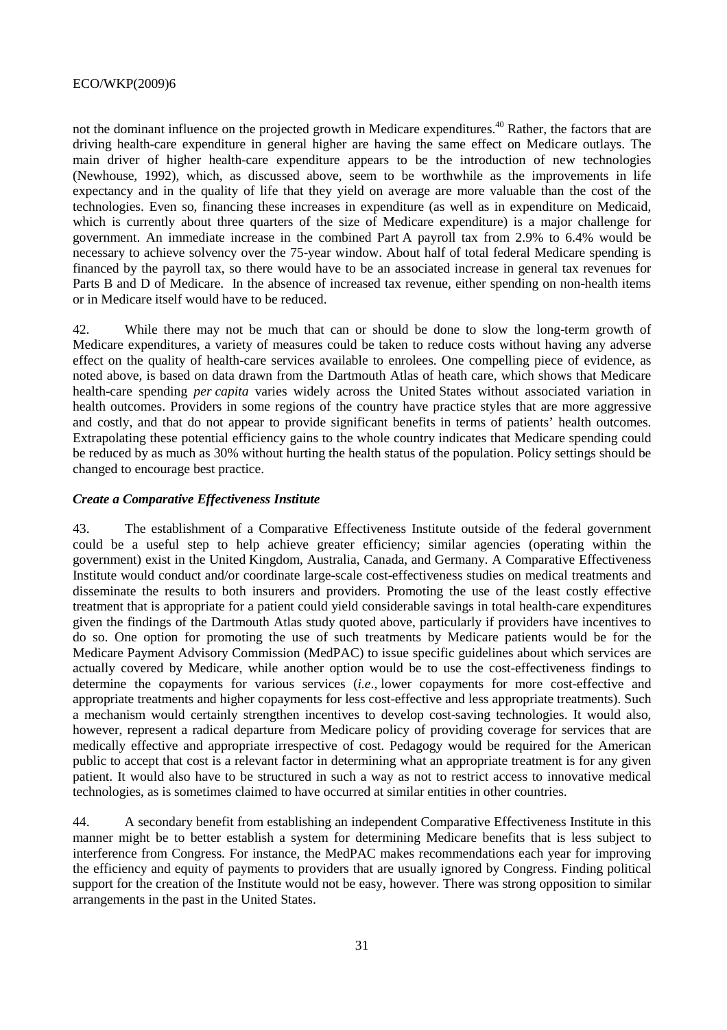not the dominant influence on the projected growth in Medicare expenditures.[40] Rather, the factors that are driving health-care expenditure in general higher are having the same effect on Medicare outlays. The main driver of higher health-care expenditure appears to be the introduction of new technologies (Newhouse, 1992), which, as discussed above, seem to be worthwhile as the improvements in life expectancy and in the quality of life that they yield on average are more valuable than the cost of the technologies. Even so, financing these increases in expenditure (as well as in expenditure on Medicaid, which is currently about three quarters of the size of Medicare expenditure) is a major challenge for government. An immediate increase in the combined Part A payroll tax from 2.9% to 6.4% would be necessary to achieve solvency over the 75-year window. About half of total federal Medicare spending is financed by the payroll tax, so there would have to be an associated increase in general tax revenues for Parts B and D of Medicare. In the absence of increased tax revenue, either spending on non-health items or in Medicare itself would have to be reduced.

42. While there may not be much that can or should be done to slow the long-term growth of Medicare expenditures, a variety of measures could be taken to reduce costs without having any adverse effect on the quality of health-care services available to enrolees. One compelling piece of evidence, as noted above, is based on data drawn from the Dartmouth Atlas of heath care, which shows that Medicare health-care spending *per capita* varies widely across the United States without associated variation in health outcomes. Providers in some regions of the country have practice styles that are more aggressive and costly, and that do not appear to provide significant benefits in terms of patients' health outcomes. Extrapolating these potential efficiency gains to the whole country indicates that Medicare spending could be reduced by as much as 30% without hurting the health status of the population. Policy settings should be changed to encourage best practice.

### *Create a Comparative Effectiveness Institute*

43. The establishment of a Comparative Effectiveness Institute outside of the federal government could be a useful step to help achieve greater efficiency; similar agencies (operating within the government) exist in the United Kingdom, Australia, Canada, and Germany. A Comparative Effectiveness Institute would conduct and/or coordinate large-scale cost-effectiveness studies on medical treatments and disseminate the results to both insurers and providers. Promoting the use of the least costly effective treatment that is appropriate for a patient could yield considerable savings in total health-care expenditures given the findings of the Dartmouth Atlas study quoted above, particularly if providers have incentives to do so. One option for promoting the use of such treatments by Medicare patients would be for the Medicare Payment Advisory Commission (MedPAC) to issue specific guidelines about which services are actually covered by Medicare, while another option would be to use the cost-effectiveness findings to determine the copayments for various services (*i.e.*, lower copayments for more cost-effective and appropriate treatments and higher copayments for less cost-effective and less appropriate treatments). Such a mechanism would certainly strengthen incentives to develop cost-saving technologies. It would also, however, represent a radical departure from Medicare policy of providing coverage for services that are medically effective and appropriate irrespective of cost. Pedagogy would be required for the American public to accept that cost is a relevant factor in determining what an appropriate treatment is for any given patient. It would also have to be structured in such a way as not to restrict access to innovative medical technologies, as is sometimes claimed to have occurred at similar entities in other countries.

44. A secondary benefit from establishing an independent Comparative Effectiveness Institute in this manner might be to better establish a system for determining Medicare benefits that is less subject to interference from Congress. For instance, the MedPAC makes recommendations each year for improving the efficiency and equity of payments to providers that are usually ignored by Congress. Finding political support for the creation of the Institute would not be easy, however. There was strong opposition to similar arrangements in the past in the United States.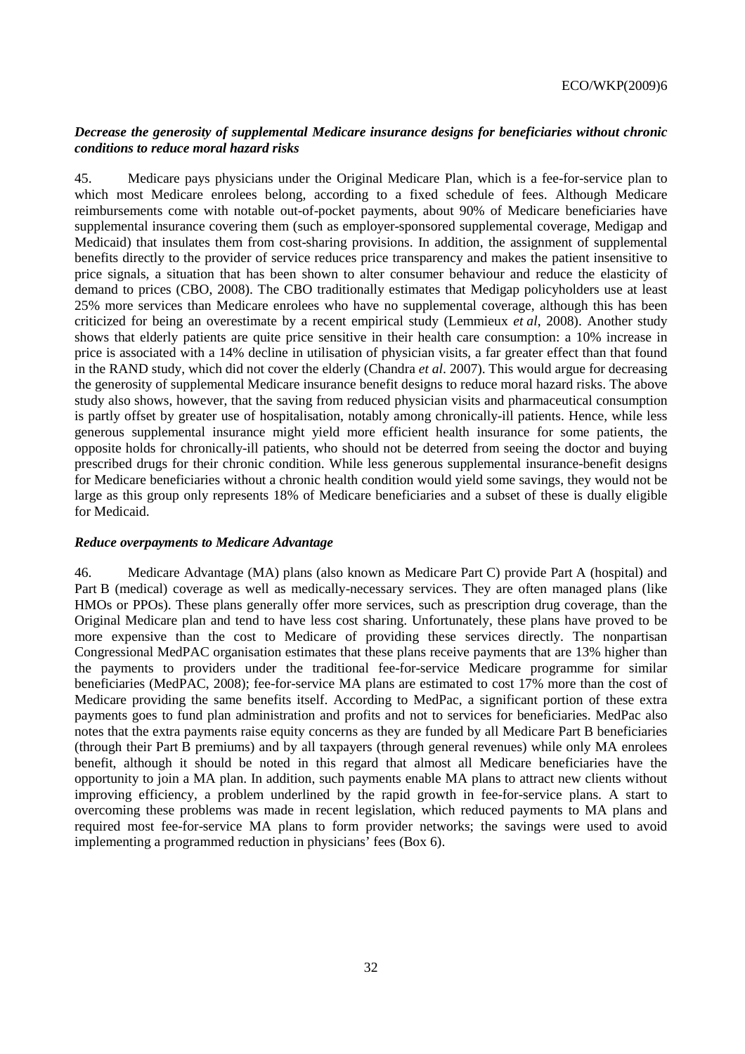***Decrease the generosity of supplemental Medicare insurance designs for beneficiaries without chronic conditions to reduce moral hazard risks***

45. Medicare pays physicians under the Original Medicare Plan, which is a fee-for-service plan to which most Medicare enrolees belong, according to a fixed schedule of fees. Although Medicare reimbursements come with notable out-of-pocket payments, about 90% of Medicare beneficiaries have supplemental insurance covering them (such as employer-sponsored supplemental coverage, Medigap and Medicaid) that insulates them from cost-sharing provisions. In addition, the assignment of supplemental benefits directly to the provider of service reduces price transparency and makes the patient insensitive to price signals, a situation that has been shown to alter consumer behaviour and reduce the elasticity of demand to prices (CBO, 2008). The CBO traditionally estimates that Medigap policyholders use at least 25% more services than Medicare enrolees who have no supplemental coverage, although this has been criticized for being an overestimate by a recent empirical study (Lemmieux *et al*, 2008). Another study shows that elderly patients are quite price sensitive in their health care consumption: a 10% increase in price is associated with a 14% decline in utilisation of physician visits, a far greater effect than that found in the RAND study, which did not cover the elderly (Chandra *et al*. 2007). This would argue for decreasing the generosity of supplemental Medicare insurance benefit designs to reduce moral hazard risks. The above study also shows, however, that the saving from reduced physician visits and pharmaceutical consumption is partly offset by greater use of hospitalisation, notably among chronically-ill patients. Hence, while less generous supplemental insurance might yield more efficient health insurance for some patients, the opposite holds for chronically-ill patients, who should not be deterred from seeing the doctor and buying prescribed drugs for their chronic condition. While less generous supplemental insurance-benefit designs for Medicare beneficiaries without a chronic health condition would yield some savings, they would not be large as this group only represents 18% of Medicare beneficiaries and a subset of these is dually eligible for Medicaid.

***Reduce overpayments to Medicare Advantage***

46. Medicare Advantage (MA) plans (also known as Medicare Part C) provide Part A (hospital) and Part B (medical) coverage as well as medically-necessary services. They are often managed plans (like HMOs or PPOs). These plans generally offer more services, such as prescription drug coverage, than the Original Medicare plan and tend to have less cost sharing. Unfortunately, these plans have proved to be more expensive than the cost to Medicare of providing these services directly. The nonpartisan Congressional MedPAC organisation estimates that these plans receive payments that are 13% higher than the payments to providers under the traditional fee-for-service Medicare programme for similar beneficiaries (MedPAC, 2008); fee-for-service MA plans are estimated to cost 17% more than the cost of Medicare providing the same benefits itself. According to MedPac, a significant portion of these extra payments goes to fund plan administration and profits and not to services for beneficiaries. MedPac also notes that the extra payments raise equity concerns as they are funded by all Medicare Part B beneficiaries (through their Part B premiums) and by all taxpayers (through general revenues) while only MA enrolees benefit, although it should be noted in this regard that almost all Medicare beneficiaries have the opportunity to join a MA plan. In addition, such payments enable MA plans to attract new clients without improving efficiency, a problem underlined by the rapid growth in fee-for-service plans. A start to overcoming these problems was made in recent legislation, which reduced payments to MA plans and required most fee-for-service MA plans to form provider networks; the savings were used to avoid implementing a programmed reduction in physicians' fees (Box 6).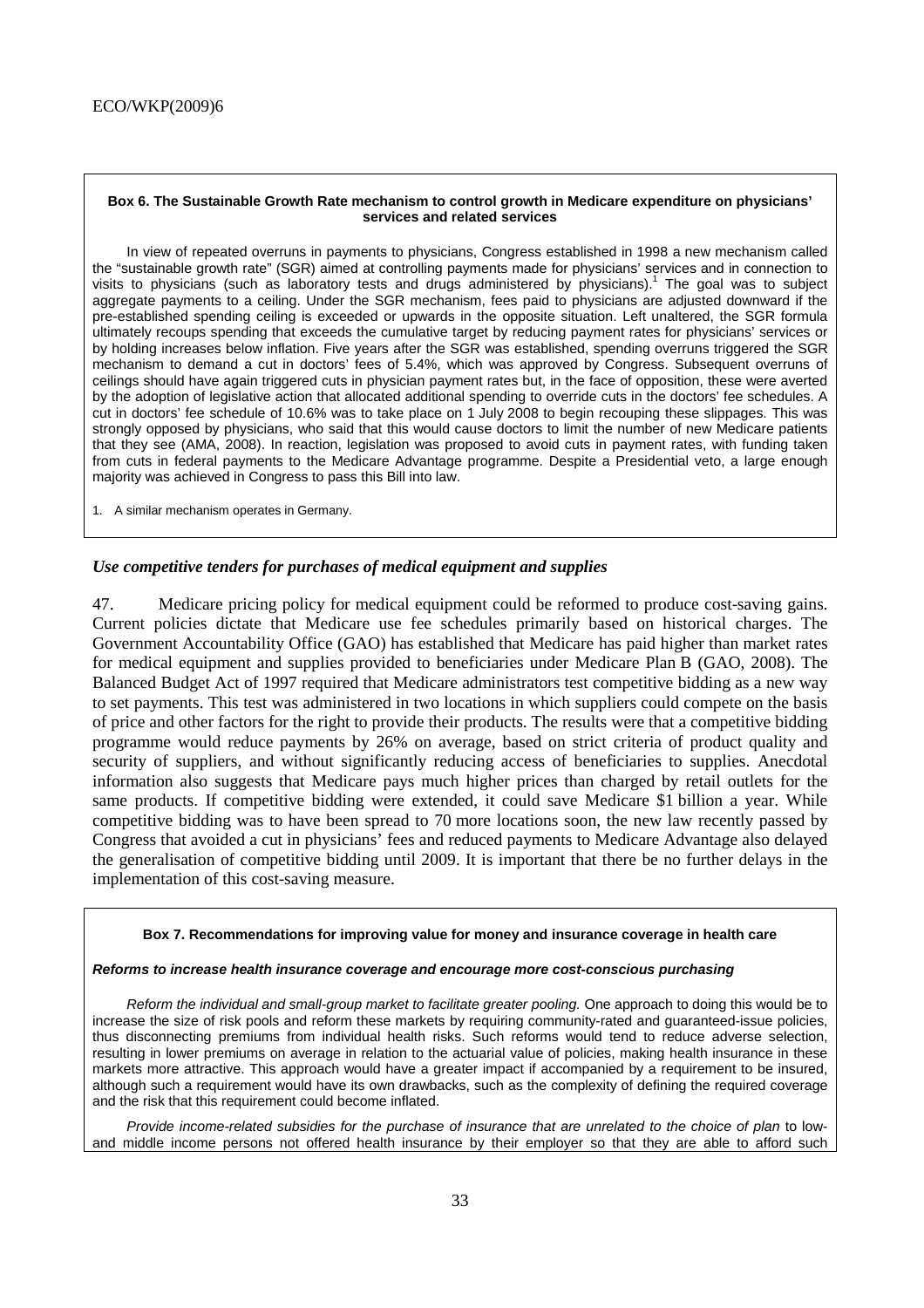**Box 6. The Sustainable Growth Rate mechanism to control growth in Medicare expenditure on physicians' services and related services**

In view of repeated overruns in payments to physicians, Congress established in 1998 a new mechanism called the "sustainable growth rate" (SGR) aimed at controlling payments made for physicians' services and in connection to visits to physicians (such as laboratory tests and drugs administered by physicians).[1] The goal was to subject aggregate payments to a ceiling. Under the SGR mechanism, fees paid to physicians are adjusted downward if the pre-established spending ceiling is exceeded or upwards in the opposite situation. Left unaltered, the SGR formula ultimately recoups spending that exceeds the cumulative target by reducing payment rates for physicians' services or by holding increases below inflation. Five years after the SGR was established, spending overruns triggered the SGR mechanism to demand a cut in doctors' fees of 5.4%, which was approved by Congress. Subsequent overruns of ceilings should have again triggered cuts in physician payment rates but, in the face of opposition, these were averted by the adoption of legislative action that allocated additional spending to override cuts in the doctors' fee schedules. A cut in doctors' fee schedule of 10.6% was to take place on 1 July 2008 to begin recouping these slippages. This was strongly opposed by physicians, who said that this would cause doctors to limit the number of new Medicare patients that they see (AMA, 2008). In reaction, legislation was proposed to avoid cuts in payment rates, with funding taken from cuts in federal payments to the Medicare Advantage programme. Despite a Presidential veto, a large enough majority was achieved in Congress to pass this Bill into law.

1. A similar mechanism operates in Germany.

### *Use competitive tenders for purchases of medical equipment and supplies*

47. Medicare pricing policy for medical equipment could be reformed to produce cost-saving gains. Current policies dictate that Medicare use fee schedules primarily based on historical charges. The Government Accountability Office (GAO) has established that Medicare has paid higher than market rates for medical equipment and supplies provided to beneficiaries under Medicare Plan B (GAO, 2008). The Balanced Budget Act of 1997 required that Medicare administrators test competitive bidding as a new way to set payments. This test was administered in two locations in which suppliers could compete on the basis of price and other factors for the right to provide their products. The results were that a competitive bidding programme would reduce payments by 26% on average, based on strict criteria of product quality and security of suppliers, and without significantly reducing access of beneficiaries to supplies. Anecdotal information also suggests that Medicare pays much higher prices than charged by retail outlets for the same products. If competitive bidding were extended, it could save Medicare $1 billion a year. While competitive bidding was to have been spread to 70 more locations soon, the new law recently passed by Congress that avoided a cut in physicians' fees and reduced payments to Medicare Advantage also delayed the generalisation of competitive bidding until 2009. It is important that there be no further delays in the implementation of this cost-saving measure.

**Box 7. Recommendations for improving value for money and insurance coverage in health care**

***Reforms to increase health insurance coverage and encourage more cost-conscious purchasing***

*Reform the individual and small-group market to facilitate greater pooling.* One approach to doing this would be to increase the size of risk pools and reform these markets by requiring community-rated and guaranteed-issue policies, thus disconnecting premiums from individual health risks. Such reforms would tend to reduce adverse selection, resulting in lower premiums on average in relation to the actuarial value of policies, making health insurance in these markets more attractive. This approach would have a greater impact if accompanied by a requirement to be insured, although such a requirement would have its own drawbacks, such as the complexity of defining the required coverage and the risk that this requirement could become inflated.

*Provide income-related subsidies for the purchase of insurance that are unrelated to the choice of plan* to low- and middle income persons not offered health insurance by their employer so that they are able to afford such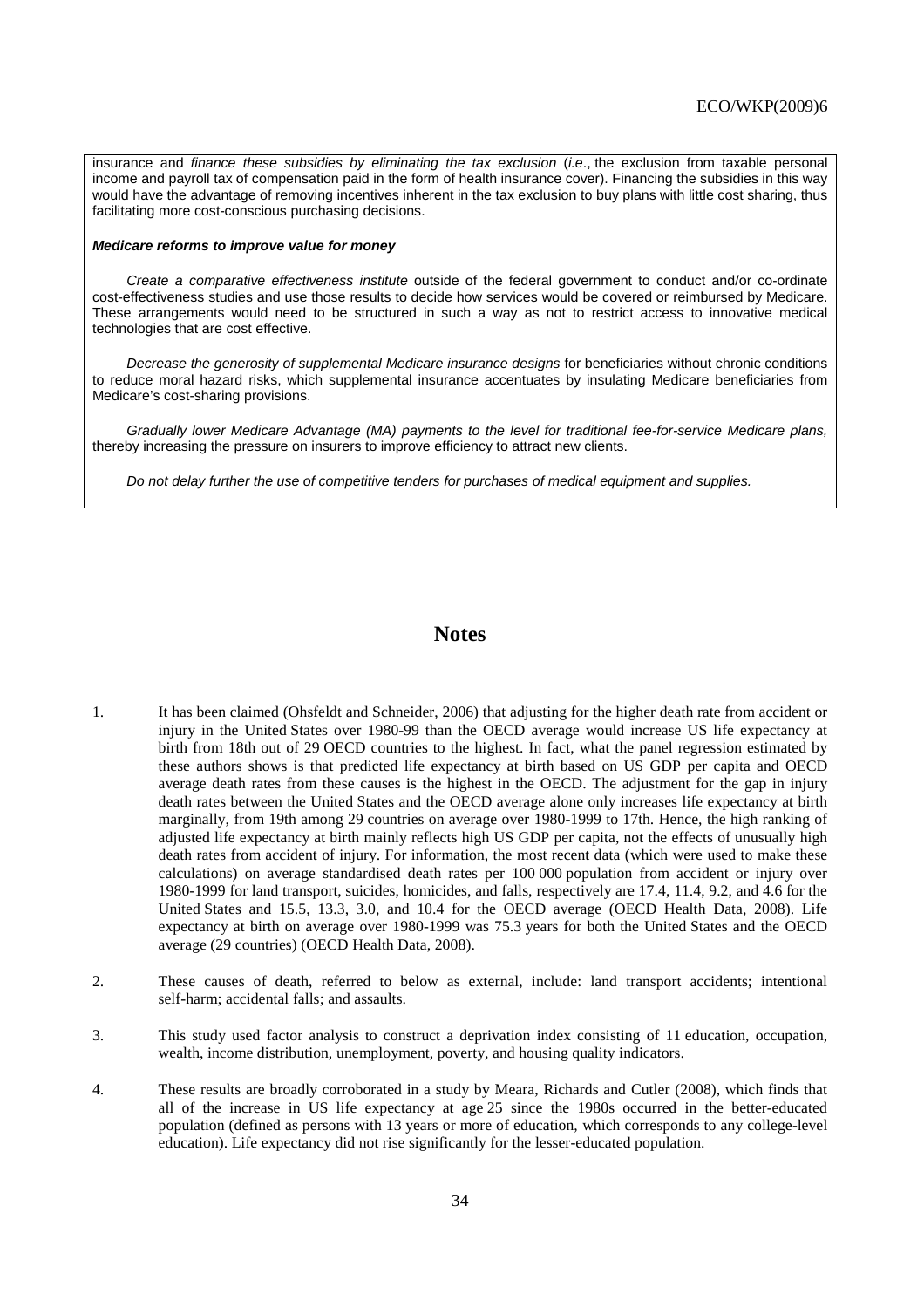insurance and *finance these subsidies by eliminating the tax exclusion* (*i.e*., the exclusion from taxable personal income and payroll tax of compensation paid in the form of health insurance cover). Financing the subsidies in this way would have the advantage of removing incentives inherent in the tax exclusion to buy plans with little cost sharing, thus facilitating more cost-conscious purchasing decisions.

***Medicare reforms to improve value for money***

*Create a comparative effectiveness institute* outside of the federal government to conduct and/or co-ordinate cost-effectiveness studies and use those results to decide how services would be covered or reimbursed by Medicare. These arrangements would need to be structured in such a way as not to restrict access to innovative medical technologies that are cost effective.

*Decrease the generosity of supplemental Medicare insurance designs* for beneficiaries without chronic conditions to reduce moral hazard risks, which supplemental insurance accentuates by insulating Medicare beneficiaries from Medicare's cost-sharing provisions.

*Gradually lower Medicare Advantage (MA) payments to the level for traditional fee-for-service Medicare plans,* thereby increasing the pressure on insurers to improve efficiency to attract new clients.

*Do not delay further the use of competitive tenders for purchases of medical equipment and supplies.*

# Notes

1. It has been claimed (Ohsfeldt and Schneider, 2006) that adjusting for the higher death rate from accident or injury in the United States over 1980-99 than the OECD average would increase US life expectancy at birth from 18th out of 29 OECD countries to the highest. In fact, what the panel regression estimated by these authors shows is that predicted life expectancy at birth based on US GDP per capita and OECD average death rates from these causes is the highest in the OECD. The adjustment for the gap in injury death rates between the United States and the OECD average alone only increases life expectancy at birth marginally, from 19th among 29 countries on average over 1980-1999 to 17th. Hence, the high ranking of adjusted life expectancy at birth mainly reflects high US GDP per capita, not the effects of unusually high death rates from accident of injury. For information, the most recent data (which were used to make these calculations) on average standardised death rates per 100 000 population from accident or injury over 1980-1999 for land transport, suicides, homicides, and falls, respectively are 17.4, 11.4, 9.2, and 4.6 for the United States and 15.5, 13.3, 3.0, and 10.4 for the OECD average (OECD Health Data, 2008). Life expectancy at birth on average over 1980-1999 was 75.3 years for both the United States and the OECD average (29 countries) (OECD Health Data, 2008).

2. These causes of death, referred to below as external, include: land transport accidents; intentional self-harm; accidental falls; and assaults.

3. This study used factor analysis to construct a deprivation index consisting of 11 education, occupation, wealth, income distribution, unemployment, poverty, and housing quality indicators.

4. These results are broadly corroborated in a study by Meara, Richards and Cutler (2008), which finds that all of the increase in US life expectancy at age 25 since the 1980s occurred in the better-educated population (defined as persons with 13 years or more of education, which corresponds to any college-level education). Life expectancy did not rise significantly for the lesser-educated population.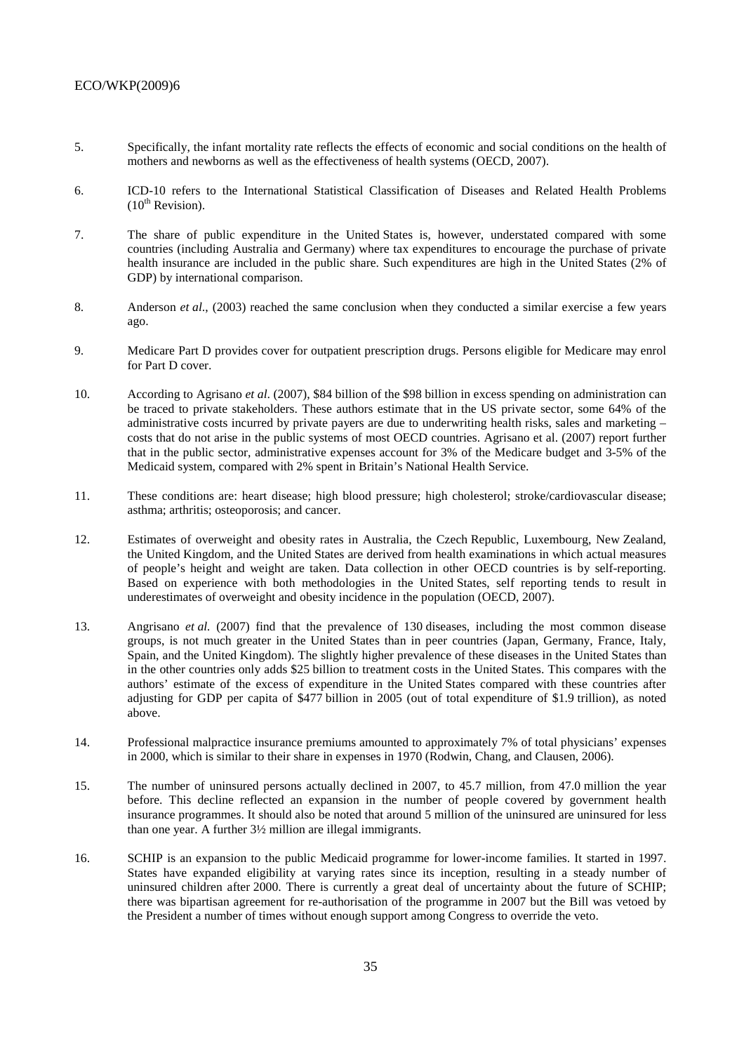5. Specifically, the infant mortality rate reflects the effects of economic and social conditions on the health of mothers and newborns as well as the effectiveness of health systems (OECD, 2007).

6. ICD-10 refers to the International Statistical Classification of Diseases and Related Health Problems (10th Revision).

7. The share of public expenditure in the United States is, however, understated compared with some countries (including Australia and Germany) where tax expenditures to encourage the purchase of private health insurance are included in the public share. Such expenditures are high in the United States (2% of GDP) by international comparison.

8. Anderson *et al*., (2003) reached the same conclusion when they conducted a similar exercise a few years ago.

9. Medicare Part D provides cover for outpatient prescription drugs. Persons eligible for Medicare may enrol for Part D cover.

10. According to Agrisano *et al.* (2007), $84 billion of the $98 billion in excess spending on administration can be traced to private stakeholders. These authors estimate that in the US private sector, some 64% of the administrative costs incurred by private payers are due to underwriting health risks, sales and marketing – costs that do not arise in the public systems of most OECD countries. Agrisano et al. (2007) report further that in the public sector, administrative expenses account for 3% of the Medicare budget and 3-5% of the Medicaid system, compared with 2% spent in Britain's National Health Service.

11. These conditions are: heart disease; high blood pressure; high cholesterol; stroke/cardiovascular disease; asthma; arthritis; osteoporosis; and cancer.

12. Estimates of overweight and obesity rates in Australia, the Czech Republic, Luxembourg, New Zealand, the United Kingdom, and the United States are derived from health examinations in which actual measures of people's height and weight are taken. Data collection in other OECD countries is by self-reporting. Based on experience with both methodologies in the United States, self reporting tends to result in underestimates of overweight and obesity incidence in the population (OECD, 2007).

13. Angrisano *et al.* (2007) find that the prevalence of 130 diseases, including the most common disease groups, is not much greater in the United States than in peer countries (Japan, Germany, France, Italy, Spain, and the United Kingdom). The slightly higher prevalence of these diseases in the United States than in the other countries only adds $25 billion to treatment costs in the United States. This compares with the authors' estimate of the excess of expenditure in the United States compared with these countries after adjusting for GDP per capita of $477 billion in 2005 (out of total expenditure of $1.9 trillion), as noted above.

14. Professional malpractice insurance premiums amounted to approximately 7% of total physicians' expenses in 2000, which is similar to their share in expenses in 1970 (Rodwin, Chang, and Clausen, 2006).

15. The number of uninsured persons actually declined in 2007, to 45.7 million, from 47.0 million the year before. This decline reflected an expansion in the number of people covered by government health insurance programmes. It should also be noted that around 5 million of the uninsured are uninsured for less than one year. A further 3½ million are illegal immigrants.

16. SCHIP is an expansion to the public Medicaid programme for lower-income families. It started in 1997. States have expanded eligibility at varying rates since its inception, resulting in a steady number of uninsured children after 2000. There is currently a great deal of uncertainty about the future of SCHIP; there was bipartisan agreement for re-authorisation of the programme in 2007 but the Bill was vetoed by the President a number of times without enough support among Congress to override the veto.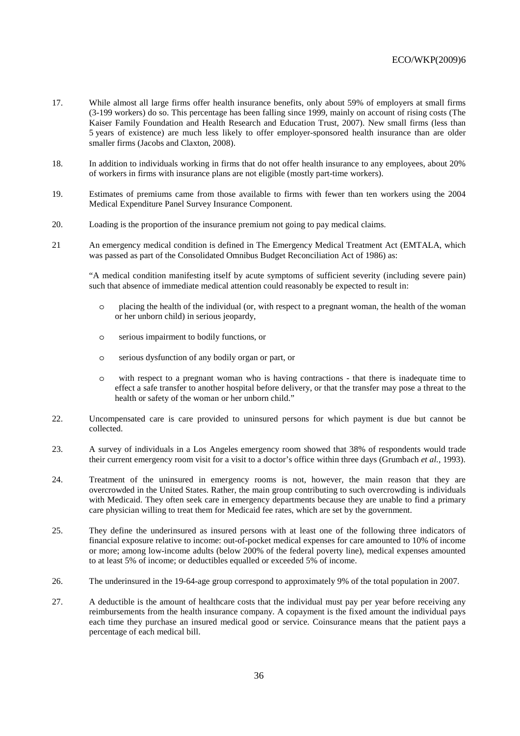17. While almost all large firms offer health insurance benefits, only about 59% of employers at small firms (3-199 workers) do so. This percentage has been falling since 1999, mainly on account of rising costs (The Kaiser Family Foundation and Health Research and Education Trust, 2007). New small firms (less than 5 years of existence) are much less likely to offer employer-sponsored health insurance than are older smaller firms (Jacobs and Claxton, 2008).

18. In addition to individuals working in firms that do not offer health insurance to any employees, about 20% of workers in firms with insurance plans are not eligible (mostly part-time workers).

19. Estimates of premiums came from those available to firms with fewer than ten workers using the 2004 Medical Expenditure Panel Survey Insurance Component.

20. Loading is the proportion of the insurance premium not going to pay medical claims.

21 An emergency medical condition is defined in The Emergency Medical Treatment Act (EMTALA, which was passed as part of the Consolidated Omnibus Budget Reconciliation Act of 1986) as:

"A medical condition manifesting itself by acute symptoms of sufficient severity (including severe pain) such that absence of immediate medical attention could reasonably be expected to result in:

- placing the health of the individual (or, with respect to a pregnant woman, the health of the woman or her unborn child) in serious jeopardy,
- serious impairment to bodily functions, or
- serious dysfunction of any bodily organ or part, or
- with respect to a pregnant woman who is having contractions - that there is inadequate time to effect a safe transfer to another hospital before delivery, or that the transfer may pose a threat to the health or safety of the woman or her unborn child."

22. Uncompensated care is care provided to uninsured persons for which payment is due but cannot be collected.

23. A survey of individuals in a Los Angeles emergency room showed that 38% of respondents would trade their current emergency room visit for a visit to a doctor's office within three days (Grumbach *et al.*, 1993).

24. Treatment of the uninsured in emergency rooms is not, however, the main reason that they are overcrowded in the United States. Rather, the main group contributing to such overcrowding is individuals with Medicaid. They often seek care in emergency departments because they are unable to find a primary care physician willing to treat them for Medicaid fee rates, which are set by the government.

25. They define the underinsured as insured persons with at least one of the following three indicators of financial exposure relative to income: out-of-pocket medical expenses for care amounted to 10% of income or more; among low-income adults (below 200% of the federal poverty line), medical expenses amounted to at least 5% of income; or deductibles equalled or exceeded 5% of income.

26. The underinsured in the 19-64-age group correspond to approximately 9% of the total population in 2007.

27. A deductible is the amount of healthcare costs that the individual must pay per year before receiving any reimbursements from the health insurance company. A copayment is the fixed amount the individual pays each time they purchase an insured medical good or service. Coinsurance means that the patient pays a percentage of each medical bill.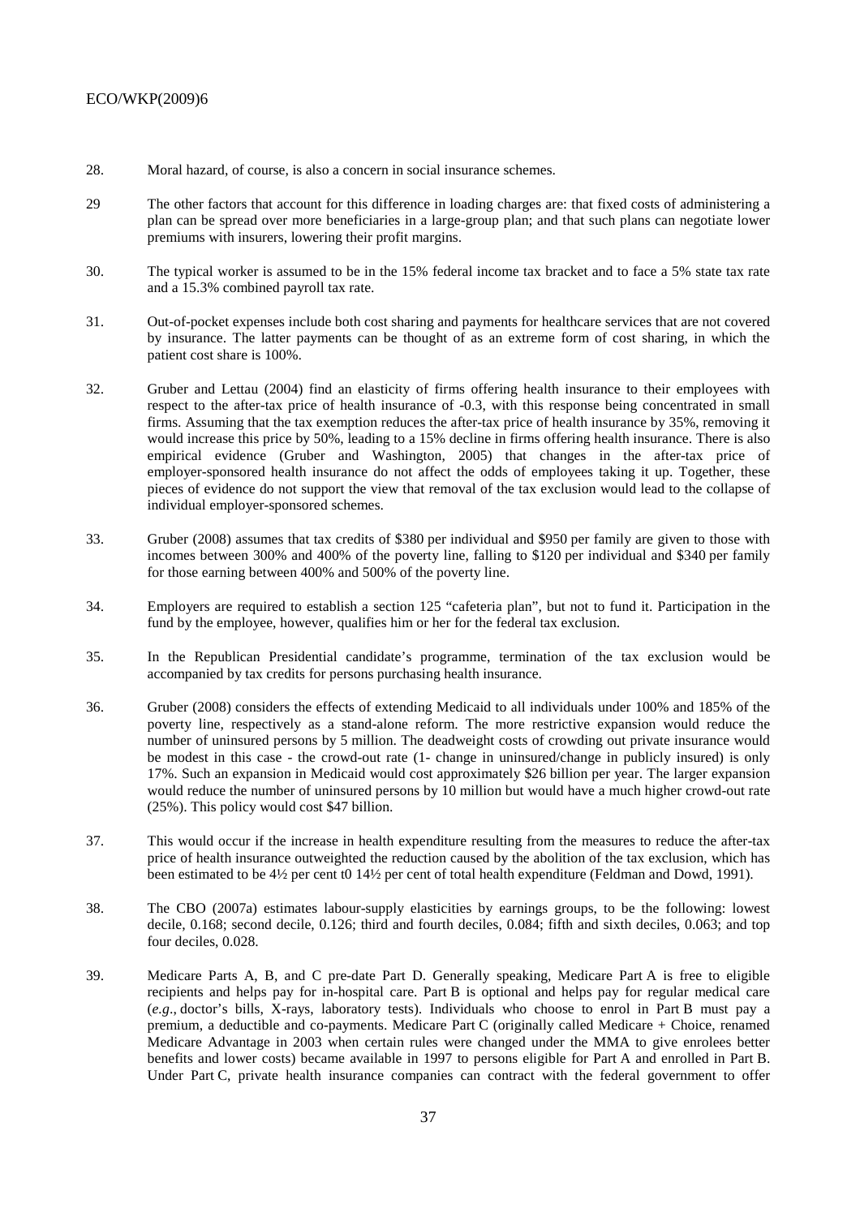28. Moral hazard, of course, is also a concern in social insurance schemes.

29 The other factors that account for this difference in loading charges are: that fixed costs of administering a plan can be spread over more beneficiaries in a large-group plan; and that such plans can negotiate lower premiums with insurers, lowering their profit margins.

30. The typical worker is assumed to be in the 15% federal income tax bracket and to face a 5% state tax rate and a 15.3% combined payroll tax rate.

31. Out-of-pocket expenses include both cost sharing and payments for healthcare services that are not covered by insurance. The latter payments can be thought of as an extreme form of cost sharing, in which the patient cost share is 100%.

32. Gruber and Lettau (2004) find an elasticity of firms offering health insurance to their employees with respect to the after-tax price of health insurance of -0.3, with this response being concentrated in small firms. Assuming that the tax exemption reduces the after-tax price of health insurance by 35%, removing it would increase this price by 50%, leading to a 15% decline in firms offering health insurance. There is also empirical evidence (Gruber and Washington, 2005) that changes in the after-tax price of employer-sponsored health insurance do not affect the odds of employees taking it up. Together, these pieces of evidence do not support the view that removal of the tax exclusion would lead to the collapse of individual employer-sponsored schemes.

33. Gruber (2008) assumes that tax credits of \$380 per individual and \$950 per family are given to those with incomes between 300% and 400% of the poverty line, falling to \$120 per individual and \$340 per family for those earning between 400% and 500% of the poverty line.

34. Employers are required to establish a section 125 "cafeteria plan", but not to fund it. Participation in the fund by the employee, however, qualifies him or her for the federal tax exclusion.

35. In the Republican Presidential candidate's programme, termination of the tax exclusion would be accompanied by tax credits for persons purchasing health insurance.

36. Gruber (2008) considers the effects of extending Medicaid to all individuals under 100% and 185% of the poverty line, respectively as a stand-alone reform. The more restrictive expansion would reduce the number of uninsured persons by 5 million. The deadweight costs of crowding out private insurance would be modest in this case - the crowd-out rate (1- change in uninsured/change in publicly insured) is only 17%. Such an expansion in Medicaid would cost approximately \$26 billion per year. The larger expansion would reduce the number of uninsured persons by 10 million but would have a much higher crowd-out rate (25%). This policy would cost \$47 billion.

37. This would occur if the increase in health expenditure resulting from the measures to reduce the after-tax price of health insurance outweighted the reduction caused by the abolition of the tax exclusion, which has been estimated to be 4½ per cent t0 14½ per cent of total health expenditure (Feldman and Dowd, 1991).

38. The CBO (2007a) estimates labour-supply elasticities by earnings groups, to be the following: lowest decile, 0.168; second decile, 0.126; third and fourth deciles, 0.084; fifth and sixth deciles, 0.063; and top four deciles, 0.028.

39. Medicare Parts A, B, and C pre-date Part D. Generally speaking, Medicare Part A is free to eligible recipients and helps pay for in-hospital care. Part B is optional and helps pay for regular medical care (*e.g*., doctor's bills, X-rays, laboratory tests). Individuals who choose to enrol in Part B must pay a premium, a deductible and co-payments. Medicare Part C (originally called Medicare + Choice, renamed Medicare Advantage in 2003 when certain rules were changed under the MMA to give enrolees better benefits and lower costs) became available in 1997 to persons eligible for Part A and enrolled in Part B. Under Part C, private health insurance companies can contract with the federal government to offer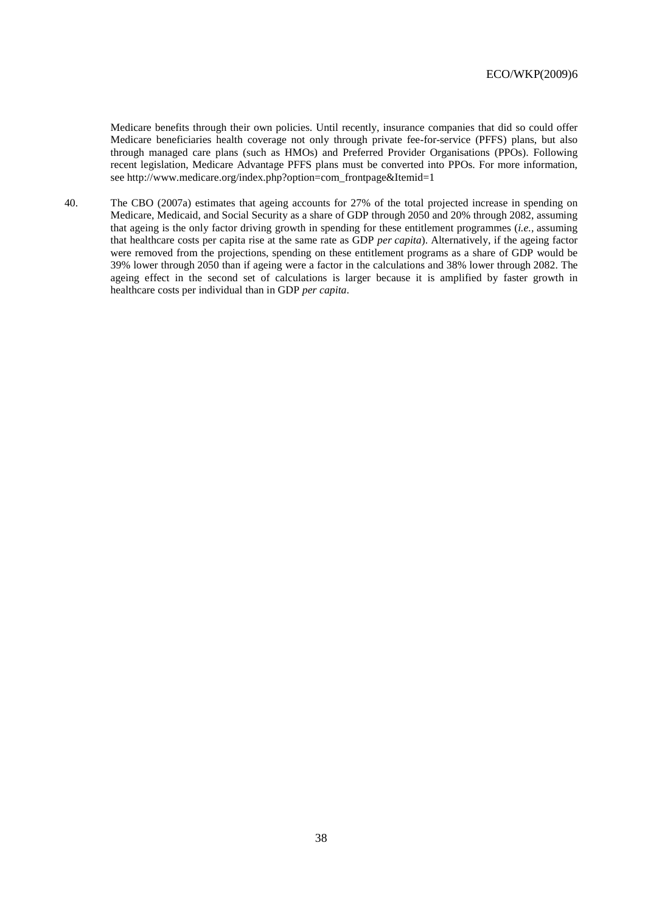Medicare benefits through their own policies. Until recently, insurance companies that did so could offer Medicare beneficiaries health coverage not only through private fee-for-service (PFFS) plans, but also through managed care plans (such as HMOs) and Preferred Provider Organisations (PPOs). Following recent legislation, Medicare Advantage PFFS plans must be converted into PPOs. For more information, see http://www.medicare.org/index.php?option=com_frontpage&Itemid=1

40. The CBO (2007a) estimates that ageing accounts for 27% of the total projected increase in spending on Medicare, Medicaid, and Social Security as a share of GDP through 2050 and 20% through 2082, assuming that ageing is the only factor driving growth in spending for these entitlement programmes (*i.e.*, assuming that healthcare costs per capita rise at the same rate as GDP *per capita*). Alternatively, if the ageing factor were removed from the projections, spending on these entitlement programs as a share of GDP would be 39% lower through 2050 than if ageing were a factor in the calculations and 38% lower through 2082. The ageing effect in the second set of calculations is larger because it is amplified by faster growth in healthcare costs per individual than in GDP *per capita*.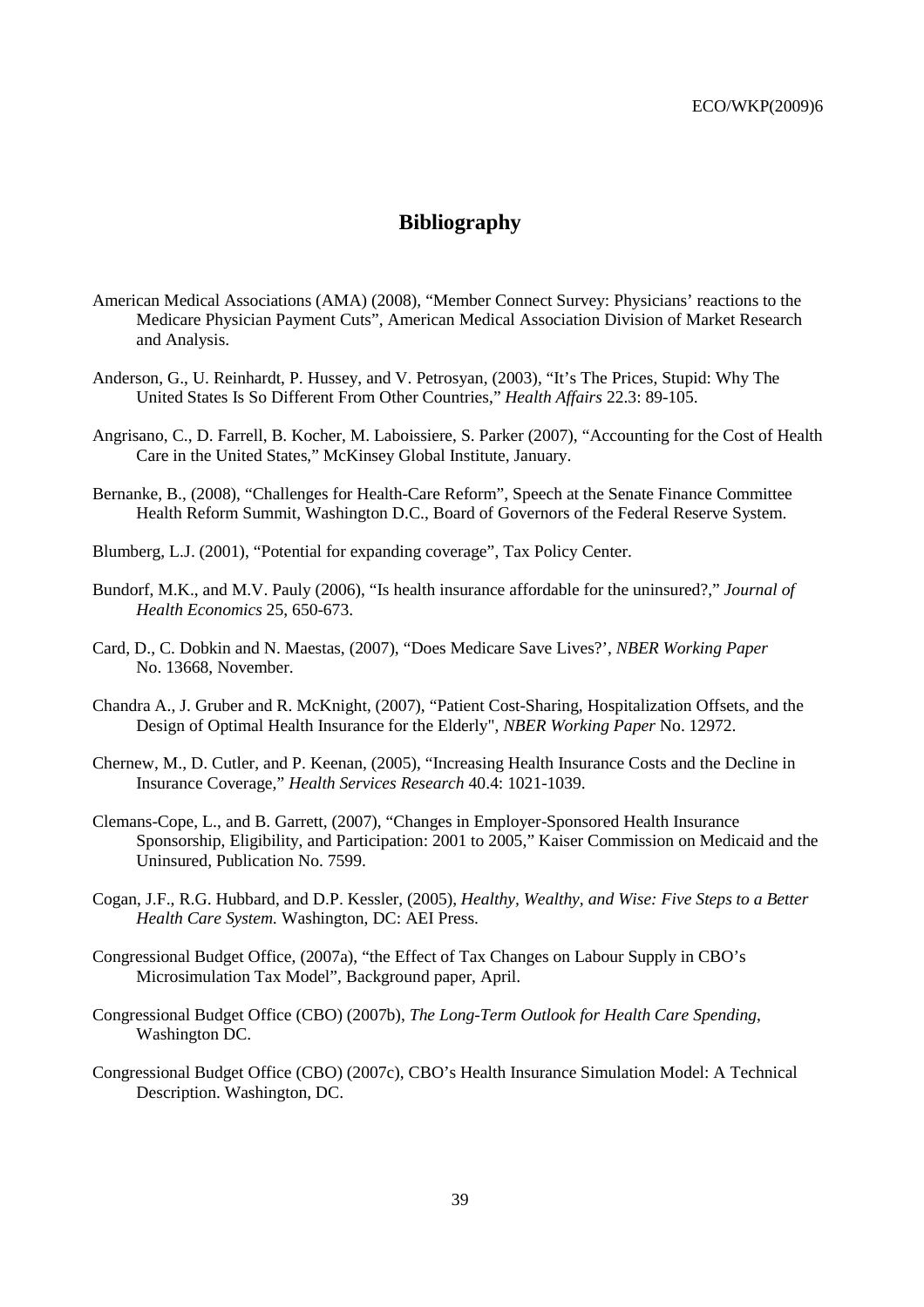# Bibliography

American Medical Associations (AMA) (2008), "Member Connect Survey: Physicians' reactions to the Medicare Physician Payment Cuts", American Medical Association Division of Market Research and Analysis.

Anderson, G., U. Reinhardt, P. Hussey, and V. Petrosyan, (2003), "It's The Prices, Stupid: Why The United States Is So Different From Other Countries," *Health Affairs* 22.3: 89-105.

Angrisano, C., D. Farrell, B. Kocher, M. Laboissiere, S. Parker (2007), "Accounting for the Cost of Health Care in the United States," McKinsey Global Institute, January.

Bernanke, B., (2008), "Challenges for Health-Care Reform", Speech at the Senate Finance Committee Health Reform Summit, Washington D.C., Board of Governors of the Federal Reserve System.

Blumberg, L.J. (2001), "Potential for expanding coverage", Tax Policy Center.

Bundorf, M.K., and M.V. Pauly (2006), "Is health insurance affordable for the uninsured?," *Journal of Health Economics* 25, 650-673.

Card, D., C. Dobkin and N. Maestas, (2007), "Does Medicare Save Lives?', *NBER Working Paper* No. 13668, November.

Chandra A., J. Gruber and R. McKnight, (2007), "Patient Cost-Sharing, Hospitalization Offsets, and the Design of Optimal Health Insurance for the Elderly", *NBER Working Paper* No. 12972.

Chernew, M., D. Cutler, and P. Keenan, (2005), "Increasing Health Insurance Costs and the Decline in Insurance Coverage," *Health Services Research* 40.4: 1021-1039.

Clemans-Cope, L., and B. Garrett, (2007), "Changes in Employer-Sponsored Health Insurance Sponsorship, Eligibility, and Participation: 2001 to 2005," Kaiser Commission on Medicaid and the Uninsured, Publication No. 7599.

Cogan, J.F., R.G. Hubbard, and D.P. Kessler, (2005), *Healthy, Wealthy, and Wise: Five Steps to a Better Health Care System.* Washington, DC: AEI Press.

Congressional Budget Office, (2007a), "the Effect of Tax Changes on Labour Supply in CBO's Microsimulation Tax Model", Background paper, April.

Congressional Budget Office (CBO) (2007b), *The Long-Term Outlook for Health Care Spending*, Washington DC.

Congressional Budget Office (CBO) (2007c), CBO's Health Insurance Simulation Model: A Technical Description. Washington, DC.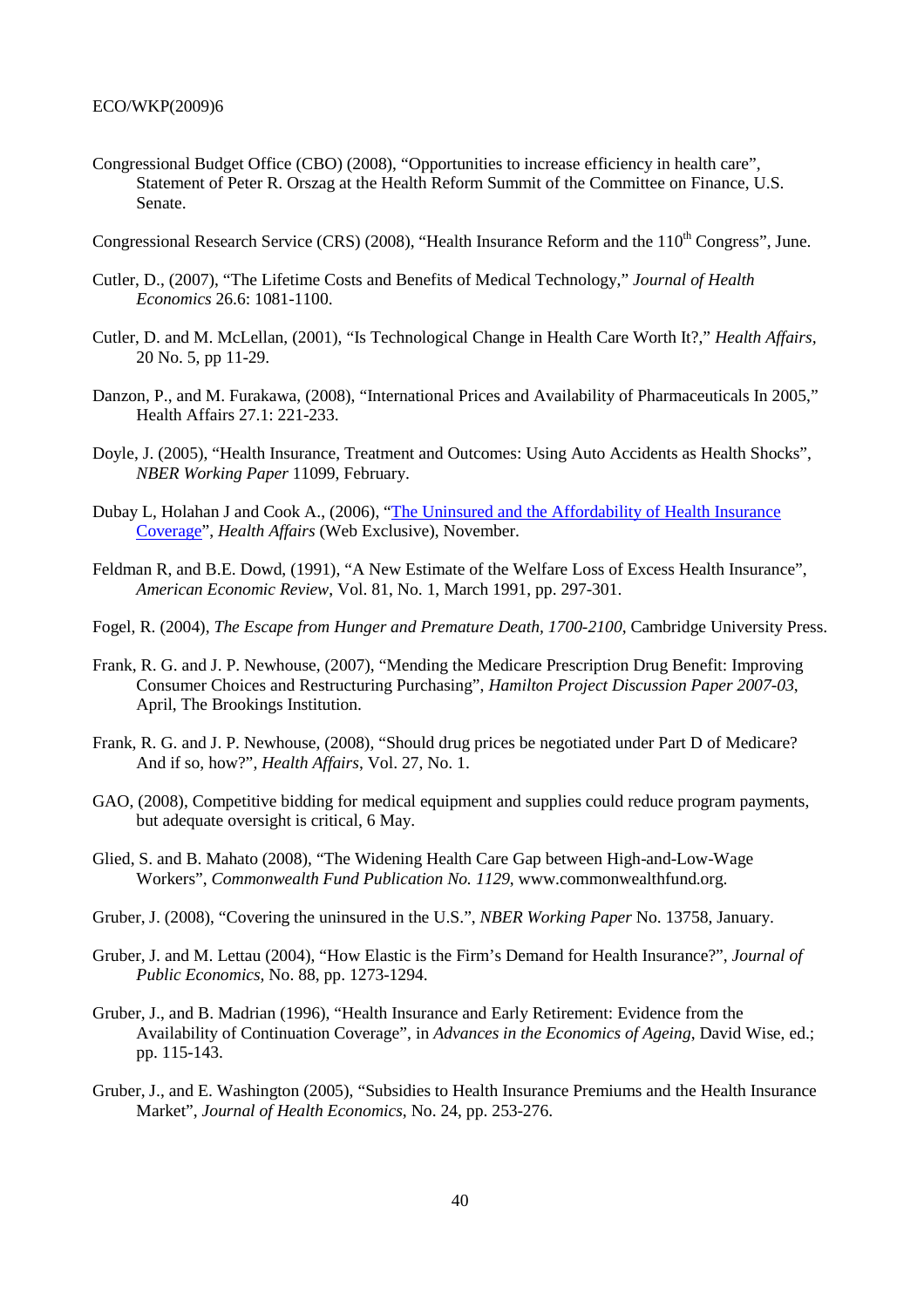Congressional Budget Office (CBO) (2008), "Opportunities to increase efficiency in health care", Statement of Peter R. Orszag at the Health Reform Summit of the Committee on Finance, U.S. Senate.

Congressional Research Service (CRS) (2008), "Health Insurance Reform and the 110th Congress", June.

Cutler, D., (2007), "The Lifetime Costs and Benefits of Medical Technology," *Journal of Health Economics* 26.6: 1081-1100.

Cutler, D. and M. McLellan, (2001), "Is Technological Change in Health Care Worth It?," *Health Affairs*, 20 No. 5, pp 11-29.

Danzon, P., and M. Furakawa, (2008), "International Prices and Availability of Pharmaceuticals In 2005," Health Affairs 27.1: 221-233.

Doyle, J. (2005), "Health Insurance, Treatment and Outcomes: Using Auto Accidents as Health Shocks", *NBER Working Paper* 11099, February.

Dubay L, Holahan J and Cook A., (2006), "The Uninsured and the Affordability of Health Insurance Coverage", *Health Affairs* (Web Exclusive), November.

Feldman R, and B.E. Dowd, (1991), "A New Estimate of the Welfare Loss of Excess Health Insurance", *American Economic Review*, Vol. 81, No. 1, March 1991, pp. 297-301.

Fogel, R. (2004), *The Escape from Hunger and Premature Death, 1700-2100*, Cambridge University Press.

Frank, R. G. and J. P. Newhouse, (2007), "Mending the Medicare Prescription Drug Benefit: Improving Consumer Choices and Restructuring Purchasing", *Hamilton Project Discussion Paper 2007-03*, April, The Brookings Institution.

Frank, R. G. and J. P. Newhouse, (2008), "Should drug prices be negotiated under Part D of Medicare? And if so, how?", *Health Affairs*, Vol. 27, No. 1.

GAO, (2008), Competitive bidding for medical equipment and supplies could reduce program payments, but adequate oversight is critical, 6 May.

Glied, S. and B. Mahato (2008), "The Widening Health Care Gap between High-and-Low-Wage Workers", *Commonwealth Fund Publication No. 1129*, www.commonwealthfund.org.

Gruber, J. (2008), "Covering the uninsured in the U.S.", *NBER Working Paper* No. 13758, January.

Gruber, J. and M. Lettau (2004), "How Elastic is the Firm's Demand for Health Insurance?", *Journal of Public Economics*, No. 88, pp. 1273-1294.

Gruber, J., and B. Madrian (1996), "Health Insurance and Early Retirement: Evidence from the Availability of Continuation Coverage", in *Advances in the Economics of Ageing*, David Wise, ed.; pp. 115-143.

Gruber, J., and E. Washington (2005), "Subsidies to Health Insurance Premiums and the Health Insurance Market", *Journal of Health Economics*, No. 24, pp. 253-276.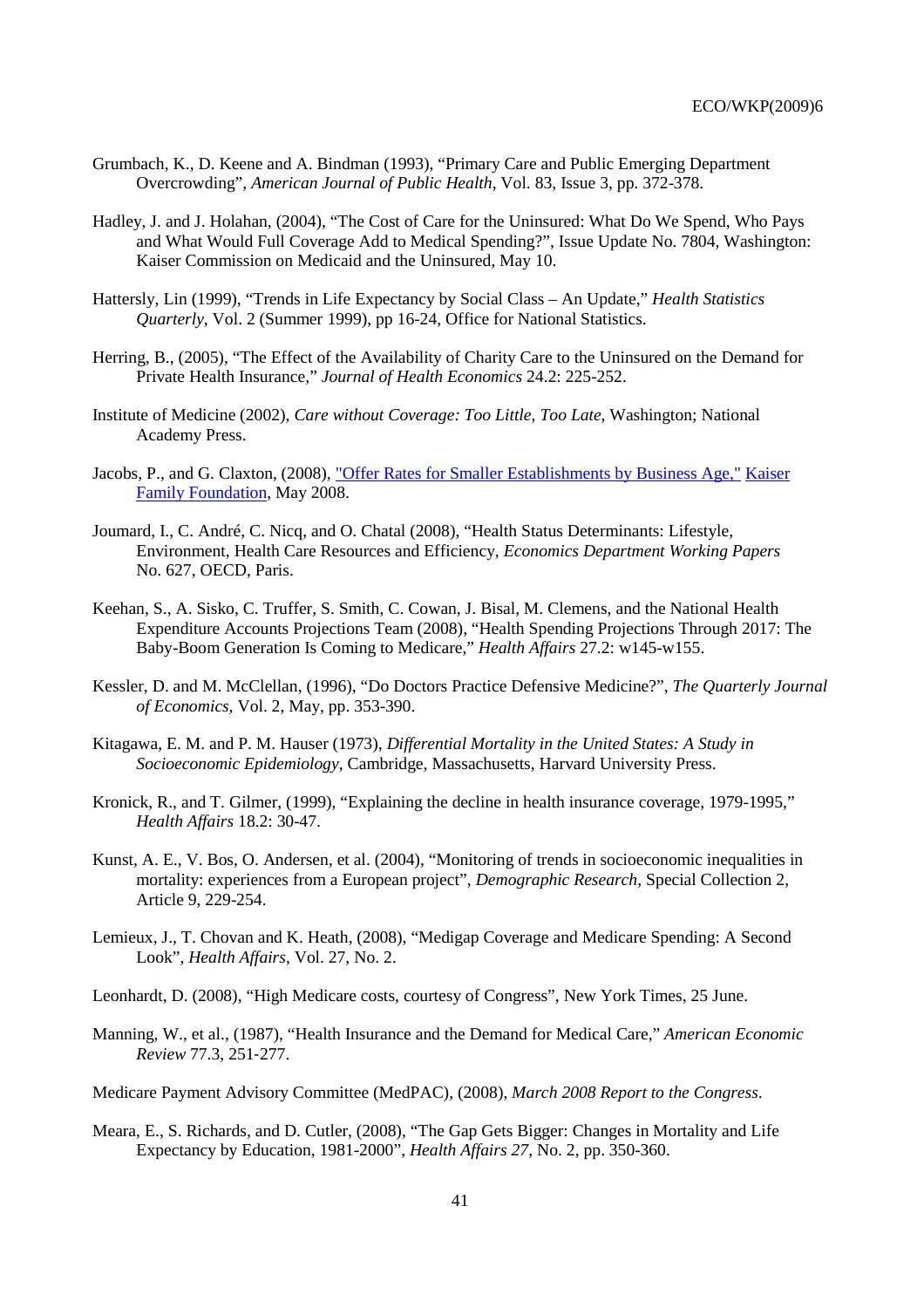Grumbach, K., D. Keene and A. Bindman (1993), "Primary Care and Public Emerging Department Overcrowding", *American Journal of Public Health*, Vol. 83, Issue 3, pp. 372-378.

Hadley, J. and J. Holahan, (2004), "The Cost of Care for the Uninsured: What Do We Spend, Who Pays and What Would Full Coverage Add to Medical Spending?", Issue Update No. 7804, Washington: Kaiser Commission on Medicaid and the Uninsured, May 10.

Hattersly, Lin (1999), "Trends in Life Expectancy by Social Class – An Update," *Health Statistics Quarterly*, Vol. 2 (Summer 1999), pp 16-24, Office for National Statistics.

Herring, B., (2005), "The Effect of the Availability of Charity Care to the Uninsured on the Demand for Private Health Insurance," *Journal of Health Economics* 24.2: 225-252.

Institute of Medicine (2002), *Care without Coverage: Too Little, Too Late*, Washington; National Academy Press.

Jacobs, P., and G. Claxton, (2008), "Offer Rates for Smaller Establishments by Business Age," Kaiser Family Foundation, May 2008.

Joumard, I., C. André, C. Nicq, and O. Chatal (2008), "Health Status Determinants: Lifestyle, Environment, Health Care Resources and Efficiency, *Economics Department Working Papers* No. 627, OECD, Paris.

Keehan, S., A. Sisko, C. Truffer, S. Smith, C. Cowan, J. Bisal, M. Clemens, and the National Health Expenditure Accounts Projections Team (2008), "Health Spending Projections Through 2017: The Baby-Boom Generation Is Coming to Medicare," *Health Affairs* 27.2: w145-w155.

Kessler, D. and M. McClellan, (1996), "Do Doctors Practice Defensive Medicine?", *The Quarterly Journal of Economics*, Vol. 2, May, pp. 353-390.

Kitagawa, E. M. and P. M. Hauser (1973), *Differential Mortality in the United States: A Study in Socioeconomic Epidemiology*, Cambridge, Massachusetts, Harvard University Press.

Kronick, R., and T. Gilmer, (1999), "Explaining the decline in health insurance coverage, 1979-1995," *Health Affairs* 18.2: 30-47.

Kunst, A. E., V. Bos, O. Andersen, et al. (2004), "Monitoring of trends in socioeconomic inequalities in mortality: experiences from a European project", *Demographic Research*, Special Collection 2, Article 9, 229-254.

Lemieux, J., T. Chovan and K. Heath, (2008), "Medigap Coverage and Medicare Spending: A Second Look", *Health Affairs*, Vol. 27, No. 2.

Leonhardt, D. (2008), "High Medicare costs, courtesy of Congress", New York Times, 25 June.

Manning, W., et al., (1987), "Health Insurance and the Demand for Medical Care," *American Economic Review* 77.3, 251-277.

Medicare Payment Advisory Committee (MedPAC), (2008), *March 2008 Report to the Congress*.

Meara, E., S. Richards, and D. Cutler, (2008), "The Gap Gets Bigger: Changes in Mortality and Life Expectancy by Education, 1981-2000", *Health Affairs 27*, No. 2, pp. 350-360.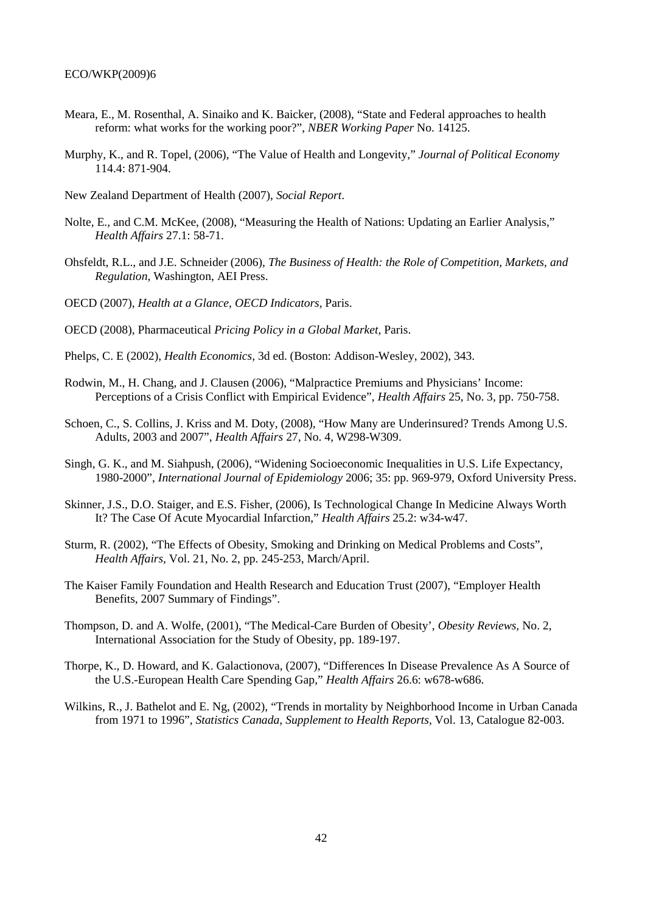Meara, E., M. Rosenthal, A. Sinaiko and K. Baicker, (2008), “State and Federal approaches to health reform: what works for the working poor?”, *NBER Working Paper* No. 14125.

Murphy, K., and R. Topel, (2006), “The Value of Health and Longevity,” *Journal of Political Economy* 114.4: 871-904.

New Zealand Department of Health (2007), *Social Report*.

Nolte, E., and C.M. McKee, (2008), “Measuring the Health of Nations: Updating an Earlier Analysis,” *Health Affairs* 27.1: 58-71.

Ohsfeldt, R.L., and J.E. Schneider (2006), *The Business of Health: the Role of Competition, Markets, and Regulation*, Washington, AEI Press.

OECD (2007), *Health at a Glance, OECD Indicators*, Paris.

OECD (2008), Pharmaceutical *Pricing Policy in a Global Market*, Paris.

Phelps, C. E (2002), *Health Economics*, 3d ed. (Boston: Addison-Wesley, 2002), 343.

Rodwin, M., H. Chang, and J. Clausen (2006), “Malpractice Premiums and Physicians’ Income: Perceptions of a Crisis Conflict with Empirical Evidence”, *Health Affairs* 25, No. 3, pp. 750-758.

Schoen, C., S. Collins, J. Kriss and M. Doty, (2008), “How Many are Underinsured? Trends Among U.S. Adults, 2003 and 2007”, *Health Affairs* 27, No. 4, W298-W309.

Singh, G. K., and M. Siahpush, (2006), “Widening Socioeconomic Inequalities in U.S. Life Expectancy, 1980-2000”, *International Journal of Epidemiology* 2006; 35: pp. 969-979, Oxford University Press.

Skinner, J.S., D.O. Staiger, and E.S. Fisher, (2006), Is Technological Change In Medicine Always Worth It? The Case Of Acute Myocardial Infarction,” *Health Affairs* 25.2: w34-w47.

Sturm, R. (2002), “The Effects of Obesity, Smoking and Drinking on Medical Problems and Costs”, *Health Affairs*, Vol. 21, No. 2, pp. 245-253, March/April.

The Kaiser Family Foundation and Health Research and Education Trust (2007), “Employer Health Benefits, 2007 Summary of Findings”.

Thompson, D. and A. Wolfe, (2001), “The Medical-Care Burden of Obesity’, *Obesity Reviews*, No. 2, International Association for the Study of Obesity, pp. 189-197.

Thorpe, K., D. Howard, and K. Galactionova, (2007), “Differences In Disease Prevalence As A Source of the U.S.-European Health Care Spending Gap,” *Health Affairs* 26.6: w678-w686.

Wilkins, R., J. Bathelot and E. Ng, (2002), “Trends in mortality by Neighborhood Income in Urban Canada from 1971 to 1996”, *Statistics Canada, Supplement to Health Reports*, Vol. 13, Catalogue 82-003.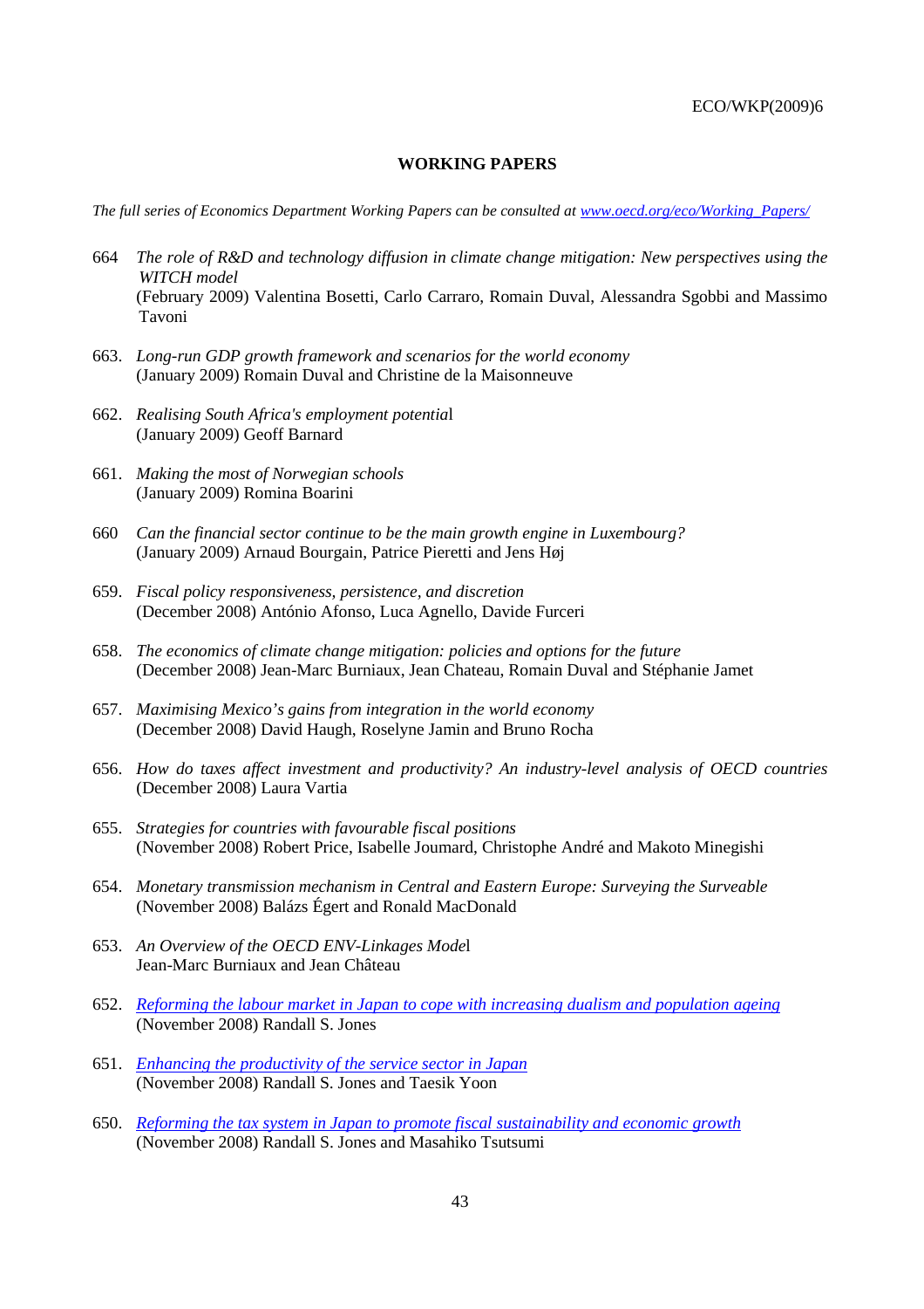## WORKING PAPERS

*The full series of Economics Department Working Papers can be consulted at [www.oecd.org/eco/Working_Papers/](www.oecd.org/eco/Working_Papers/)*

664 *The role of R&D and technology diffusion in climate change mitigation: New perspectives using the WITCH model*
(February 2009) Valentina Bosetti, Carlo Carraro, Romain Duval, Alessandra Sgobbi and Massimo Tavoni

663. *Long-run GDP growth framework and scenarios for the world economy*
(January 2009) Romain Duval and Christine de la Maisonneuve

662. *Realising South Africa's employment potential*
(January 2009) Geoff Barnard

661. *Making the most of Norwegian schools*
(January 2009) Romina Boarini

660 *Can the financial sector continue to be the main growth engine in Luxembourg?*
(January 2009) Arnaud Bourgain, Patrice Pieretti and Jens Høj

659. *Fiscal policy responsiveness, persistence, and discretion*
(December 2008) António Afonso, Luca Agnello, Davide Furceri

658. *The economics of climate change mitigation: policies and options for the future*
(December 2008) Jean-Marc Burniaux, Jean Chateau, Romain Duval and Stéphanie Jamet

657. *Maximising Mexico's gains from integration in the world economy*
(December 2008) David Haugh, Roselyne Jamin and Bruno Rocha

656. *How do taxes affect investment and productivity? An industry-level analysis of OECD countries*
(December 2008) Laura Vartia

655. *Strategies for countries with favourable fiscal positions*
(November 2008) Robert Price, Isabelle Joumard, Christophe André and Makoto Minegishi

654. *Monetary transmission mechanism in Central and Eastern Europe: Surveying the Surveable*
(November 2008) Balázs Égert and Ronald MacDonald

653. *An Overview of the OECD ENV-Linkages Model*
Jean-Marc Burniaux and Jean Château

652. *Reforming the labour market in Japan to cope with increasing dualism and population ageing*
(November 2008) Randall S. Jones

651. *Enhancing the productivity of the service sector in Japan*
(November 2008) Randall S. Jones and Taesik Yoon

650. *Reforming the tax system in Japan to promote fiscal sustainability and economic growth*
(November 2008) Randall S. Jones and Masahiko Tsutsumi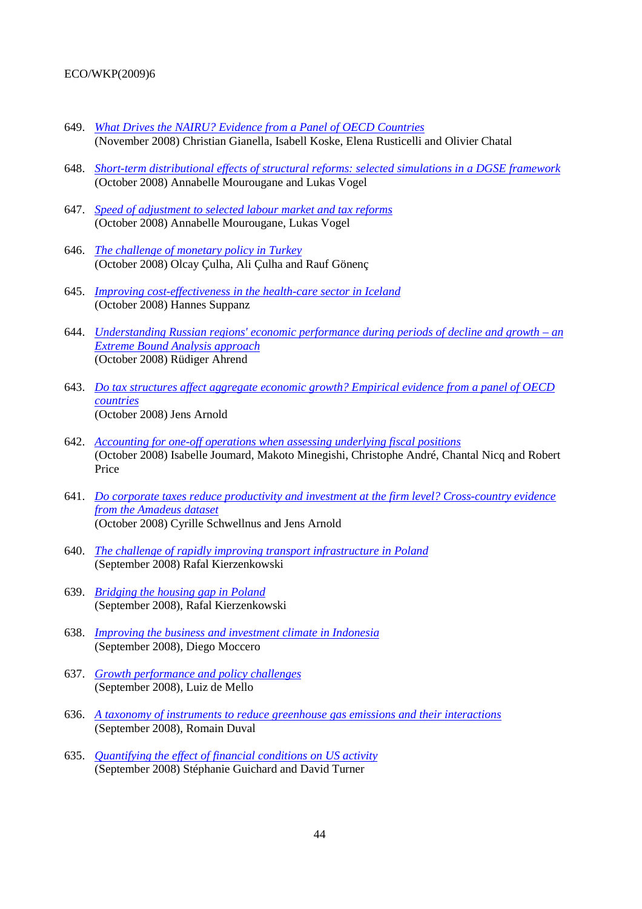649. *What Drives the NAIRU? Evidence from a Panel of OECD Countries*
(November 2008) Christian Gianella, Isabell Koske, Elena Rusticelli and Olivier Chatal

648. *Short-term distributional effects of structural reforms: selected simulations in a DGSE framework*
(October 2008) Annabelle Mourougane and Lukas Vogel

647. *Speed of adjustment to selected labour market and tax reforms*
(October 2008) Annabelle Mourougane, Lukas Vogel

646. *The challenge of monetary policy in Turkey*
(October 2008) Olcay Çulha, Ali Çulha and Rauf Gönenç

645. *Improving cost-effectiveness in the health-care sector in Iceland*
(October 2008) Hannes Suppanz

644. *Understanding Russian regions' economic performance during periods of decline and growth – an Extreme Bound Analysis approach*
(October 2008) Rüdiger Ahrend

643. *Do tax structures affect aggregate economic growth? Empirical evidence from a panel of OECD countries*
(October 2008) Jens Arnold

642. *Accounting for one-off operations when assessing underlying fiscal positions*
(October 2008) Isabelle Joumard, Makoto Minegishi, Christophe André, Chantal Nicq and Robert Price

641. *Do corporate taxes reduce productivity and investment at the firm level? Cross-country evidence from the Amadeus dataset*
(October 2008) Cyrille Schwellnus and Jens Arnold

640. *The challenge of rapidly improving transport infrastructure in Poland*
(September 2008) Rafal Kierzenkowski

639. *Bridging the housing gap in Poland*
(September 2008), Rafal Kierzenkowski

638. *Improving the business and investment climate in Indonesia*
(September 2008), Diego Moccero

637. *Growth performance and policy challenges*
(September 2008), Luiz de Mello

636. *A taxonomy of instruments to reduce greenhouse gas emissions and their interactions*
(September 2008), Romain Duval

635. *Quantifying the effect of financial conditions on US activity*
(September 2008) Stéphanie Guichard and David Turner